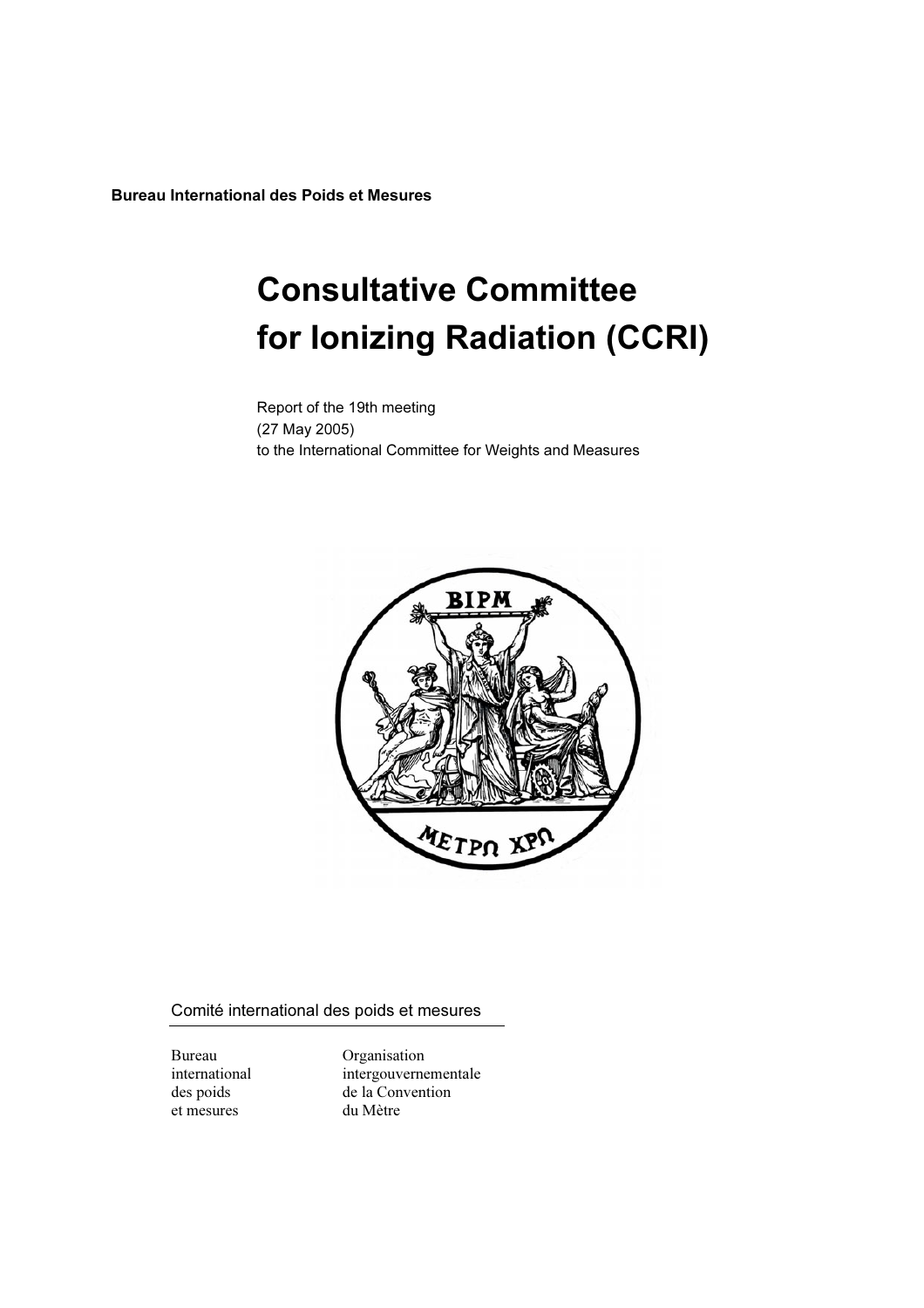**Bureau International des Poids et Mesures**

# Consultative Committee for Ionizing Radiation (CCRI)

Report of the 19th meeting
(27 May 2005)
to the International Committee for Weights and Measures

Comité international des poids et mesures

Bureau international des poids et mesures

Organisation intergouvernementale de la Convention du Mètre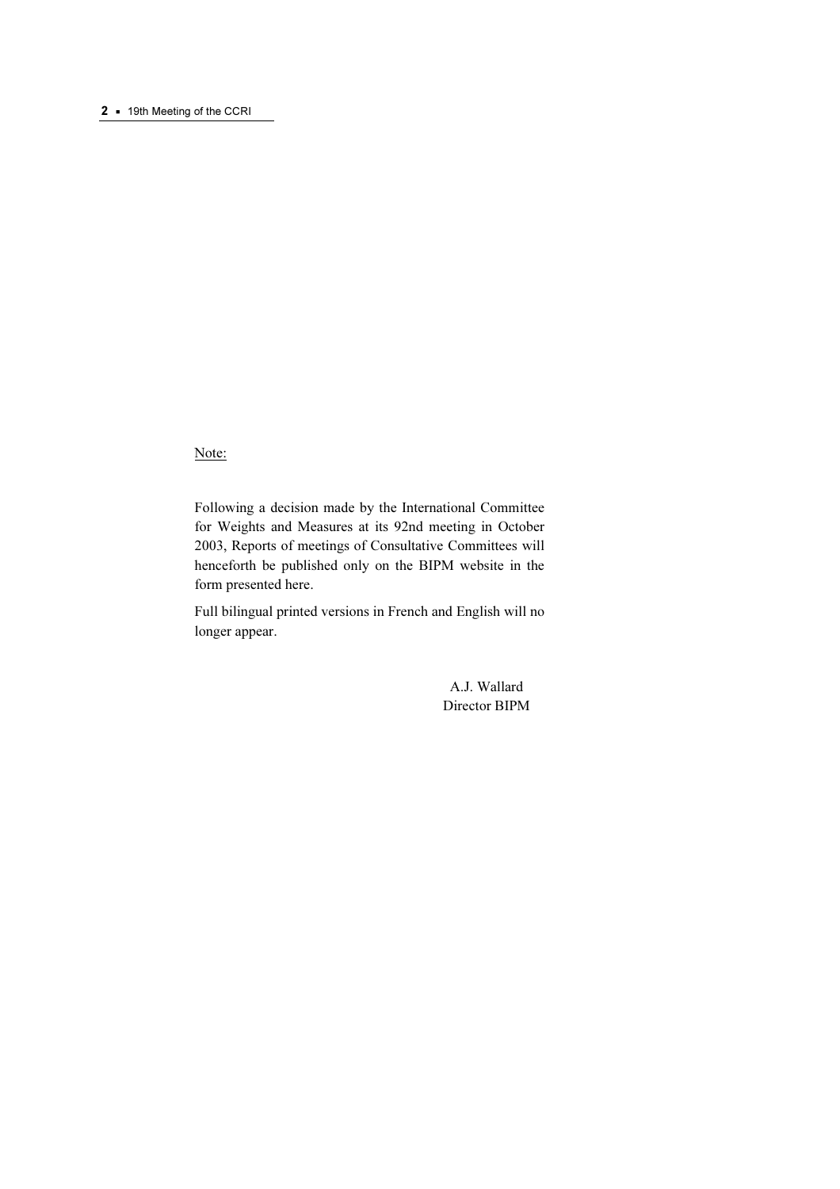Note:

Following a decision made by the International Committee for Weights and Measures at its 92nd meeting in October 2003, Reports of meetings of Consultative Committees will henceforth be published only on the BIPM website in the form presented here.

Full bilingual printed versions in French and English will no longer appear.

A.J. Wallard
Director BIPM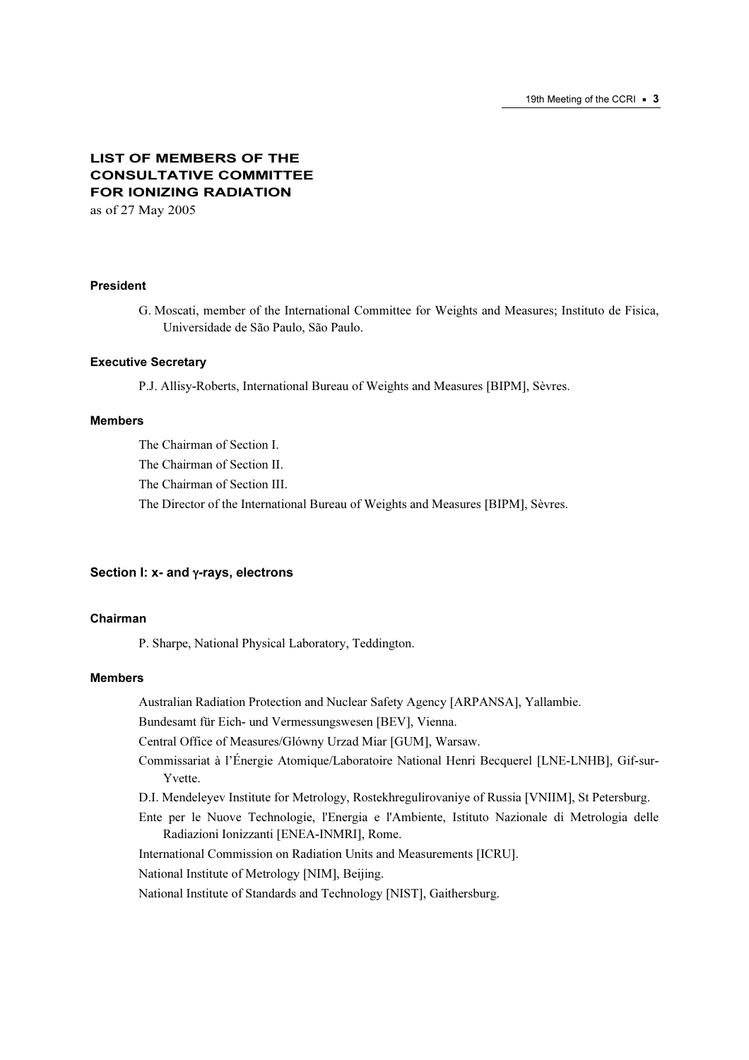# LIST OF MEMBERS OF THE CONSULTATIVE COMMITTEE FOR IONIZING RADIATION

as of 27 May 2005

### President

G. Moscati, member of the International Committee for Weights and Measures; Instituto de Fisica, Universidade de São Paulo, São Paulo.

### Executive Secretary

P.J. Allisy-Roberts, International Bureau of Weights and Measures [BIPM], Sèvres.

### Members

The Chairman of Section I.

The Chairman of Section II.

The Chairman of Section III.

The Director of the International Bureau of Weights and Measures [BIPM], Sèvres.

## Section I: x- and γ-rays, electrons

### Chairman

P. Sharpe, National Physical Laboratory, Teddington.

### Members

Australian Radiation Protection and Nuclear Safety Agency [ARPANSA], Yallambie.

Bundesamt für Eich- und Vermessungswesen [BEV], Vienna.

Central Office of Measures/Glówny Urzad Miar [GUM], Warsaw.

Commissariat à l'Énergie Atomique/Laboratoire National Henri Becquerel [LNE-LNHB], Gif-sur-Yvette.

D.I. Mendeleyev Institute for Metrology, Rostekhregulirovaniye of Russia [VNIIM], St Petersburg.

Ente per le Nuove Technologie, l'Energia e l'Ambiente, Istituto Nazionale di Metrologia delle Radiazioni Ionizzanti [ENEA-INMRI], Rome.

International Commission on Radiation Units and Measurements [ICRU].

National Institute of Metrology [NIM], Beijing.

National Institute of Standards and Technology [NIST], Gaithersburg.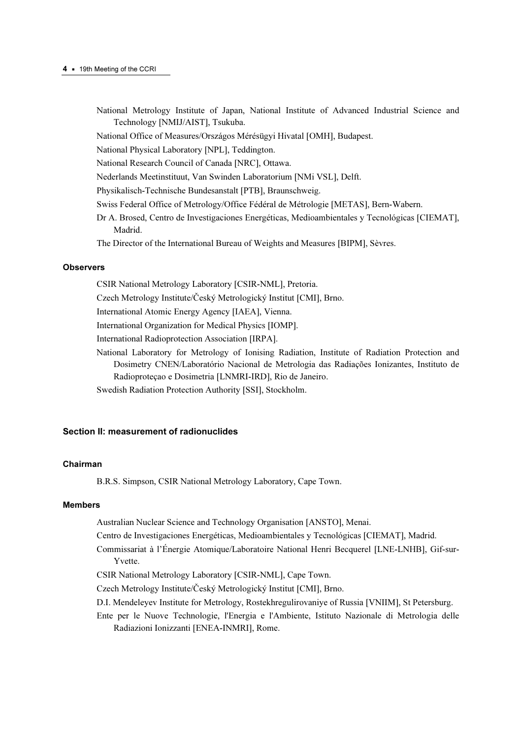National Metrology Institute of Japan, National Institute of Advanced Industrial Science and Technology [NMIJ/AIST], Tsukuba.

National Office of Measures/Országos Mérésügyi Hivatal [OMH], Budapest.

National Physical Laboratory [NPL], Teddington.

National Research Council of Canada [NRC], Ottawa.

Nederlands Meetinstituut, Van Swinden Laboratorium [NMi VSL], Delft.

Physikalisch-Technische Bundesanstalt [PTB], Braunschweig.

Swiss Federal Office of Metrology/Office Fédéral de Métrologie [METAS], Bern-Wabern.

Dr A. Brosed, Centro de Investigaciones Energéticas, Medioambientales y Tecnológicas [CIEMAT], Madrid.

The Director of the International Bureau of Weights and Measures [BIPM], Sèvres.

#### Observers

CSIR National Metrology Laboratory [CSIR-NML], Pretoria.

Czech Metrology Institute/Český Metrologický Institut [CMI], Brno.

International Atomic Energy Agency [IAEA], Vienna.

International Organization for Medical Physics [IOMP].

International Radioprotection Association [IRPA].

National Laboratory for Metrology of Ionising Radiation, Institute of Radiation Protection and Dosimetry CNEN/Laboratório Nacional de Metrologia das Radiações Ionizantes, Instituto de Radioproteçao e Dosimetria [LNMRI-IRD], Rio de Janeiro.

Swedish Radiation Protection Authority [SSI], Stockholm.

### Section II: measurement of radionuclides

#### Chairman

B.R.S. Simpson, CSIR National Metrology Laboratory, Cape Town.

#### Members

Australian Nuclear Science and Technology Organisation [ANSTO], Menai.

Centro de Investigaciones Energéticas, Medioambientales y Tecnológicas [CIEMAT], Madrid.

Commissariat à l'Énergie Atomique/Laboratoire National Henri Becquerel [LNE-LNHB], Gif-sur-Yvette.

CSIR National Metrology Laboratory [CSIR-NML], Cape Town.

Czech Metrology Institute/Český Metrologický Institut [CMI], Brno.

D.I. Mendeleyev Institute for Metrology, Rostekhregulirovaniye of Russia [VNIIM], St Petersburg.

Ente per le Nuove Technologie, l'Energia e l'Ambiente, Istituto Nazionale di Metrologia delle Radiazioni Ionizzanti [ENEA-INMRI], Rome.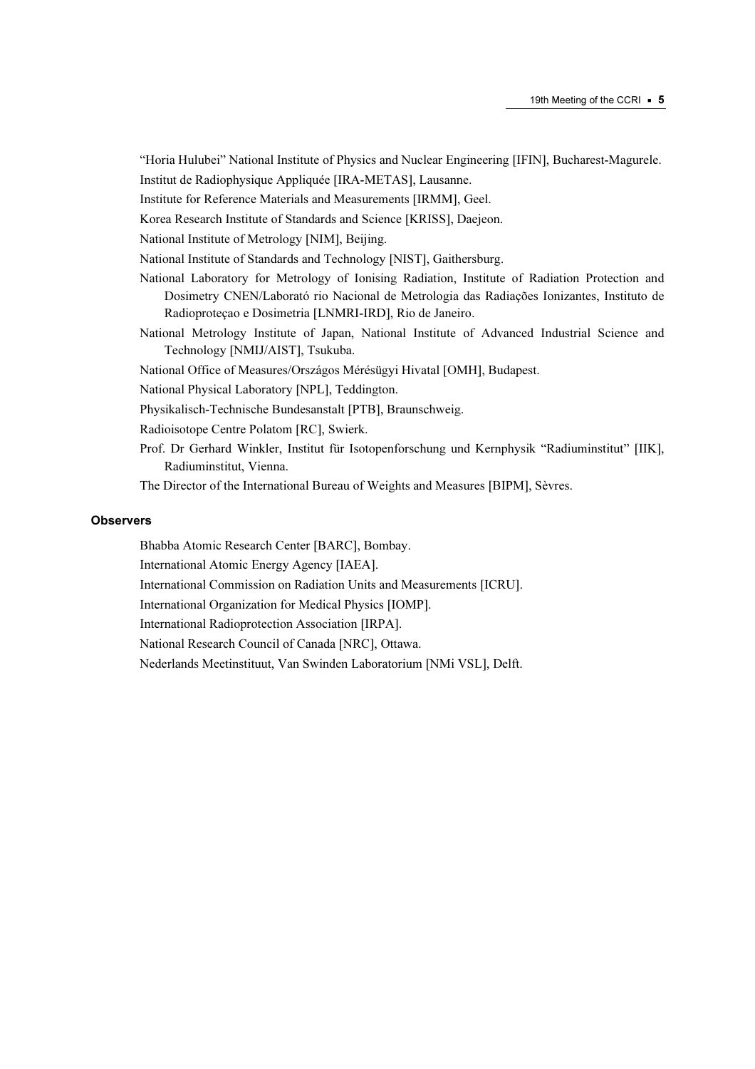"Horia Hulubei" National Institute of Physics and Nuclear Engineering [IFIN], Bucharest-Magurele.

Institut de Radiophysique Appliquée [IRA-METAS], Lausanne.

Institute for Reference Materials and Measurements [IRMM], Geel.

Korea Research Institute of Standards and Science [KRISS], Daejeon.

National Institute of Metrology [NIM], Beijing.

National Institute of Standards and Technology [NIST], Gaithersburg.

National Laboratory for Metrology of Ionising Radiation, Institute of Radiation Protection and Dosimetry CNEN/Laborató rio Nacional de Metrologia das Radiações Ionizantes, Instituto de Radioproteçao e Dosimetria [LNMRI-IRD], Rio de Janeiro.

National Metrology Institute of Japan, National Institute of Advanced Industrial Science and Technology [NMIJ/AIST], Tsukuba.

National Office of Measures/Országos Mérésügyi Hivatal [OMH], Budapest.

National Physical Laboratory [NPL], Teddington.

Physikalisch-Technische Bundesanstalt [PTB], Braunschweig.

Radioisotope Centre Polatom [RC], Swierk.

Prof. Dr Gerhard Winkler, Institut für Isotopenforschung und Kernphysik "Radiuminstitut" [IIK], Radiuminstitut, Vienna.

The Director of the International Bureau of Weights and Measures [BIPM], Sèvres.

#### Observers

Bhabba Atomic Research Center [BARC], Bombay.

International Atomic Energy Agency [IAEA].

International Commission on Radiation Units and Measurements [ICRU].

International Organization for Medical Physics [IOMP].

International Radioprotection Association [IRPA].

National Research Council of Canada [NRC], Ottawa.

Nederlands Meetinstituut, Van Swinden Laboratorium [NMi VSL], Delft.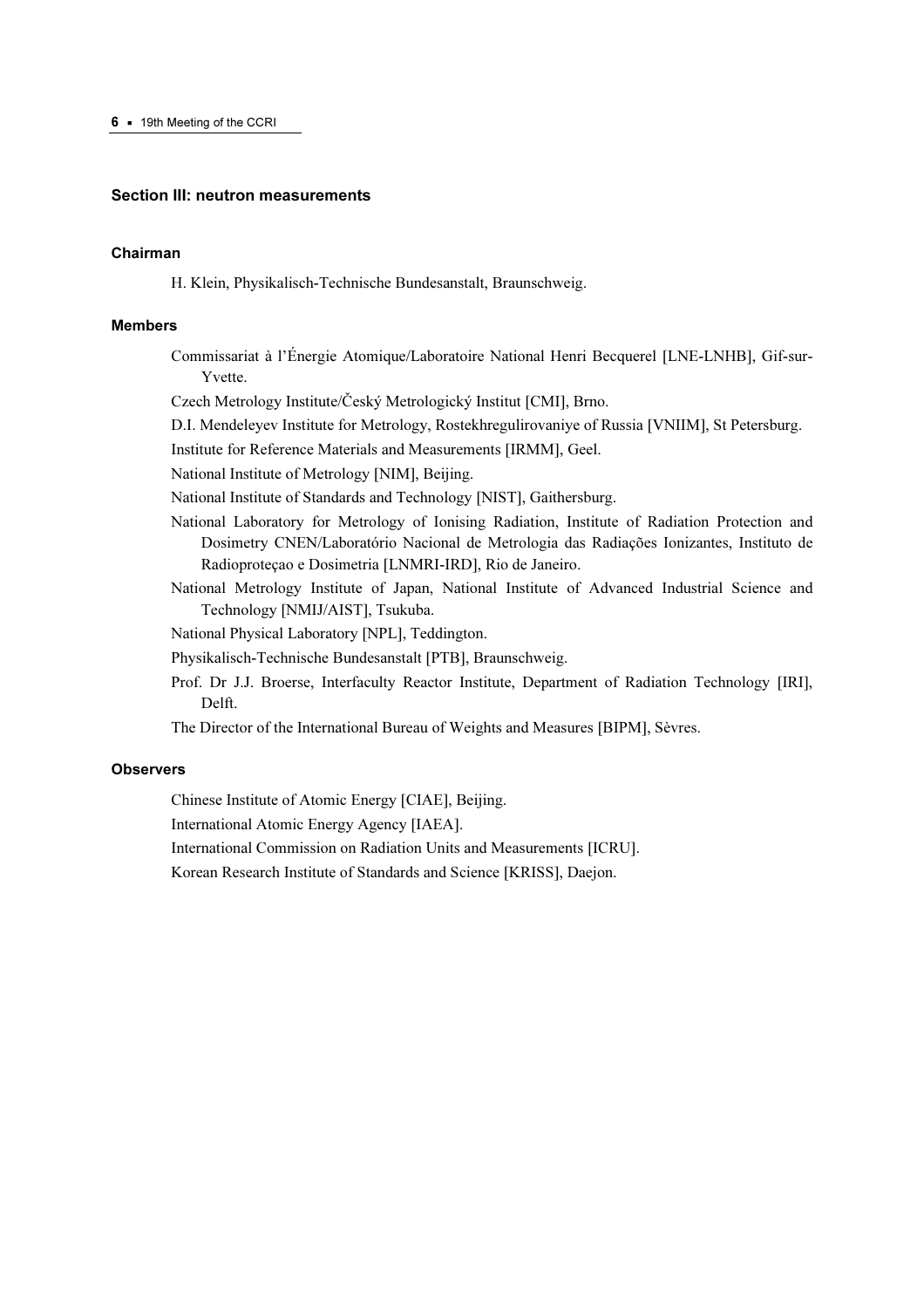## Section III: neutron measurements

### Chairman

H. Klein, Physikalisch-Technische Bundesanstalt, Braunschweig.

### Members

Commissariat à l'Énergie Atomique/Laboratoire National Henri Becquerel [LNE-LNHB], Gif-sur-Yvette.

Czech Metrology Institute/Český Metrologický Institut [CMI], Brno.

D.I. Mendeleyev Institute for Metrology, Rostekhregulirovaniye of Russia [VNIIM], St Petersburg.

Institute for Reference Materials and Measurements [IRMM], Geel.

National Institute of Metrology [NIM], Beijing.

National Institute of Standards and Technology [NIST], Gaithersburg.

National Laboratory for Metrology of Ionising Radiation, Institute of Radiation Protection and Dosimetry CNEN/Laboratório Nacional de Metrologia das Radiações Ionizantes, Instituto de Radioproteçao e Dosimetria [LNMRI-IRD], Rio de Janeiro.

National Metrology Institute of Japan, National Institute of Advanced Industrial Science and Technology [NMIJ/AIST], Tsukuba.

National Physical Laboratory [NPL], Teddington.

Physikalisch-Technische Bundesanstalt [PTB], Braunschweig.

Prof. Dr J.J. Broerse, Interfaculty Reactor Institute, Department of Radiation Technology [IRI], Delft.

The Director of the International Bureau of Weights and Measures [BIPM], Sèvres.

### Observers

Chinese Institute of Atomic Energy [CIAE], Beijing.

International Atomic Energy Agency [IAEA].

International Commission on Radiation Units and Measurements [ICRU].

Korean Research Institute of Standards and Science [KRISS], Daejon.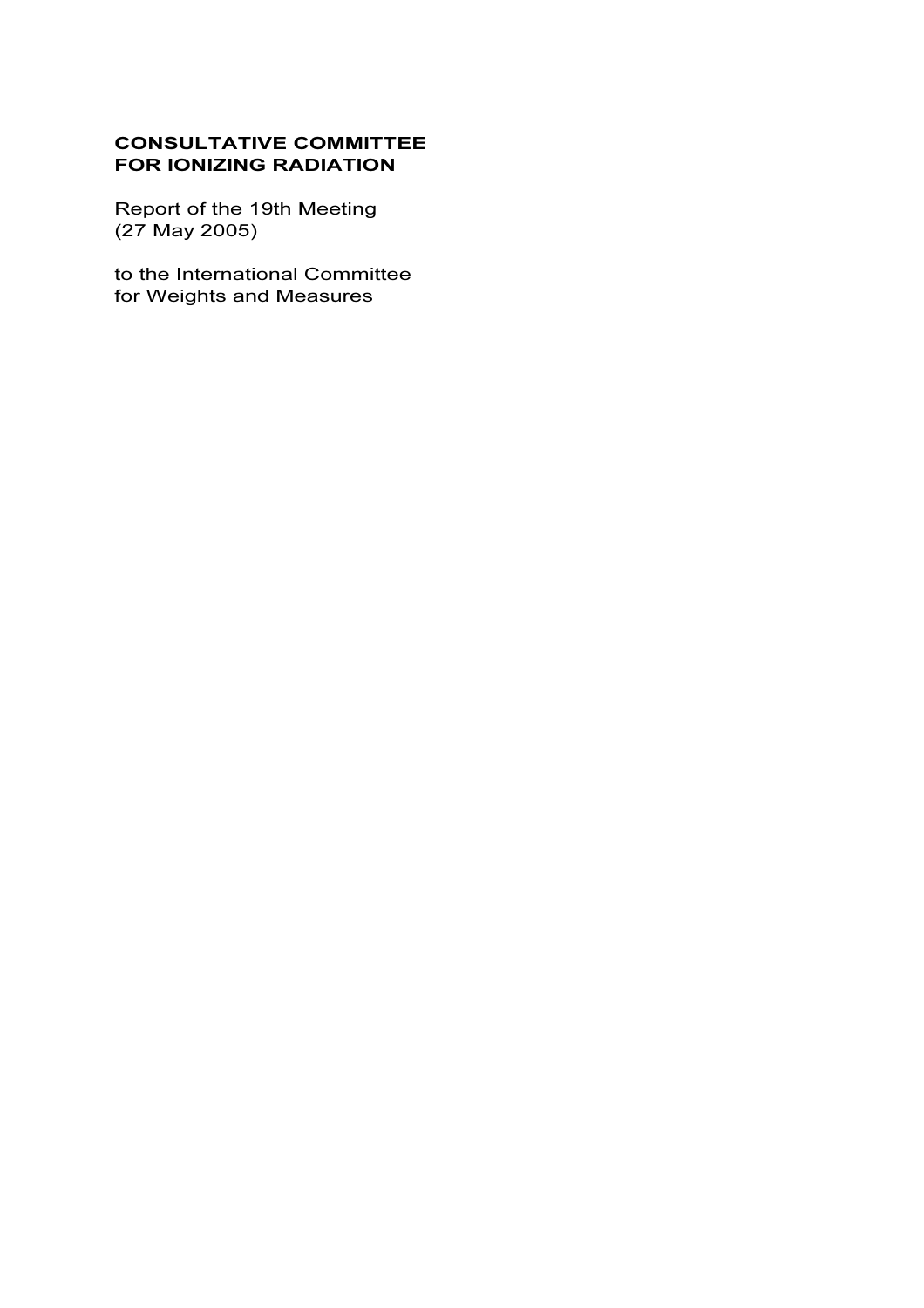**CONSULTATIVE COMMITTEE FOR IONIZING RADIATION**

Report of the 19th Meeting
(27 May 2005)

to the International Committee
for Weights and Measures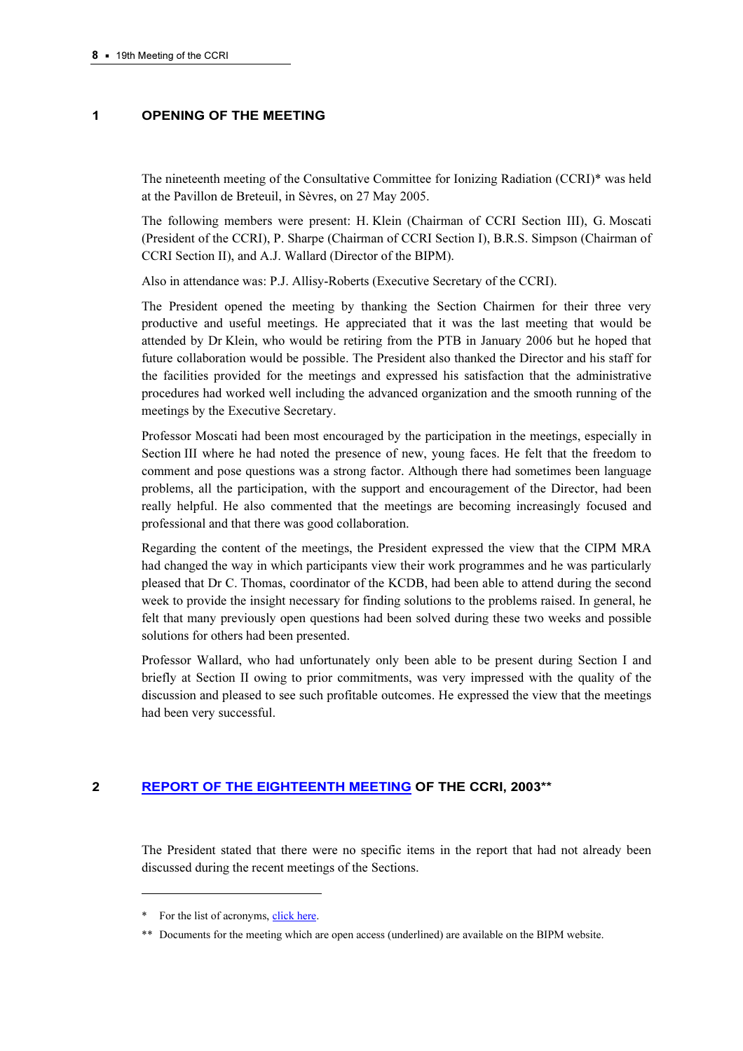## 1 OPENING OF THE MEETING

The nineteenth meeting of the Consultative Committee for Ionizing Radiation (CCRI)* was held at the Pavillon de Breteuil, in Sèvres, on 27 May 2005.

The following members were present: H. Klein (Chairman of CCRI Section III), G. Moscati (President of the CCRI), P. Sharpe (Chairman of CCRI Section I), B.R.S. Simpson (Chairman of CCRI Section II), and A.J. Wallard (Director of the BIPM).

Also in attendance was: P.J. Allisy-Roberts (Executive Secretary of the CCRI).

The President opened the meeting by thanking the Section Chairmen for their three very productive and useful meetings. He appreciated that it was the last meeting that would be attended by Dr Klein, who would be retiring from the PTB in January 2006 but he hoped that future collaboration would be possible. The President also thanked the Director and his staff for the facilities provided for the meetings and expressed his satisfaction that the administrative procedures had worked well including the advanced organization and the smooth running of the meetings by the Executive Secretary.

Professor Moscati had been most encouraged by the participation in the meetings, especially in Section III where he had noted the presence of new, young faces. He felt that the freedom to comment and pose questions was a strong factor. Although there had sometimes been language problems, all the participation, with the support and encouragement of the Director, had been really helpful. He also commented that the meetings are becoming increasingly focused and professional and that there was good collaboration.

Regarding the content of the meetings, the President expressed the view that the CIPM MRA had changed the way in which participants view their work programmes and he was particularly pleased that Dr C. Thomas, coordinator of the KCDB, had been able to attend during the second week to provide the insight necessary for finding solutions to the problems raised. In general, he felt that many previously open questions had been solved during these two weeks and possible solutions for others had been presented.

Professor Wallard, who had unfortunately only been able to be present during Section I and briefly at Section II owing to prior commitments, was very impressed with the quality of the discussion and pleased to see such profitable outcomes. He expressed the view that the meetings had been very successful.

## 2 REPORT OF THE EIGHTEENTH MEETING OF THE CCRI, 2003**

The President stated that there were no specific items in the report that had not already been discussed during the recent meetings of the Sections.

---

\* For the list of acronyms, click here.

\*\* Documents for the meeting which are open access (underlined) are available on the BIPM website.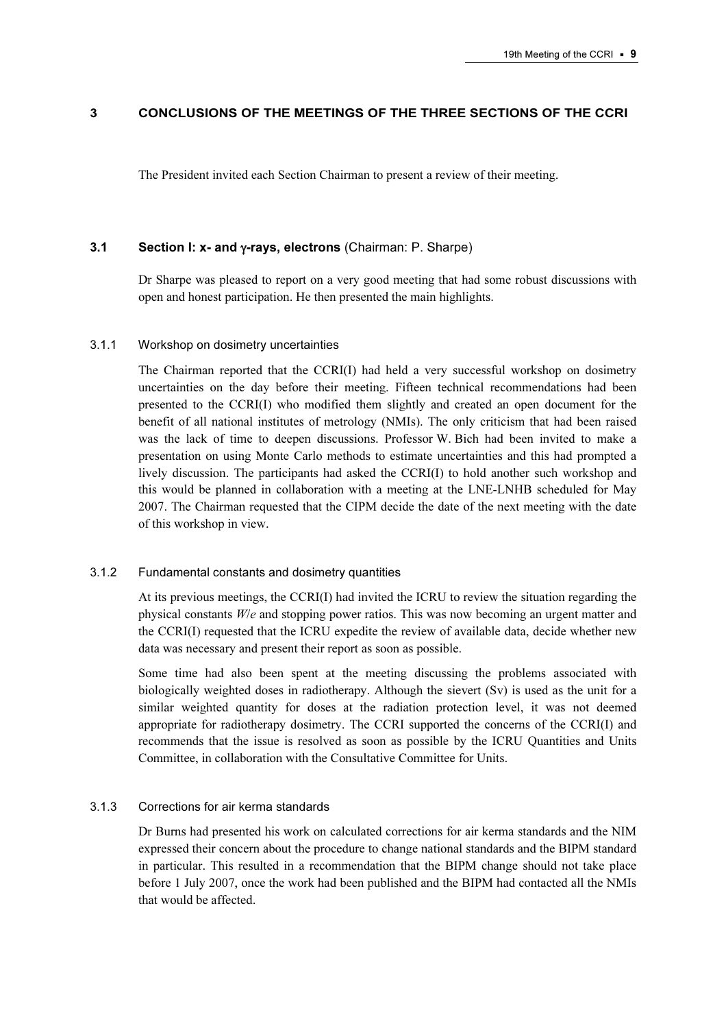## 3 CONCLUSIONS OF THE MEETINGS OF THE THREE SECTIONS OF THE CCRI

The President invited each Section Chairman to present a review of their meeting.

### 3.1 Section I: x- and γ-rays, electrons (Chairman: P. Sharpe)

Dr Sharpe was pleased to report on a very good meeting that had some robust discussions with open and honest participation. He then presented the main highlights.

#### 3.1.1 Workshop on dosimetry uncertainties

The Chairman reported that the CCRI(I) had held a very successful workshop on dosimetry uncertainties on the day before their meeting. Fifteen technical recommendations had been presented to the CCRI(I) who modified them slightly and created an open document for the benefit of all national institutes of metrology (NMIs). The only criticism that had been raised was the lack of time to deepen discussions. Professor W. Bich had been invited to make a presentation on using Monte Carlo methods to estimate uncertainties and this had prompted a lively discussion. The participants had asked the CCRI(I) to hold another such workshop and this would be planned in collaboration with a meeting at the LNE-LNHB scheduled for May 2007. The Chairman requested that the CIPM decide the date of the next meeting with the date of this workshop in view.

#### 3.1.2 Fundamental constants and dosimetry quantities

At its previous meetings, the CCRI(I) had invited the ICRU to review the situation regarding the physical constants $W/e$ and stopping power ratios. This was now becoming an urgent matter and the CCRI(I) requested that the ICRU expedite the review of available data, decide whether new data was necessary and present their report as soon as possible.

Some time had also been spent at the meeting discussing the problems associated with biologically weighted doses in radiotherapy. Although the sievert (Sv) is used as the unit for a similar weighted quantity for doses at the radiation protection level, it was not deemed appropriate for radiotherapy dosimetry. The CCRI supported the concerns of the CCRI(I) and recommends that the issue is resolved as soon as possible by the ICRU Quantities and Units Committee, in collaboration with the Consultative Committee for Units.

#### 3.1.3 Corrections for air kerma standards

Dr Burns had presented his work on calculated corrections for air kerma standards and the NIM expressed their concern about the procedure to change national standards and the BIPM standard in particular. This resulted in a recommendation that the BIPM change should not take place before 1 July 2007, once the work had been published and the BIPM had contacted all the NMIs that would be affected.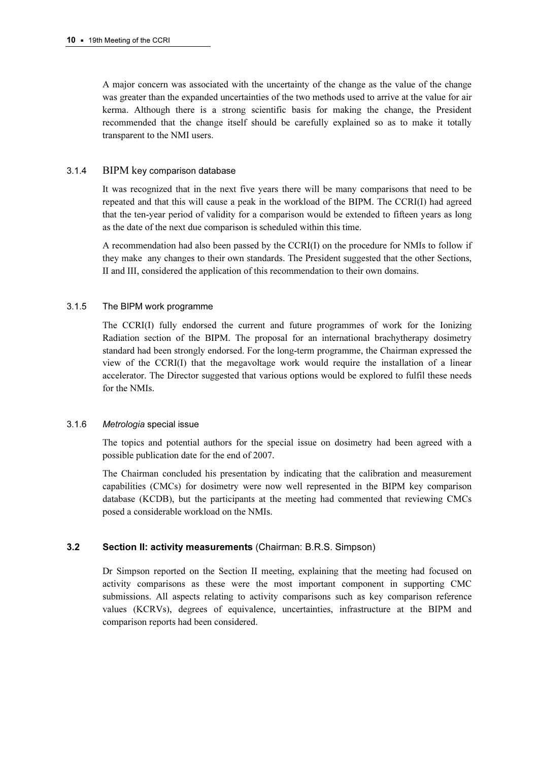A major concern was associated with the uncertainty of the change as the value of the change was greater than the expanded uncertainties of the two methods used to arrive at the value for air kerma. Although there is a strong scientific basis for making the change, the President recommended that the change itself should be carefully explained so as to make it totally transparent to the NMI users.

### 3.1.4 BIPM key comparison database

It was recognized that in the next five years there will be many comparisons that need to be repeated and that this will cause a peak in the workload of the BIPM. The CCRI(I) had agreed that the ten-year period of validity for a comparison would be extended to fifteen years as long as the date of the next due comparison is scheduled within this time.

A recommendation had also been passed by the CCRI(I) on the procedure for NMIs to follow if they make any changes to their own standards. The President suggested that the other Sections, II and III, considered the application of this recommendation to their own domains.

### 3.1.5 The BIPM work programme

The CCRI(I) fully endorsed the current and future programmes of work for the Ionizing Radiation section of the BIPM. The proposal for an international brachytherapy dosimetry standard had been strongly endorsed. For the long-term programme, the Chairman expressed the view of the CCRI(I) that the megavoltage work would require the installation of a linear accelerator. The Director suggested that various options would be explored to fulfil these needs for the NMIs.

### 3.1.6 *Metrologia* special issue

The topics and potential authors for the special issue on dosimetry had been agreed with a possible publication date for the end of 2007.

The Chairman concluded his presentation by indicating that the calibration and measurement capabilities (CMCs) for dosimetry were now well represented in the BIPM key comparison database (KCDB), but the participants at the meeting had commented that reviewing CMCs posed a considerable workload on the NMIs.

## 3.2 **Section II: activity measurements** (Chairman: B.R.S. Simpson)

Dr Simpson reported on the Section II meeting, explaining that the meeting had focused on activity comparisons as these were the most important component in supporting CMC submissions. All aspects relating to activity comparisons such as key comparison reference values (KCRVs), degrees of equivalence, uncertainties, infrastructure at the BIPM and comparison reports had been considered.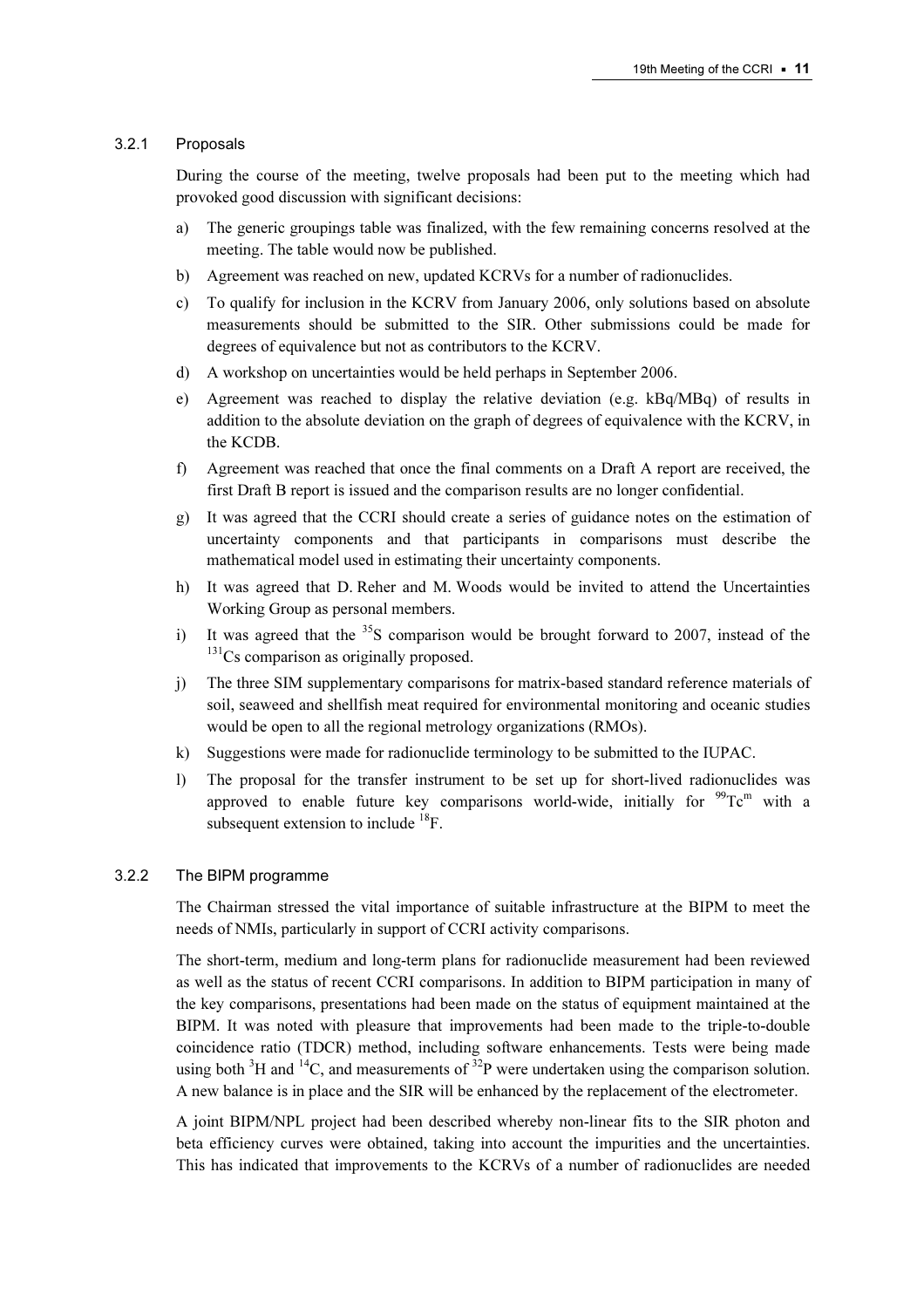### 3.2.1 Proposals

During the course of the meeting, twelve proposals had been put to the meeting which had provoked good discussion with significant decisions:

a) The generic groupings table was finalized, with the few remaining concerns resolved at the meeting. The table would now be published.

b) Agreement was reached on new, updated KCRVs for a number of radionuclides.

c) To qualify for inclusion in the KCRV from January 2006, only solutions based on absolute measurements should be submitted to the SIR. Other submissions could be made for degrees of equivalence but not as contributors to the KCRV.

d) A workshop on uncertainties would be held perhaps in September 2006.

e) Agreement was reached to display the relative deviation (e.g. kBq/MBq) of results in addition to the absolute deviation on the graph of degrees of equivalence with the KCRV, in the KCDB.

f) Agreement was reached that once the final comments on a Draft A report are received, the first Draft B report is issued and the comparison results are no longer confidential.

g) It was agreed that the CCRI should create a series of guidance notes on the estimation of uncertainty components and that participants in comparisons must describe the mathematical model used in estimating their uncertainty components.

h) It was agreed that D. Reher and M. Woods would be invited to attend the Uncertainties Working Group as personal members.

i) It was agreed that the $^{35}$S comparison would be brought forward to 2007, instead of the $^{131}$Cs comparison as originally proposed.

j) The three SIM supplementary comparisons for matrix-based standard reference materials of soil, seaweed and shellfish meat required for environmental monitoring and oceanic studies would be open to all the regional metrology organizations (RMOs).

k) Suggestions were made for radionuclide terminology to be submitted to the IUPAC.

l) The proposal for the transfer instrument to be set up for short-lived radionuclides was approved to enable future key comparisons world-wide, initially for $^{99}$Tc$^{m}$ with a subsequent extension to include $^{18}$F.

### 3.2.2 The BIPM programme

The Chairman stressed the vital importance of suitable infrastructure at the BIPM to meet the needs of NMIs, particularly in support of CCRI activity comparisons.

The short-term, medium and long-term plans for radionuclide measurement had been reviewed as well as the status of recent CCRI comparisons. In addition to BIPM participation in many of the key comparisons, presentations had been made on the status of equipment maintained at the BIPM. It was noted with pleasure that improvements had been made to the triple-to-double coincidence ratio (TDCR) method, including software enhancements. Tests were being made using both $^{3}$H and $^{14}$C, and measurements of $^{32}$P were undertaken using the comparison solution. A new balance is in place and the SIR will be enhanced by the replacement of the electrometer.

A joint BIPM/NPL project had been described whereby non-linear fits to the SIR photon and beta efficiency curves were obtained, taking into account the impurities and the uncertainties. This has indicated that improvements to the KCRVs of a number of radionuclides are needed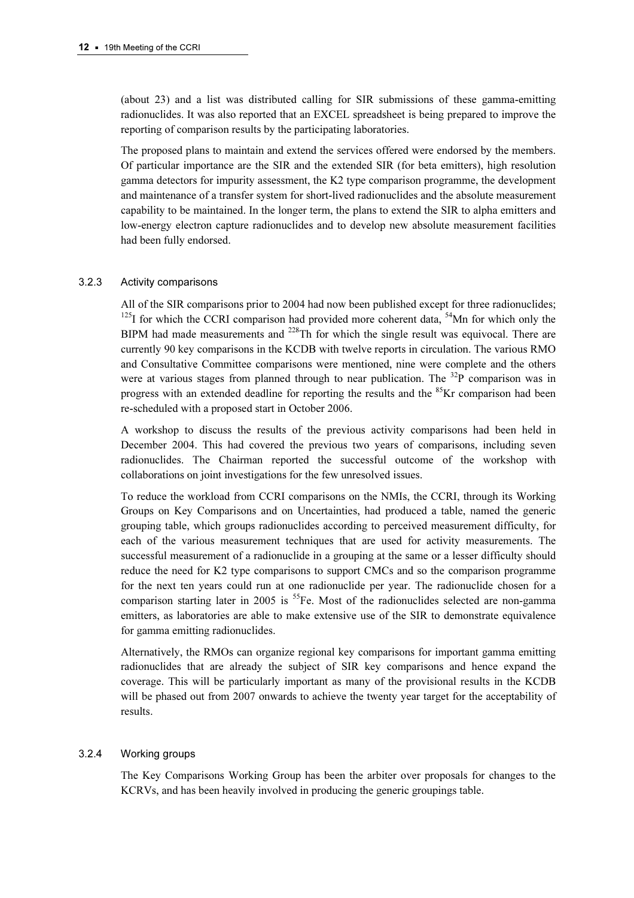(about 23) and a list was distributed calling for SIR submissions of these gamma-emitting radionuclides. It was also reported that an EXCEL spreadsheet is being prepared to improve the reporting of comparison results by the participating laboratories.

The proposed plans to maintain and extend the services offered were endorsed by the members. Of particular importance are the SIR and the extended SIR (for beta emitters), high resolution gamma detectors for impurity assessment, the K2 type comparison programme, the development and maintenance of a transfer system for short-lived radionuclides and the absolute measurement capability to be maintained. In the longer term, the plans to extend the SIR to alpha emitters and low-energy electron capture radionuclides and to develop new absolute measurement facilities had been fully endorsed.

### 3.2.3 Activity comparisons

All of the SIR comparisons prior to 2004 had now been published except for three radionuclides; $^{125}$I for which the CCRI comparison had provided more coherent data, $^{54}$Mn for which only the BIPM had made measurements and $^{228}$Th for which the single result was equivocal. There are currently 90 key comparisons in the KCDB with twelve reports in circulation. The various RMO and Consultative Committee comparisons were mentioned, nine were complete and the others were at various stages from planned through to near publication. The $^{32}$P comparison was in progress with an extended deadline for reporting the results and the $^{85}$Kr comparison had been re-scheduled with a proposed start in October 2006.

A workshop to discuss the results of the previous activity comparisons had been held in December 2004. This had covered the previous two years of comparisons, including seven radionuclides. The Chairman reported the successful outcome of the workshop with collaborations on joint investigations for the few unresolved issues.

To reduce the workload from CCRI comparisons on the NMIs, the CCRI, through its Working Groups on Key Comparisons and on Uncertainties, had produced a table, named the generic grouping table, which groups radionuclides according to perceived measurement difficulty, for each of the various measurement techniques that are used for activity measurements. The successful measurement of a radionuclide in a grouping at the same or a lesser difficulty should reduce the need for K2 type comparisons to support CMCs and so the comparison programme for the next ten years could run at one radionuclide per year. The radionuclide chosen for a comparison starting later in 2005 is $^{55}$Fe. Most of the radionuclides selected are non-gamma emitters, as laboratories are able to make extensive use of the SIR to demonstrate equivalence for gamma emitting radionuclides.

Alternatively, the RMOs can organize regional key comparisons for important gamma emitting radionuclides that are already the subject of SIR key comparisons and hence expand the coverage. This will be particularly important as many of the provisional results in the KCDB will be phased out from 2007 onwards to achieve the twenty year target for the acceptability of results.

### 3.2.4 Working groups

The Key Comparisons Working Group has been the arbiter over proposals for changes to the KCRVs, and has been heavily involved in producing the generic groupings table.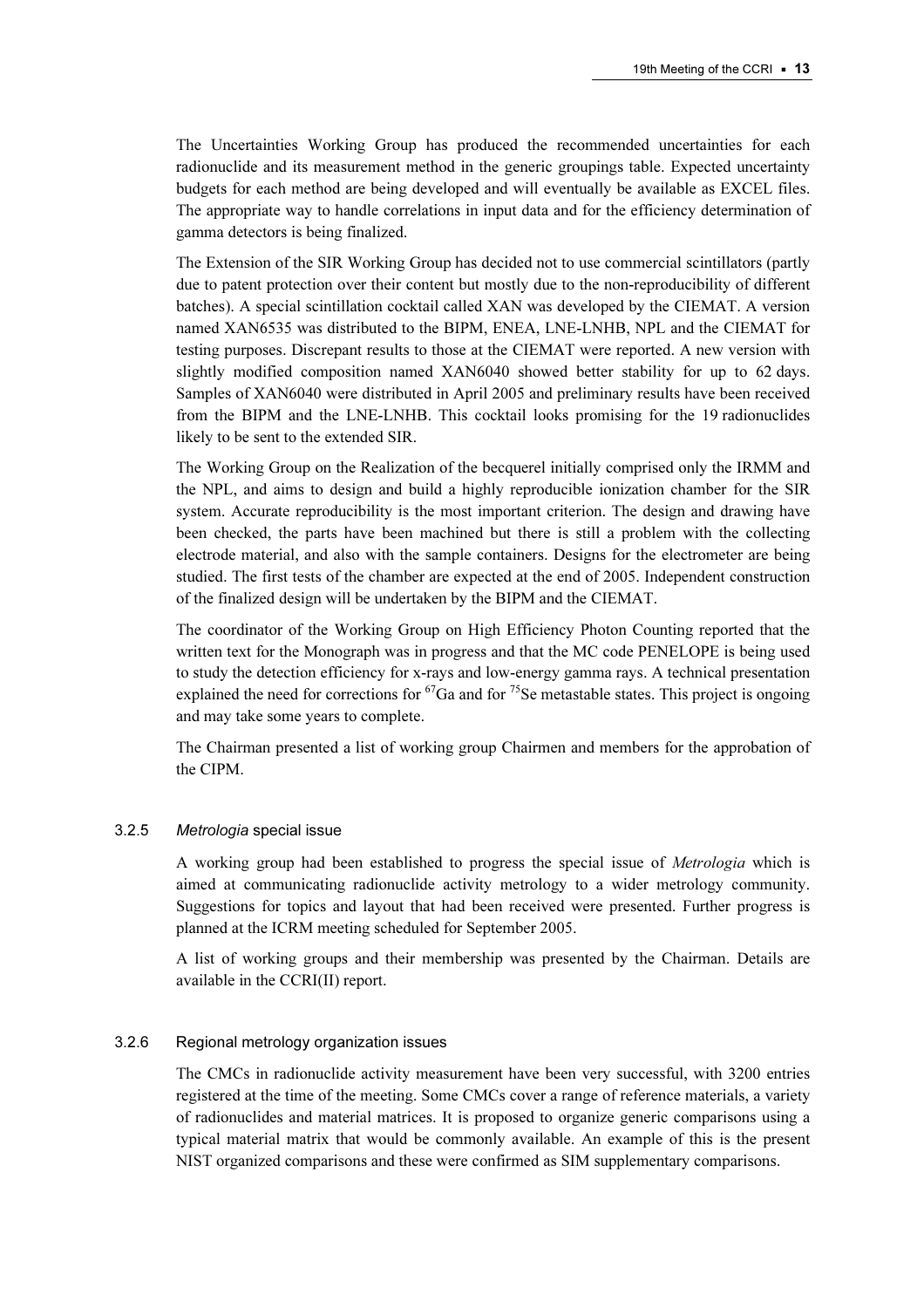The Uncertainties Working Group has produced the recommended uncertainties for each radionuclide and its measurement method in the generic groupings table. Expected uncertainty budgets for each method are being developed and will eventually be available as EXCEL files. The appropriate way to handle correlations in input data and for the efficiency determination of gamma detectors is being finalized.

The Extension of the SIR Working Group has decided not to use commercial scintillators (partly due to patent protection over their content but mostly due to the non-reproducibility of different batches). A special scintillation cocktail called XAN was developed by the CIEMAT. A version named XAN6535 was distributed to the BIPM, ENEA, LNE-LNHB, NPL and the CIEMAT for testing purposes. Discrepant results to those at the CIEMAT were reported. A new version with slightly modified composition named XAN6040 showed better stability for up to 62 days. Samples of XAN6040 were distributed in April 2005 and preliminary results have been received from the BIPM and the LNE-LNHB. This cocktail looks promising for the 19 radionuclides likely to be sent to the extended SIR.

The Working Group on the Realization of the becquerel initially comprised only the IRMM and the NPL, and aims to design and build a highly reproducible ionization chamber for the SIR system. Accurate reproducibility is the most important criterion. The design and drawing have been checked, the parts have been machined but there is still a problem with the collecting electrode material, and also with the sample containers. Designs for the electrometer are being studied. The first tests of the chamber are expected at the end of 2005. Independent construction of the finalized design will be undertaken by the BIPM and the CIEMAT.

The coordinator of the Working Group on High Efficiency Photon Counting reported that the written text for the Monograph was in progress and that the MC code PENELOPE is being used to study the detection efficiency for x-rays and low-energy gamma rays. A technical presentation explained the need for corrections for $^{67}$Ga and for $^{75}$Se metastable states. This project is ongoing and may take some years to complete.

The Chairman presented a list of working group Chairmen and members for the approbation of the CIPM.

### 3.2.5 *Metrologia* special issue

A working group had been established to progress the special issue of *Metrologia* which is aimed at communicating radionuclide activity metrology to a wider metrology community. Suggestions for topics and layout that had been received were presented. Further progress is planned at the ICRM meeting scheduled for September 2005.

A list of working groups and their membership was presented by the Chairman. Details are available in the CCRI(II) report.

### 3.2.6 Regional metrology organization issues

The CMCs in radionuclide activity measurement have been very successful, with 3200 entries registered at the time of the meeting. Some CMCs cover a range of reference materials, a variety of radionuclides and material matrices. It is proposed to organize generic comparisons using a typical material matrix that would be commonly available. An example of this is the present NIST organized comparisons and these were confirmed as SIM supplementary comparisons.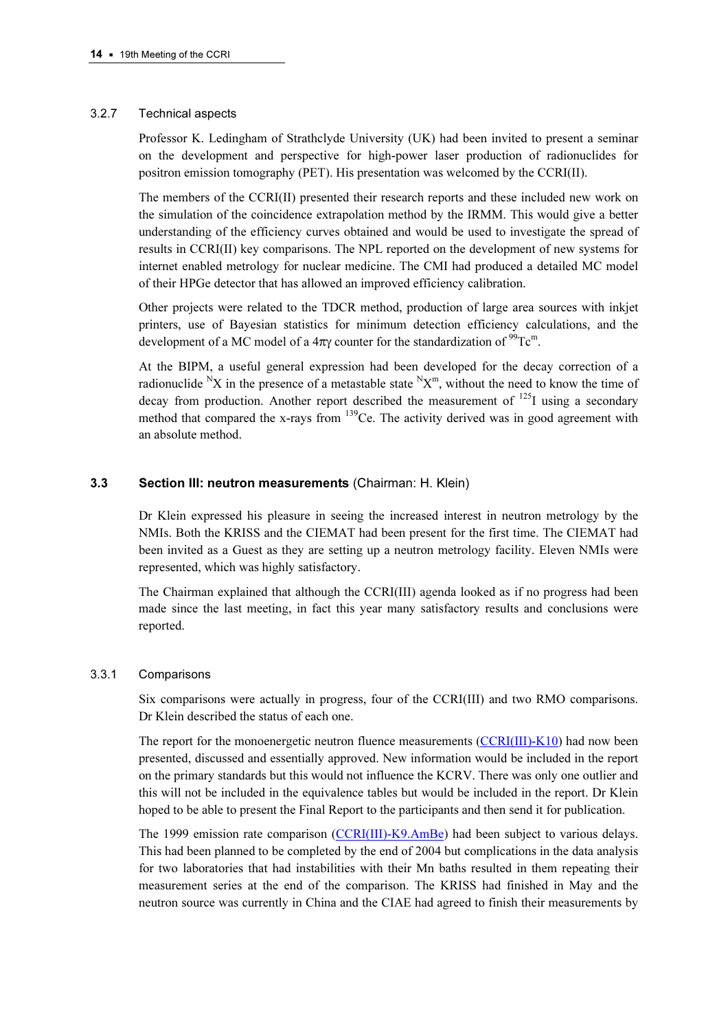#### 3.2.7 Technical aspects

Professor K. Ledingham of Strathclyde University (UK) had been invited to present a seminar on the development and perspective for high-power laser production of radionuclides for positron emission tomography (PET). His presentation was welcomed by the CCRI(II).

The members of the CCRI(II) presented their research reports and these included new work on the simulation of the coincidence extrapolation method by the IRMM. This would give a better understanding of the efficiency curves obtained and would be used to investigate the spread of results in CCRI(II) key comparisons. The NPL reported on the development of new systems for internet enabled metrology for nuclear medicine. The CMI had produced a detailed MC model of their HPGe detector that has allowed an improved efficiency calibration.

Other projects were related to the TDCR method, production of large area sources with inkjet printers, use of Bayesian statistics for minimum detection efficiency calculations, and the development of a MC model of a $4\pi\gamma$ counter for the standardization of $^{99}\mathrm{Tc}^{m}$.

At the BIPM, a useful general expression had been developed for the decay correction of a radionuclide $^{N}\mathrm{X}$ in the presence of a metastable state $^{N}\mathrm{X}^{m}$, without the need to know the time of decay from production. Another report described the measurement of $^{125}\mathrm{I}$ using a secondary method that compared the x-rays from $^{139}\mathrm{Ce}$. The activity derived was in good agreement with an absolute method.

### 3.3 Section III: neutron measurements (Chairman: H. Klein)

Dr Klein expressed his pleasure in seeing the increased interest in neutron metrology by the NMIs. Both the KRISS and the CIEMAT had been present for the first time. The CIEMAT had been invited as a Guest as they are setting up a neutron metrology facility. Eleven NMIs were represented, which was highly satisfactory.

The Chairman explained that although the CCRI(III) agenda looked as if no progress had been made since the last meeting, in fact this year many satisfactory results and conclusions were reported.

#### 3.3.1 Comparisons

Six comparisons were actually in progress, four of the CCRI(III) and two RMO comparisons. Dr Klein described the status of each one.

The report for the monoenergetic neutron fluence measurements (CCRI(III)-K10) had now been presented, discussed and essentially approved. New information would be included in the report on the primary standards but this would not influence the KCRV. There was only one outlier and this will not be included in the equivalence tables but would be included in the report. Dr Klein hoped to be able to present the Final Report to the participants and then send it for publication.

The 1999 emission rate comparison (CCRI(III)-K9.AmBe) had been subject to various delays. This had been planned to be completed by the end of 2004 but complications in the data analysis for two laboratories that had instabilities with their Mn baths resulted in them repeating their measurement series at the end of the comparison. The KRISS had finished in May and the neutron source was currently in China and the CIAE had agreed to finish their measurements by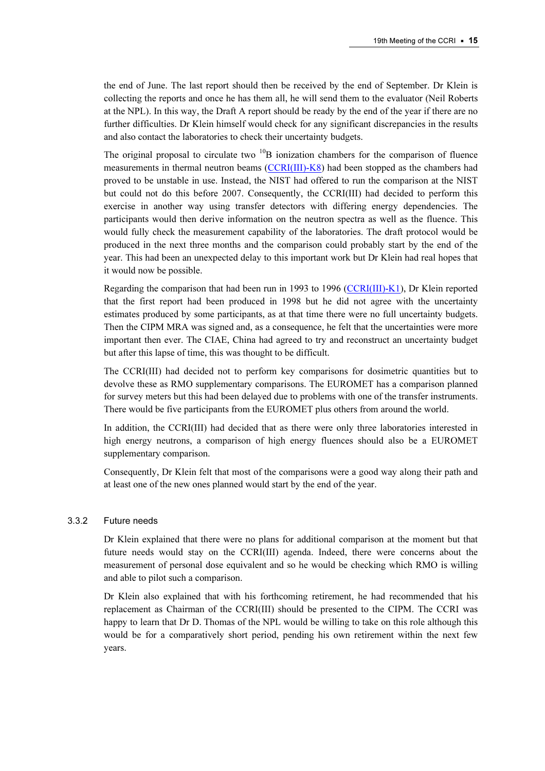the end of June. The last report should then be received by the end of September. Dr Klein is collecting the reports and once he has them all, he will send them to the evaluator (Neil Roberts at the NPL). In this way, the Draft A report should be ready by the end of the year if there are no further difficulties. Dr Klein himself would check for any significant discrepancies in the results and also contact the laboratories to check their uncertainty budgets.

The original proposal to circulate two $^{10}$B ionization chambers for the comparison of fluence measurements in thermal neutron beams (CCRI(III)-K8) had been stopped as the chambers had proved to be unstable in use. Instead, the NIST had offered to run the comparison at the NIST but could not do this before 2007. Consequently, the CCRI(III) had decided to perform this exercise in another way using transfer detectors with differing energy dependencies. The participants would then derive information on the neutron spectra as well as the fluence. This would fully check the measurement capability of the laboratories. The draft protocol would be produced in the next three months and the comparison could probably start by the end of the year. This had been an unexpected delay to this important work but Dr Klein had real hopes that it would now be possible.

Regarding the comparison that had been run in 1993 to 1996 (CCRI(III)-K1), Dr Klein reported that the first report had been produced in 1998 but he did not agree with the uncertainty estimates produced by some participants, as at that time there were no full uncertainty budgets. Then the CIPM MRA was signed and, as a consequence, he felt that the uncertainties were more important then ever. The CIAE, China had agreed to try and reconstruct an uncertainty budget but after this lapse of time, this was thought to be difficult.

The CCRI(III) had decided not to perform key comparisons for dosimetric quantities but to devolve these as RMO supplementary comparisons. The EUROMET has a comparison planned for survey meters but this had been delayed due to problems with one of the transfer instruments. There would be five participants from the EUROMET plus others from around the world.

In addition, the CCRI(III) had decided that as there were only three laboratories interested in high energy neutrons, a comparison of high energy fluences should also be a EUROMET supplementary comparison.

Consequently, Dr Klein felt that most of the comparisons were a good way along their path and at least one of the new ones planned would start by the end of the year.

### 3.3.2 Future needs

Dr Klein explained that there were no plans for additional comparison at the moment but that future needs would stay on the CCRI(III) agenda. Indeed, there were concerns about the measurement of personal dose equivalent and so he would be checking which RMO is willing and able to pilot such a comparison.

Dr Klein also explained that with his forthcoming retirement, he had recommended that his replacement as Chairman of the CCRI(III) should be presented to the CIPM. The CCRI was happy to learn that Dr D. Thomas of the NPL would be willing to take on this role although this would be for a comparatively short period, pending his own retirement within the next few years.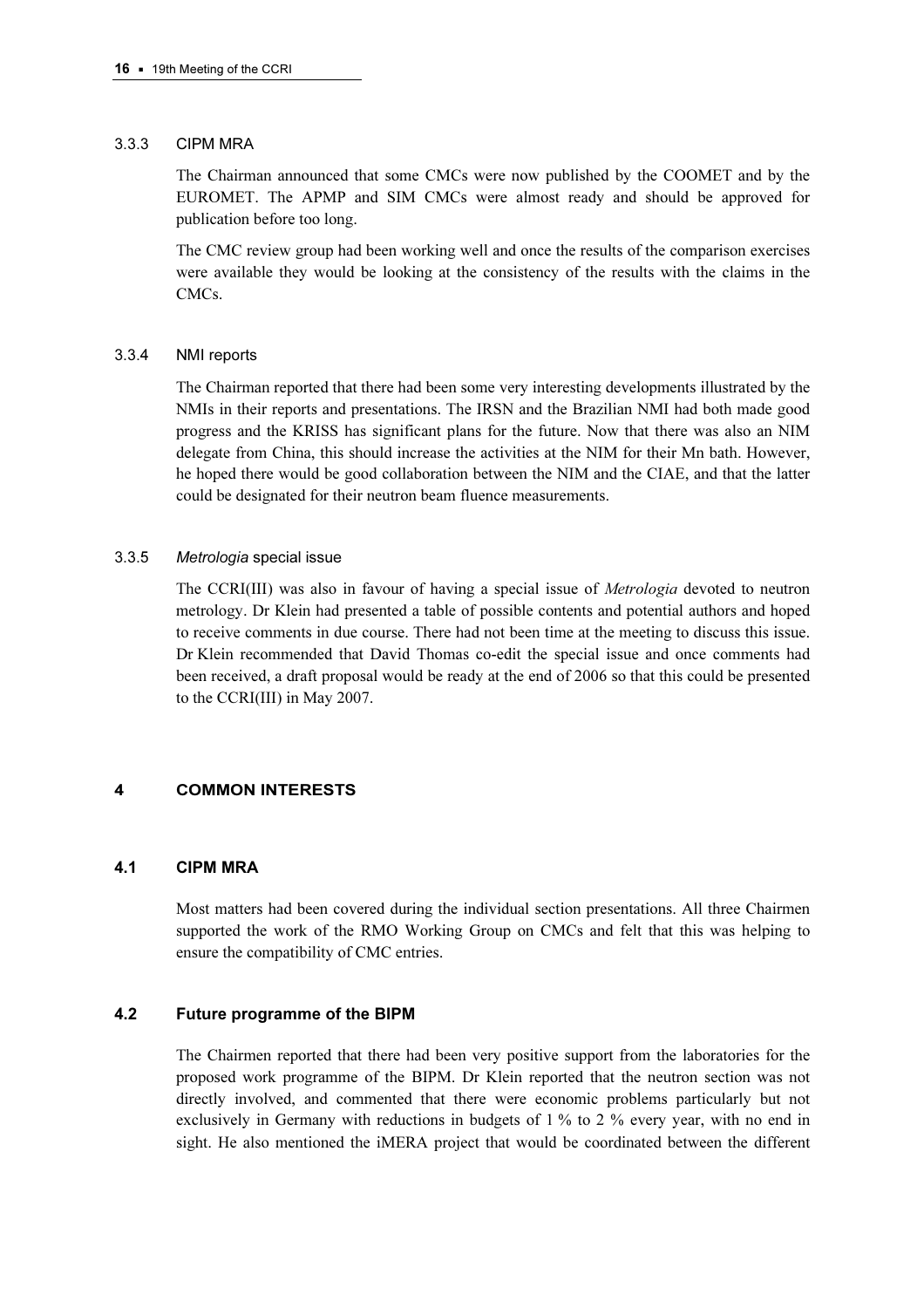#### 3.3.3 CIPM MRA

The Chairman announced that some CMCs were now published by the COOMET and by the EUROMET. The APMP and SIM CMCs were almost ready and should be approved for publication before too long.

The CMC review group had been working well and once the results of the comparison exercises were available they would be looking at the consistency of the results with the claims in the CMCs.

#### 3.3.4 NMI reports

The Chairman reported that there had been some very interesting developments illustrated by the NMIs in their reports and presentations. The IRSN and the Brazilian NMI had both made good progress and the KRISS has significant plans for the future. Now that there was also an NIM delegate from China, this should increase the activities at the NIM for their Mn bath. However, he hoped there would be good collaboration between the NIM and the CIAE, and that the latter could be designated for their neutron beam fluence measurements.

#### 3.3.5 *Metrologia* special issue

The CCRI(III) was also in favour of having a special issue of *Metrologia* devoted to neutron metrology. Dr Klein had presented a table of possible contents and potential authors and hoped to receive comments in due course. There had not been time at the meeting to discuss this issue. Dr Klein recommended that David Thomas co-edit the special issue and once comments had been received, a draft proposal would be ready at the end of 2006 so that this could be presented to the CCRI(III) in May 2007.

## 4 COMMON INTERESTS

### 4.1 CIPM MRA

Most matters had been covered during the individual section presentations. All three Chairmen supported the work of the RMO Working Group on CMCs and felt that this was helping to ensure the compatibility of CMC entries.

### 4.2 Future programme of the BIPM

The Chairmen reported that there had been very positive support from the laboratories for the proposed work programme of the BIPM. Dr Klein reported that the neutron section was not directly involved, and commented that there were economic problems particularly but not exclusively in Germany with reductions in budgets of 1 % to 2 % every year, with no end in sight. He also mentioned the iMERA project that would be coordinated between the different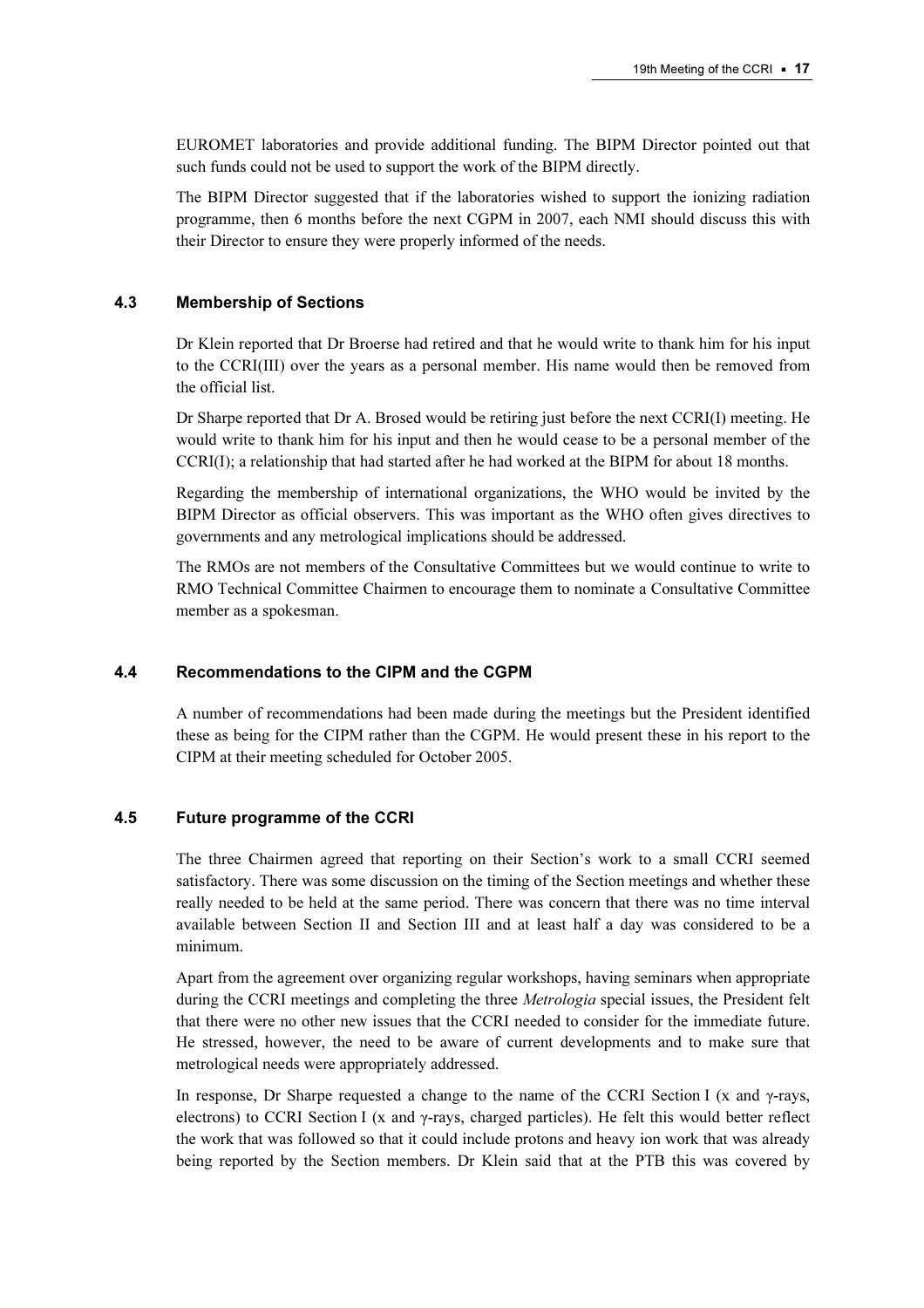EUROMET laboratories and provide additional funding. The BIPM Director pointed out that such funds could not be used to support the work of the BIPM directly.

The BIPM Director suggested that if the laboratories wished to support the ionizing radiation programme, then 6 months before the next CGPM in 2007, each NMI should discuss this with their Director to ensure they were properly informed of the needs.

### 4.3 Membership of Sections

Dr Klein reported that Dr Broerse had retired and that he would write to thank him for his input to the CCRI(III) over the years as a personal member. His name would then be removed from the official list.

Dr Sharpe reported that Dr A. Brosed would be retiring just before the next CCRI(I) meeting. He would write to thank him for his input and then he would cease to be a personal member of the CCRI(I); a relationship that had started after he had worked at the BIPM for about 18 months.

Regarding the membership of international organizations, the WHO would be invited by the BIPM Director as official observers. This was important as the WHO often gives directives to governments and any metrological implications should be addressed.

The RMOs are not members of the Consultative Committees but we would continue to write to RMO Technical Committee Chairmen to encourage them to nominate a Consultative Committee member as a spokesman.

### 4.4 Recommendations to the CIPM and the CGPM

A number of recommendations had been made during the meetings but the President identified these as being for the CIPM rather than the CGPM. He would present these in his report to the CIPM at their meeting scheduled for October 2005.

### 4.5 Future programme of the CCRI

The three Chairmen agreed that reporting on their Section's work to a small CCRI seemed satisfactory. There was some discussion on the timing of the Section meetings and whether these really needed to be held at the same period. There was concern that there was no time interval available between Section II and Section III and at least half a day was considered to be a minimum.

Apart from the agreement over organizing regular workshops, having seminars when appropriate during the CCRI meetings and completing the three *Metrologia* special issues, the President felt that there were no other new issues that the CCRI needed to consider for the immediate future. He stressed, however, the need to be aware of current developments and to make sure that metrological needs were appropriately addressed.

In response, Dr Sharpe requested a change to the name of the CCRI Section I (x and γ-rays, electrons) to CCRI Section I (x and γ-rays, charged particles). He felt this would better reflect the work that was followed so that it could include protons and heavy ion work that was already being reported by the Section members. Dr Klein said that at the PTB this was covered by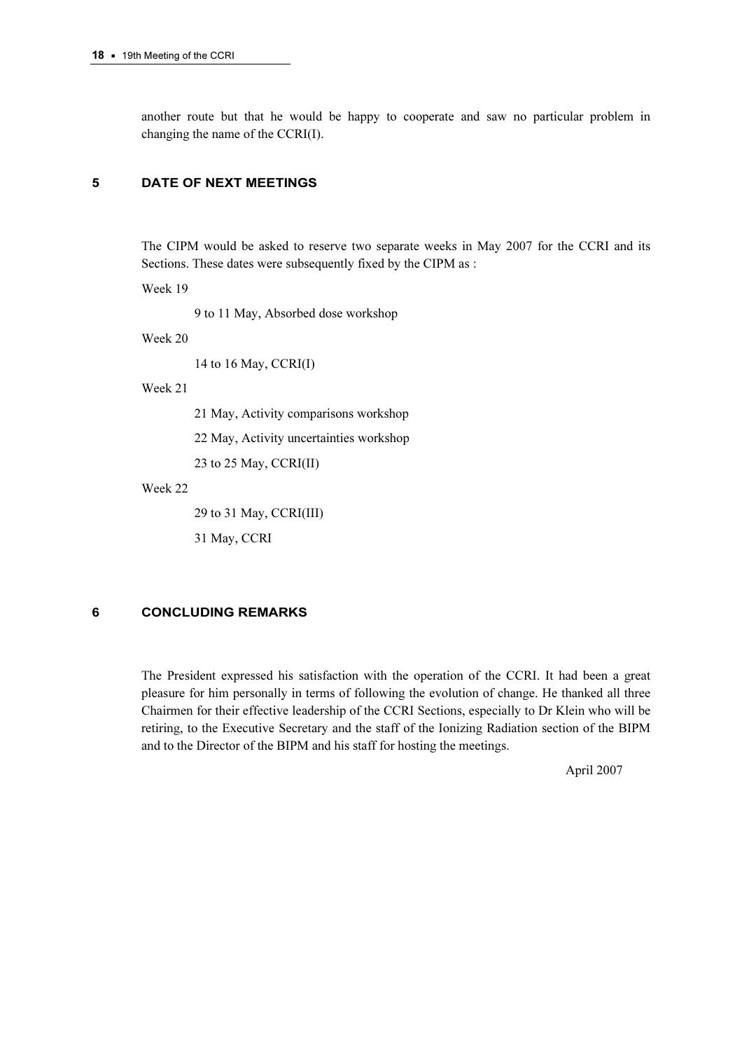another route but that he would be happy to cooperate and saw no particular problem in changing the name of the CCRI(I).

## 5 DATE OF NEXT MEETINGS

The CIPM would be asked to reserve two separate weeks in May 2007 for the CCRI and its Sections. These dates were subsequently fixed by the CIPM as :

Week 19

9 to 11 May, Absorbed dose workshop

Week 20

14 to 16 May, CCRI(I)

Week 21

21 May, Activity comparisons workshop

22 May, Activity uncertainties workshop

23 to 25 May, CCRI(II)

Week 22

29 to 31 May, CCRI(III)

31 May, CCRI

## 6 CONCLUDING REMARKS

The President expressed his satisfaction with the operation of the CCRI. It had been a great pleasure for him personally in terms of following the evolution of change. He thanked all three Chairmen for their effective leadership of the CCRI Sections, especially to Dr Klein who will be retiring, to the Executive Secretary and the staff of the Ionizing Radiation section of the BIPM and to the Director of the BIPM and his staff for hosting the meetings.

April 2007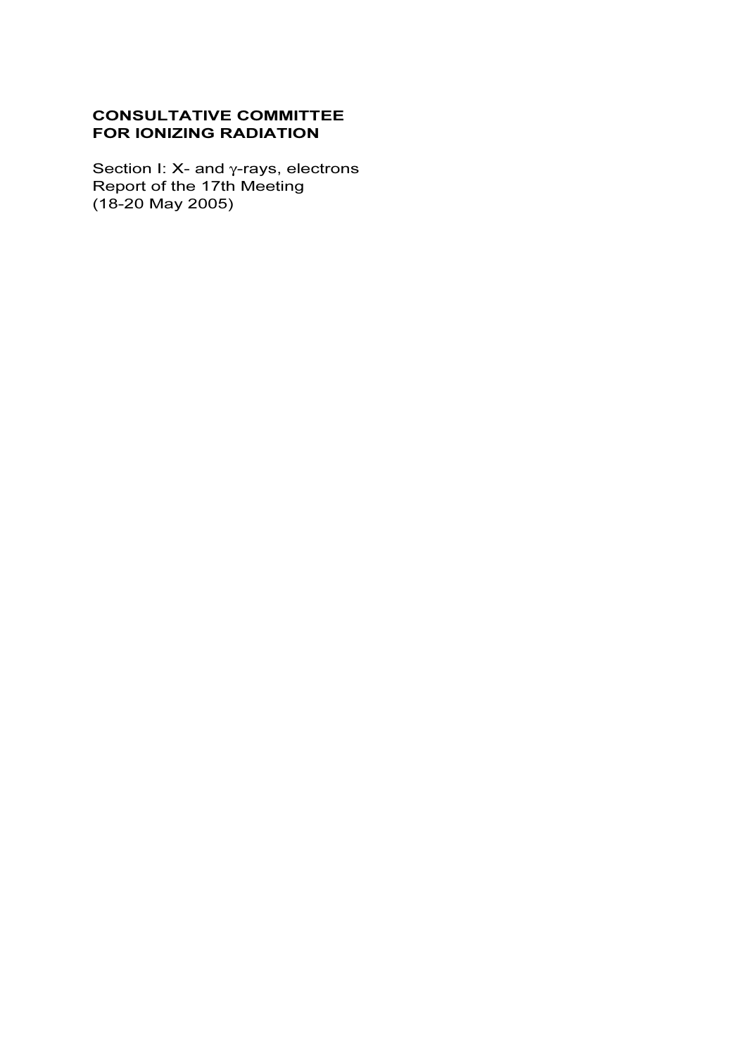**CONSULTATIVE COMMITTEE FOR IONIZING RADIATION**

Section I: X- and $\gamma$-rays, electrons
Report of the 17th Meeting
(18-20 May 2005)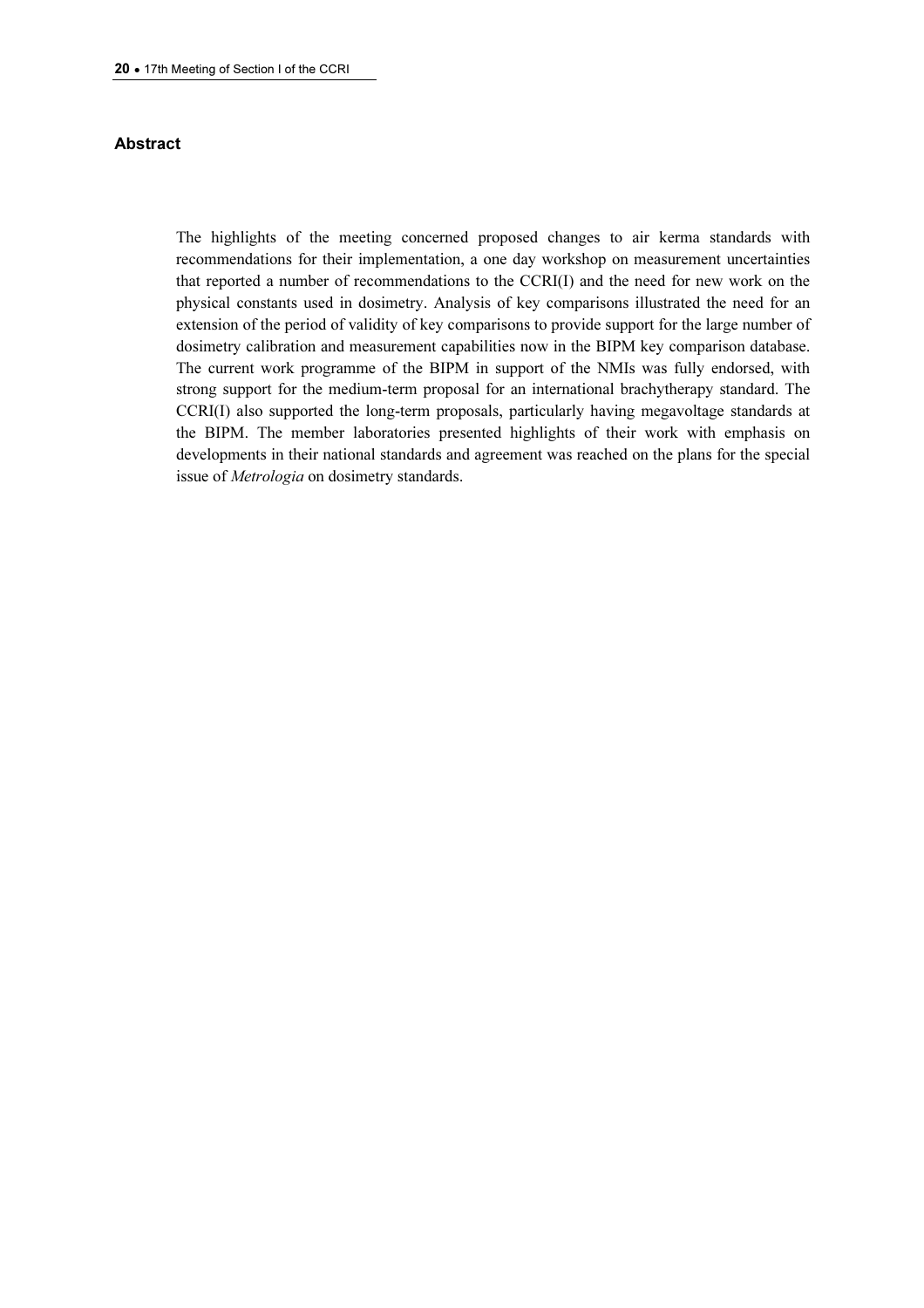## Abstract

The highlights of the meeting concerned proposed changes to air kerma standards with recommendations for their implementation, a one day workshop on measurement uncertainties that reported a number of recommendations to the CCRI(I) and the need for new work on the physical constants used in dosimetry. Analysis of key comparisons illustrated the need for an extension of the period of validity of key comparisons to provide support for the large number of dosimetry calibration and measurement capabilities now in the BIPM key comparison database. The current work programme of the BIPM in support of the NMIs was fully endorsed, with strong support for the medium-term proposal for an international brachytherapy standard. The CCRI(I) also supported the long-term proposals, particularly having megavoltage standards at the BIPM. The member laboratories presented highlights of their work with emphasis on developments in their national standards and agreement was reached on the plans for the special issue of *Metrologia* on dosimetry standards.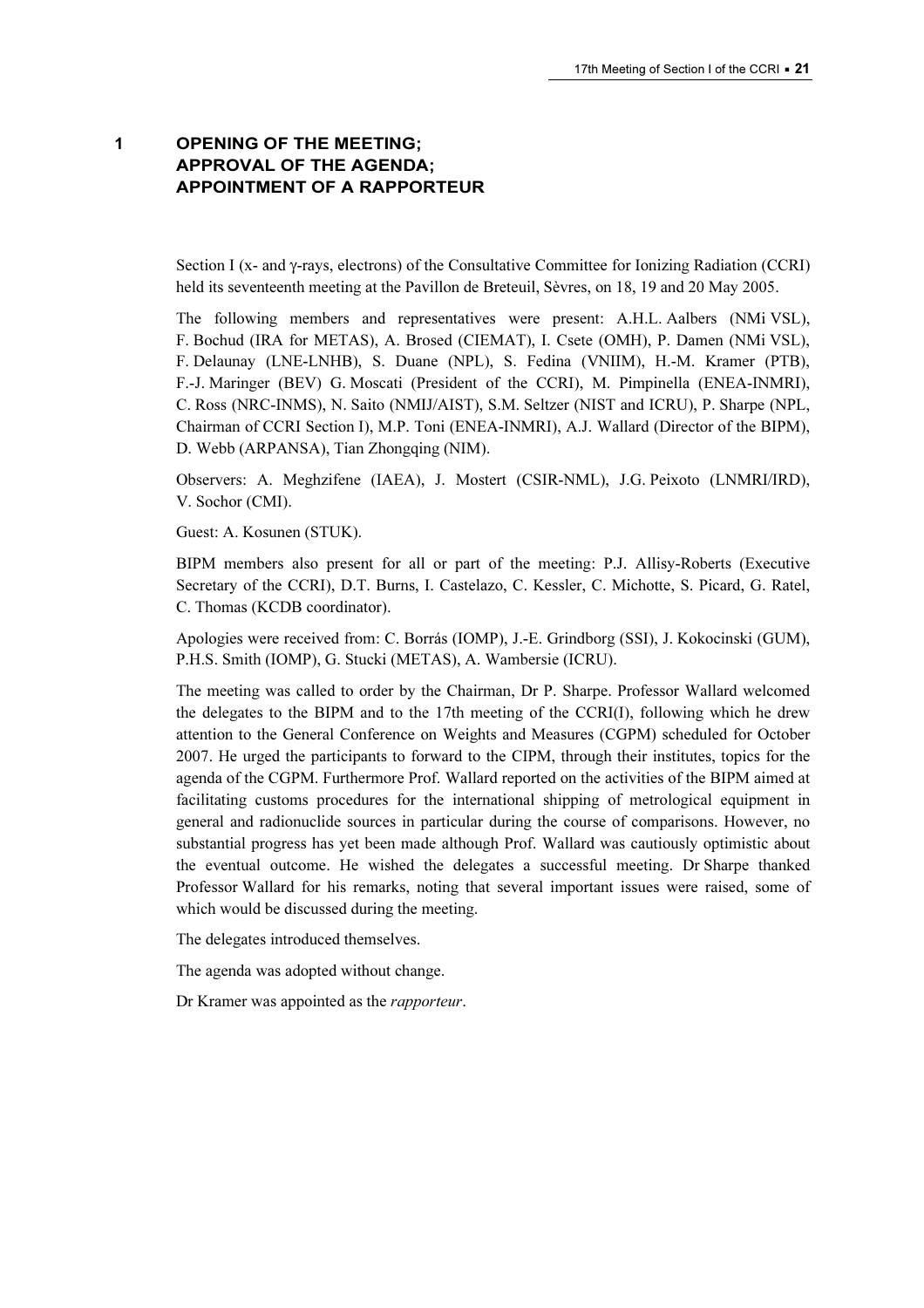# 1 OPENING OF THE MEETING; APPROVAL OF THE AGENDA; APPOINTMENT OF A RAPPORTEUR

Section I (x- and γ-rays, electrons) of the Consultative Committee for Ionizing Radiation (CCRI) held its seventeenth meeting at the Pavillon de Breteuil, Sèvres, on 18, 19 and 20 May 2005.

The following members and representatives were present: A.H.L. Aalbers (NMi VSL), F. Bochud (IRA for METAS), A. Brosed (CIEMAT), I. Csete (OMH), P. Damen (NMi VSL), F. Delaunay (LNE-LNHB), S. Duane (NPL), S. Fedina (VNIIM), H.-M. Kramer (PTB), F.-J. Maringer (BEV) G. Moscati (President of the CCRI), M. Pimpinella (ENEA-INMRI), C. Ross (NRC-INMS), N. Saito (NMIJ/AIST), S.M. Seltzer (NIST and ICRU), P. Sharpe (NPL, Chairman of CCRI Section I), M.P. Toni (ENEA-INMRI), A.J. Wallard (Director of the BIPM), D. Webb (ARPANSA), Tian Zhongqing (NIM).

Observers: A. Meghzifene (IAEA), J. Mostert (CSIR-NML), J.G. Peixoto (LNMRI/IRD), V. Sochor (CMI).

Guest: A. Kosunen (STUK).

BIPM members also present for all or part of the meeting: P.J. Allisy-Roberts (Executive Secretary of the CCRI), D.T. Burns, I. Castelazo, C. Kessler, C. Michotte, S. Picard, G. Ratel, C. Thomas (KCDB coordinator).

Apologies were received from: C. Borrás (IOMP), J.-E. Grindborg (SSI), J. Kokocinski (GUM), P.H.S. Smith (IOMP), G. Stucki (METAS), A. Wambersie (ICRU).

The meeting was called to order by the Chairman, Dr P. Sharpe. Professor Wallard welcomed the delegates to the BIPM and to the 17th meeting of the CCRI(I), following which he drew attention to the General Conference on Weights and Measures (CGPM) scheduled for October 2007. He urged the participants to forward to the CIPM, through their institutes, topics for the agenda of the CGPM. Furthermore Prof. Wallard reported on the activities of the BIPM aimed at facilitating customs procedures for the international shipping of metrological equipment in general and radionuclide sources in particular during the course of comparisons. However, no substantial progress has yet been made although Prof. Wallard was cautiously optimistic about the eventual outcome. He wished the delegates a successful meeting. Dr Sharpe thanked Professor Wallard for his remarks, noting that several important issues were raised, some of which would be discussed during the meeting.

The delegates introduced themselves.

The agenda was adopted without change.

Dr Kramer was appointed as the *rapporteur*.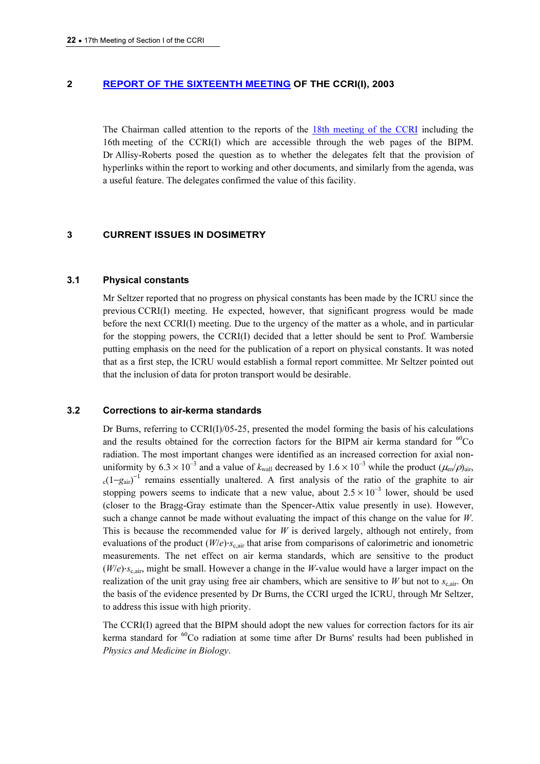## 2 REPORT OF THE SIXTEENTH MEETING OF THE CCRI(I), 2003

The Chairman called attention to the reports of the 18th meeting of the CCRI including the 16th meeting of the CCRI(I) which are accessible through the web pages of the BIPM. Dr Allisy-Roberts posed the question as to whether the delegates felt that the provision of hyperlinks within the report to working and other documents, and similarly from the agenda, was a useful feature. The delegates confirmed the value of this facility.

## 3 CURRENT ISSUES IN DOSIMETRY

### 3.1 Physical constants

Mr Seltzer reported that no progress on physical constants has been made by the ICRU since the previous CCRI(I) meeting. He expected, however, that significant progress would be made before the next CCRI(I) meeting. Due to the urgency of the matter as a whole, and in particular for the stopping powers, the CCRI(I) decided that a letter should be sent to Prof. Wambersie putting emphasis on the need for the publication of a report on physical constants. It was noted that as a first step, the ICRU would establish a formal report committee. Mr Seltzer pointed out that the inclusion of data for proton transport would be desirable.

### 3.2 Corrections to air-kerma standards

Dr Burns, referring to CCRI(I)/05-25, presented the model forming the basis of his calculations and the results obtained for the correction factors for the BIPM air kerma standard for $^{60}$Co radiation. The most important changes were identified as an increased correction for axial non-uniformity by $6.3 \times 10^{-3}$ and a value of $k_{\mathrm{wall}}$ decreased by $1.6 \times 10^{-3}$ while the product $(\mu_{\mathrm{en}}/\rho)_{\mathrm{air,c}}(1-g_{\mathrm{air}})^{-1}$ remains essentially unaltered. A first analysis of the ratio of the graphite to air stopping powers seems to indicate that a new value, about $2.5 \times 10^{-3}$ lower, should be used (closer to the Bragg-Gray estimate than the Spencer-Attix value presently in use). However, such a change cannot be made without evaluating the impact of this change on the value for $W$. This is because the recommended value for $W$ is derived largely, although not entirely, from evaluations of the product $(W/e)\cdot s_{\mathrm{c,air}}$ that arise from comparisons of calorimetric and ionometric measurements. The net effect on air kerma standards, which are sensitive to the product $(W/e)\cdot s_{\mathrm{c,air}}$, might be small. However a change in the $W$-value would have a larger impact on the realization of the unit gray using free air chambers, which are sensitive to $W$ but not to $s_{\mathrm{c,air}}$. On the basis of the evidence presented by Dr Burns, the CCRI urged the ICRU, through Mr Seltzer, to address this issue with high priority.

The CCRI(I) agreed that the BIPM should adopt the new values for correction factors for its air kerma standard for $^{60}$Co radiation at some time after Dr Burns' results had been published in *Physics and Medicine in Biology*.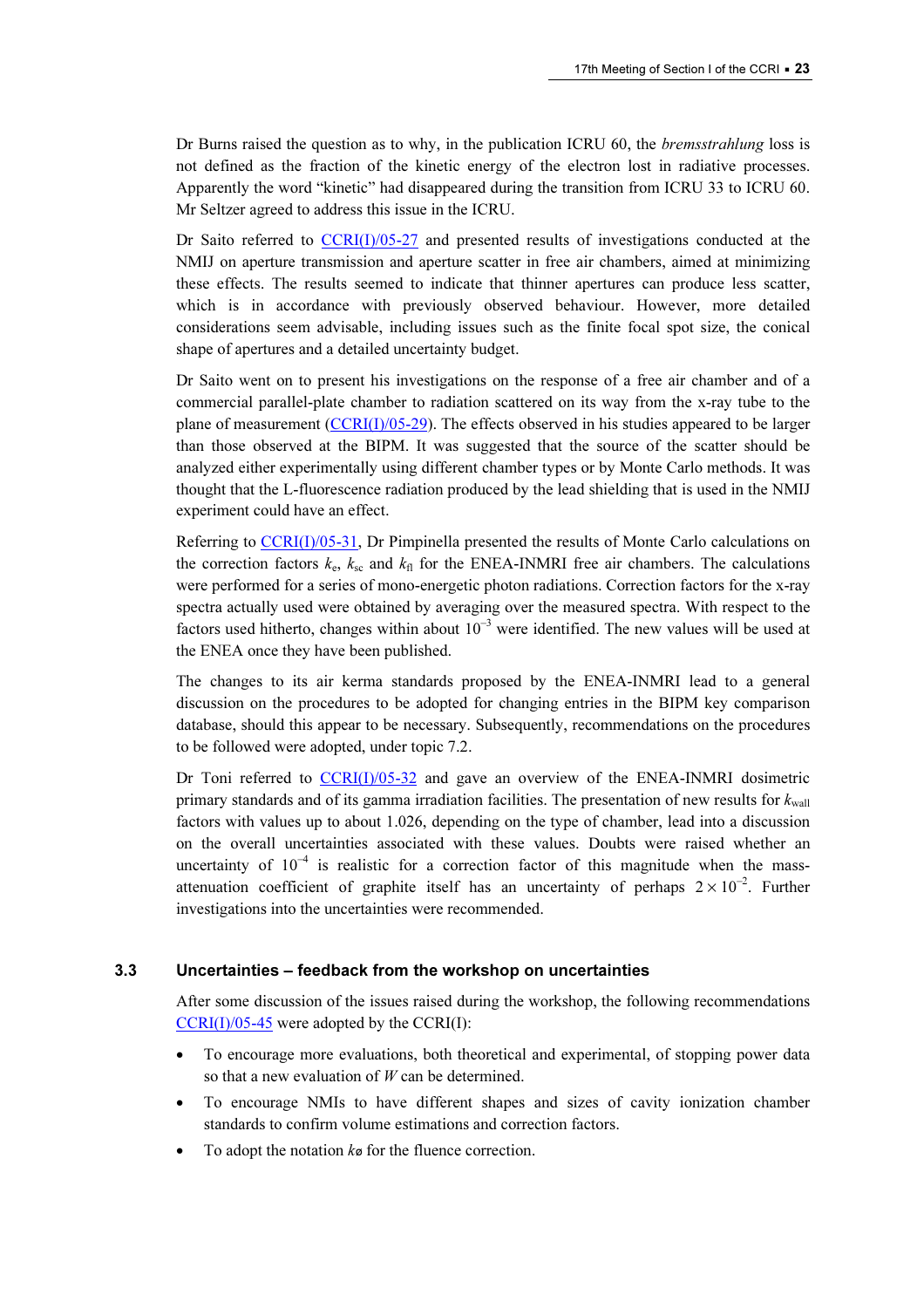Dr Burns raised the question as to why, in the publication ICRU 60, the *bremsstrahlung* loss is not defined as the fraction of the kinetic energy of the electron lost in radiative processes. Apparently the word “kinetic” had disappeared during the transition from ICRU 33 to ICRU 60. Mr Seltzer agreed to address this issue in the ICRU.

Dr Saito referred to CCRI(I)/05-27 and presented results of investigations conducted at the NMIJ on aperture transmission and aperture scatter in free air chambers, aimed at minimizing these effects. The results seemed to indicate that thinner apertures can produce less scatter, which is in accordance with previously observed behaviour. However, more detailed considerations seem advisable, including issues such as the finite focal spot size, the conical shape of apertures and a detailed uncertainty budget.

Dr Saito went on to present his investigations on the response of a free air chamber and of a commercial parallel-plate chamber to radiation scattered on its way from the x-ray tube to the plane of measurement (CCRI(I)/05-29). The effects observed in his studies appeared to be larger than those observed at the BIPM. It was suggested that the source of the scatter should be analyzed either experimentally using different chamber types or by Monte Carlo methods. It was thought that the L-fluorescence radiation produced by the lead shielding that is used in the NMIJ experiment could have an effect.

Referring to CCRI(I)/05-31, Dr Pimpinella presented the results of Monte Carlo calculations on the correction factors $k_e$, $k_{sc}$ and $k_{fl}$ for the ENEA-INMRI free air chambers. The calculations were performed for a series of mono-energetic photon radiations. Correction factors for the x-ray spectra actually used were obtained by averaging over the measured spectra. With respect to the factors used hitherto, changes within about $10^{-3}$ were identified. The new values will be used at the ENEA once they have been published.

The changes to its air kerma standards proposed by the ENEA-INMRI lead to a general discussion on the procedures to be adopted for changing entries in the BIPM key comparison database, should this appear to be necessary. Subsequently, recommendations on the procedures to be followed were adopted, under topic 7.2.

Dr Toni referred to CCRI(I)/05-32 and gave an overview of the ENEA-INMRI dosimetric primary standards and of its gamma irradiation facilities. The presentation of new results for $k_{wall}$ factors with values up to about 1.026, depending on the type of chamber, lead into a discussion on the overall uncertainties associated with these values. Doubts were raised whether an uncertainty of $10^{-4}$ is realistic for a correction factor of this magnitude when the mass-attenuation coefficient of graphite itself has an uncertainty of perhaps $2 \times 10^{-2}$. Further investigations into the uncertainties were recommended.

### 3.3 Uncertainties – feedback from the workshop on uncertainties

After some discussion of the issues raised during the workshop, the following recommendations CCRI(I)/05-45 were adopted by the CCRI(I):

- To encourage more evaluations, both theoretical and experimental, of stopping power data so that a new evaluation of $W$ can be determined.
- To encourage NMIs to have different shapes and sizes of cavity ionization chamber standards to confirm volume estimations and correction factors.
- To adopt the notation $k_{\phi}$ for the fluence correction.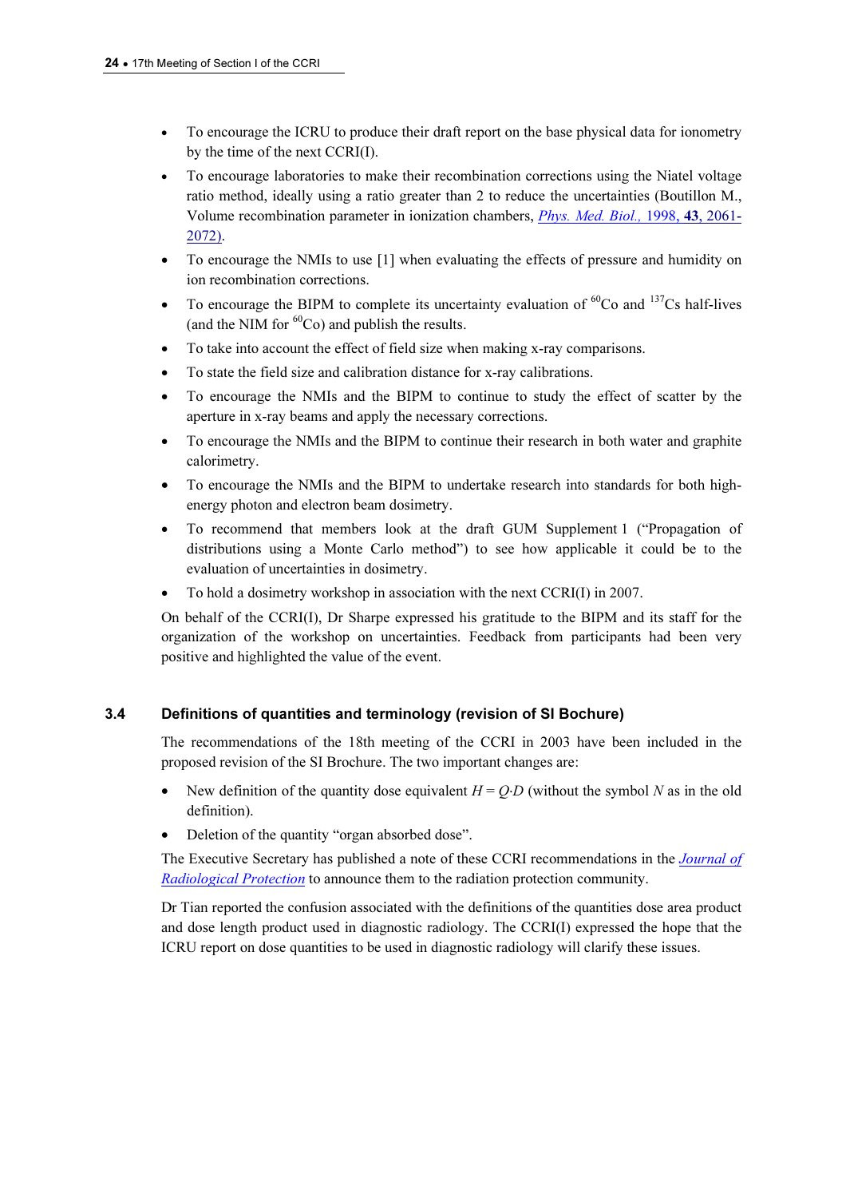- To encourage the ICRU to produce their draft report on the base physical data for ionometry by the time of the next CCRI(I).
- To encourage laboratories to make their recombination corrections using the Niatel voltage ratio method, ideally using a ratio greater than 2 to reduce the uncertainties (Boutillon M., Volume recombination parameter in ionization chambers, *Phys. Med. Biol.*, 1998, **43**, 2061-2072).
- To encourage the NMIs to use [1] when evaluating the effects of pressure and humidity on ion recombination corrections.
- To encourage the BIPM to complete its uncertainty evaluation of $^{60}$Co and $^{137}$Cs half-lives (and the NIM for $^{60}$Co) and publish the results.
- To take into account the effect of field size when making x-ray comparisons.
- To state the field size and calibration distance for x-ray calibrations.
- To encourage the NMIs and the BIPM to continue to study the effect of scatter by the aperture in x-ray beams and apply the necessary corrections.
- To encourage the NMIs and the BIPM to continue their research in both water and graphite calorimetry.
- To encourage the NMIs and the BIPM to undertake research into standards for both high-energy photon and electron beam dosimetry.
- To recommend that members look at the draft GUM Supplement 1 ("Propagation of distributions using a Monte Carlo method") to see how applicable it could be to the evaluation of uncertainties in dosimetry.
- To hold a dosimetry workshop in association with the next CCRI(I) in 2007.

On behalf of the CCRI(I), Dr Sharpe expressed his gratitude to the BIPM and its staff for the organization of the workshop on uncertainties. Feedback from participants had been very positive and highlighted the value of the event.

### 3.4 Definitions of quantities and terminology (revision of SI Bochure)

The recommendations of the 18th meeting of the CCRI in 2003 have been included in the proposed revision of the SI Brochure. The two important changes are:

- New definition of the quantity dose equivalent $H = Q \cdot D$ (without the symbol $N$ as in the old definition).
- Deletion of the quantity "organ absorbed dose".

The Executive Secretary has published a note of these CCRI recommendations in the *Journal of Radiological Protection* to announce them to the radiation protection community.

Dr Tian reported the confusion associated with the definitions of the quantities dose area product and dose length product used in diagnostic radiology. The CCRI(I) expressed the hope that the ICRU report on dose quantities to be used in diagnostic radiology will clarify these issues.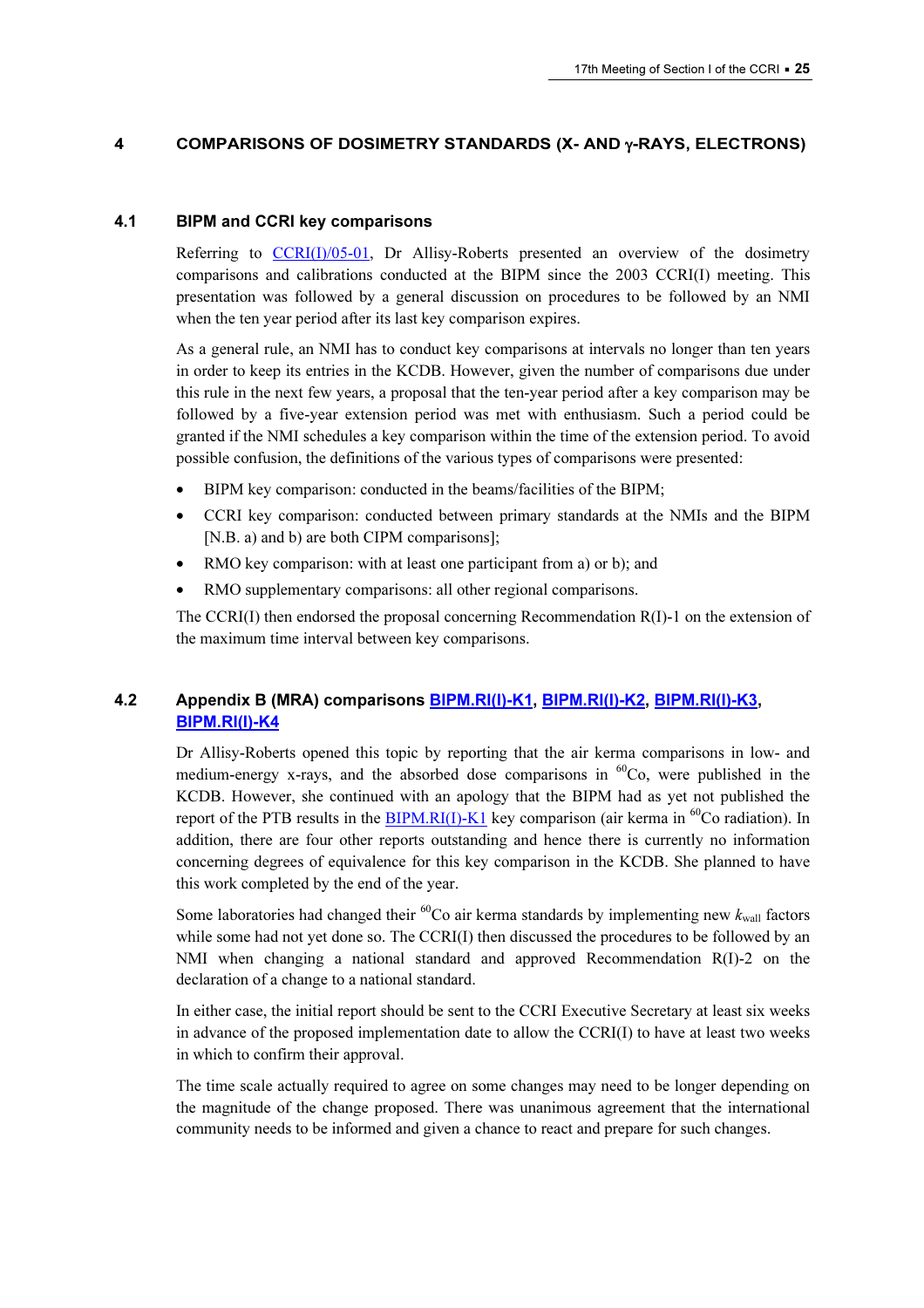## 4 COMPARISONS OF DOSIMETRY STANDARDS (X- AND γ-RAYS, ELECTRONS)

### 4.1 BIPM and CCRI key comparisons

Referring to CCRI(I)/05-01, Dr Allisy-Roberts presented an overview of the dosimetry comparisons and calibrations conducted at the BIPM since the 2003 CCRI(I) meeting. This presentation was followed by a general discussion on procedures to be followed by an NMI when the ten year period after its last key comparison expires.

As a general rule, an NMI has to conduct key comparisons at intervals no longer than ten years in order to keep its entries in the KCDB. However, given the number of comparisons due under this rule in the next few years, a proposal that the ten-year period after a key comparison may be followed by a five-year extension period was met with enthusiasm. Such a period could be granted if the NMI schedules a key comparison within the time of the extension period. To avoid possible confusion, the definitions of the various types of comparisons were presented:

- BIPM key comparison: conducted in the beams/facilities of the BIPM;
- CCRI key comparison: conducted between primary standards at the NMIs and the BIPM [N.B. a) and b) are both CIPM comparisons];
- RMO key comparison: with at least one participant from a) or b); and
- RMO supplementary comparisons: all other regional comparisons.

The CCRI(I) then endorsed the proposal concerning Recommendation R(I)-1 on the extension of the maximum time interval between key comparisons.

### 4.2 Appendix B (MRA) comparisons BIPM.RI(I)-K1, BIPM.RI(I)-K2, BIPM.RI(I)-K3, BIPM.RI(I)-K4

Dr Allisy-Roberts opened this topic by reporting that the air kerma comparisons in low- and medium-energy x-rays, and the absorbed dose comparisons in $^{60}$Co, were published in the KCDB. However, she continued with an apology that the BIPM had as yet not published the report of the PTB results in the BIPM.RI(I)-K1 key comparison (air kerma in $^{60}$Co radiation). In addition, there are four other reports outstanding and hence there is currently no information concerning degrees of equivalence for this key comparison in the KCDB. She planned to have this work completed by the end of the year.

Some laboratories had changed their $^{60}$Co air kerma standards by implementing new $k_{\text{wall}}$ factors while some had not yet done so. The CCRI(I) then discussed the procedures to be followed by an NMI when changing a national standard and approved Recommendation R(I)-2 on the declaration of a change to a national standard.

In either case, the initial report should be sent to the CCRI Executive Secretary at least six weeks in advance of the proposed implementation date to allow the CCRI(I) to have at least two weeks in which to confirm their approval.

The time scale actually required to agree on some changes may need to be longer depending on the magnitude of the change proposed. There was unanimous agreement that the international community needs to be informed and given a chance to react and prepare for such changes.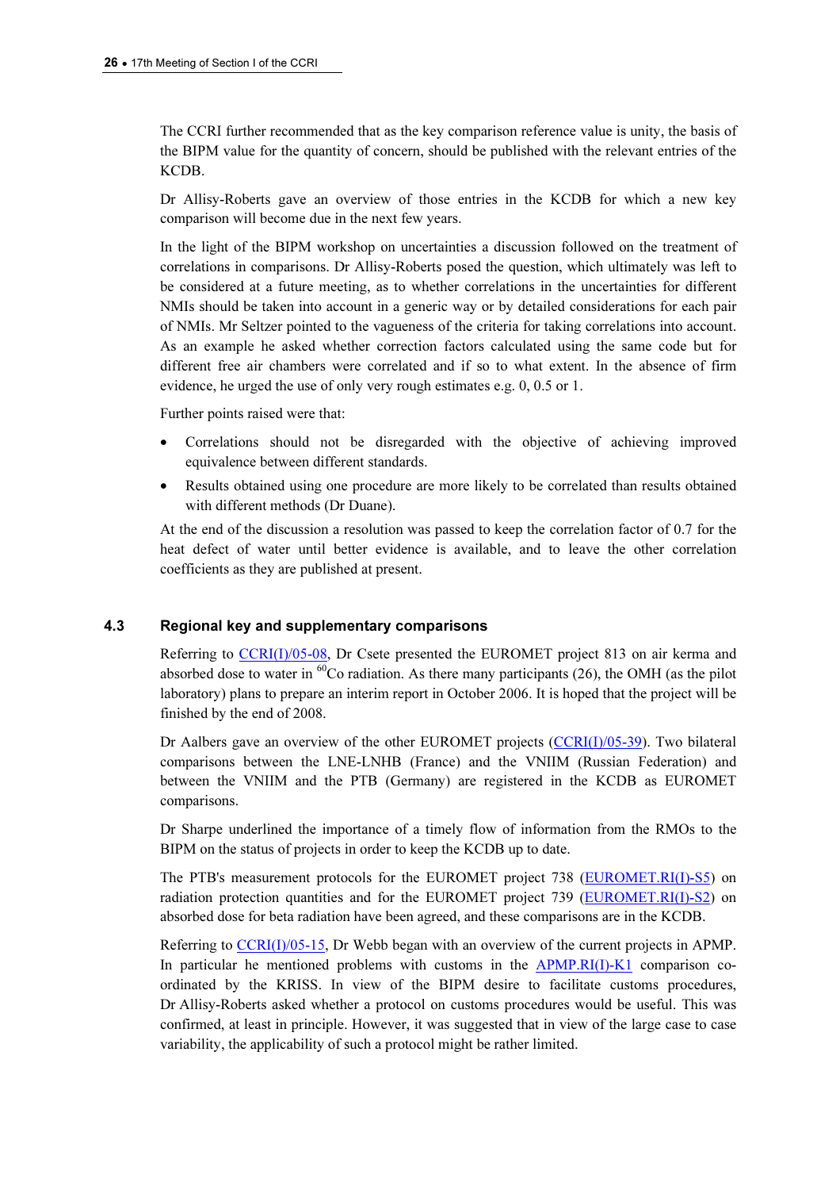The CCRI further recommended that as the key comparison reference value is unity, the basis of the BIPM value for the quantity of concern, should be published with the relevant entries of the KCDB.

Dr Allisy-Roberts gave an overview of those entries in the KCDB for which a new key comparison will become due in the next few years.

In the light of the BIPM workshop on uncertainties a discussion followed on the treatment of correlations in comparisons. Dr Allisy-Roberts posed the question, which ultimately was left to be considered at a future meeting, as to whether correlations in the uncertainties for different NMIs should be taken into account in a generic way or by detailed considerations for each pair of NMIs. Mr Seltzer pointed to the vagueness of the criteria for taking correlations into account. As an example he asked whether correction factors calculated using the same code but for different free air chambers were correlated and if so to what extent. In the absence of firm evidence, he urged the use of only very rough estimates e.g. 0, 0.5 or 1.

Further points raised were that:

- Correlations should not be disregarded with the objective of achieving improved equivalence between different standards.
- Results obtained using one procedure are more likely to be correlated than results obtained with different methods (Dr Duane).

At the end of the discussion a resolution was passed to keep the correlation factor of 0.7 for the heat defect of water until better evidence is available, and to leave the other correlation coefficients as they are published at present.

### 4.3 Regional key and supplementary comparisons

Referring to CCRI(I)/05-08, Dr Csete presented the EUROMET project 813 on air kerma and absorbed dose to water in $^{60}$Co radiation. As there many participants (26), the OMH (as the pilot laboratory) plans to prepare an interim report in October 2006. It is hoped that the project will be finished by the end of 2008.

Dr Aalbers gave an overview of the other EUROMET projects (CCRI(I)/05-39). Two bilateral comparisons between the LNE-LNHB (France) and the VNIIM (Russian Federation) and between the VNIIM and the PTB (Germany) are registered in the KCDB as EUROMET comparisons.

Dr Sharpe underlined the importance of a timely flow of information from the RMOs to the BIPM on the status of projects in order to keep the KCDB up to date.

The PTB's measurement protocols for the EUROMET project 738 (EUROMET.RI(I)-S5) on radiation protection quantities and for the EUROMET project 739 (EUROMET.RI(I)-S2) on absorbed dose for beta radiation have been agreed, and these comparisons are in the KCDB.

Referring to CCRI(I)/05-15, Dr Webb began with an overview of the current projects in APMP. In particular he mentioned problems with customs in the APMP.RI(I)-K1 comparison co-ordinated by the KRISS. In view of the BIPM desire to facilitate customs procedures, Dr Allisy-Roberts asked whether a protocol on customs procedures would be useful. This was confirmed, at least in principle. However, it was suggested that in view of the large case to case variability, the applicability of such a protocol might be rather limited.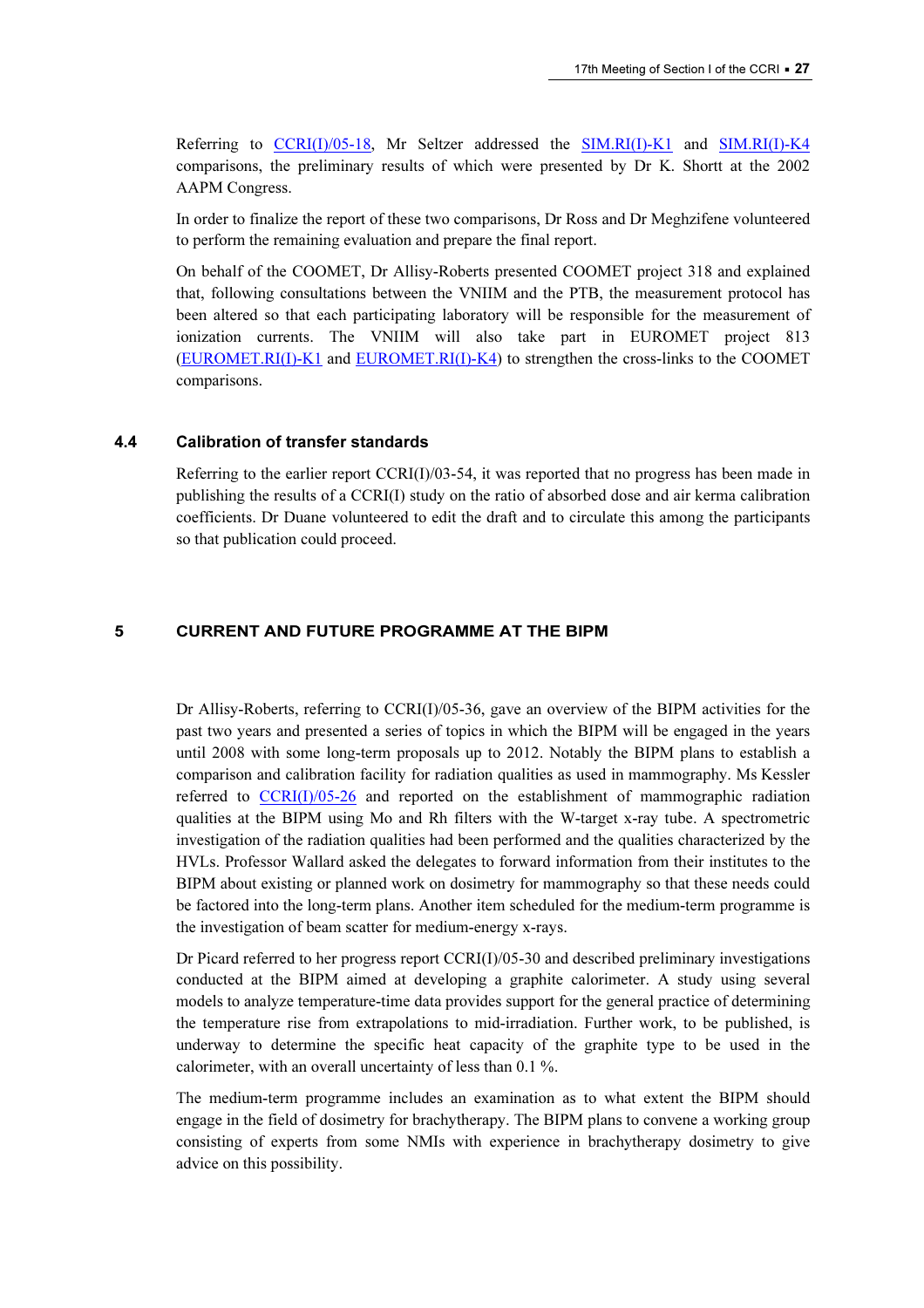Referring to CCRI(I)/05-18, Mr Seltzer addressed the SIM.RI(I)-K1 and SIM.RI(I)-K4 comparisons, the preliminary results of which were presented by Dr K. Shortt at the 2002 AAPM Congress.

In order to finalize the report of these two comparisons, Dr Ross and Dr Meghzifene volunteered to perform the remaining evaluation and prepare the final report.

On behalf of the COOMET, Dr Allisy-Roberts presented COOMET project 318 and explained that, following consultations between the VNIIM and the PTB, the measurement protocol has been altered so that each participating laboratory will be responsible for the measurement of ionization currents. The VNIIM will also take part in EUROMET project 813 (EUROMET.RI(I)-K1 and EUROMET.RI(I)-K4) to strengthen the cross-links to the COOMET comparisons.

### 4.4 Calibration of transfer standards

Referring to the earlier report CCRI(I)/03-54, it was reported that no progress has been made in publishing the results of a CCRI(I) study on the ratio of absorbed dose and air kerma calibration coefficients. Dr Duane volunteered to edit the draft and to circulate this among the participants so that publication could proceed.

## 5 CURRENT AND FUTURE PROGRAMME AT THE BIPM

Dr Allisy-Roberts, referring to CCRI(I)/05-36, gave an overview of the BIPM activities for the past two years and presented a series of topics in which the BIPM will be engaged in the years until 2008 with some long-term proposals up to 2012. Notably the BIPM plans to establish a comparison and calibration facility for radiation qualities as used in mammography. Ms Kessler referred to CCRI(I)/05-26 and reported on the establishment of mammographic radiation qualities at the BIPM using Mo and Rh filters with the W-target x-ray tube. A spectrometric investigation of the radiation qualities had been performed and the qualities characterized by the HVLs. Professor Wallard asked the delegates to forward information from their institutes to the BIPM about existing or planned work on dosimetry for mammography so that these needs could be factored into the long-term plans. Another item scheduled for the medium-term programme is the investigation of beam scatter for medium-energy x-rays.

Dr Picard referred to her progress report CCRI(I)/05-30 and described preliminary investigations conducted at the BIPM aimed at developing a graphite calorimeter. A study using several models to analyze temperature-time data provides support for the general practice of determining the temperature rise from extrapolations to mid-irradiation. Further work, to be published, is underway to determine the specific heat capacity of the graphite type to be used in the calorimeter, with an overall uncertainty of less than 0.1 %.

The medium-term programme includes an examination as to what extent the BIPM should engage in the field of dosimetry for brachytherapy. The BIPM plans to convene a working group consisting of experts from some NMIs with experience in brachytherapy dosimetry to give advice on this possibility.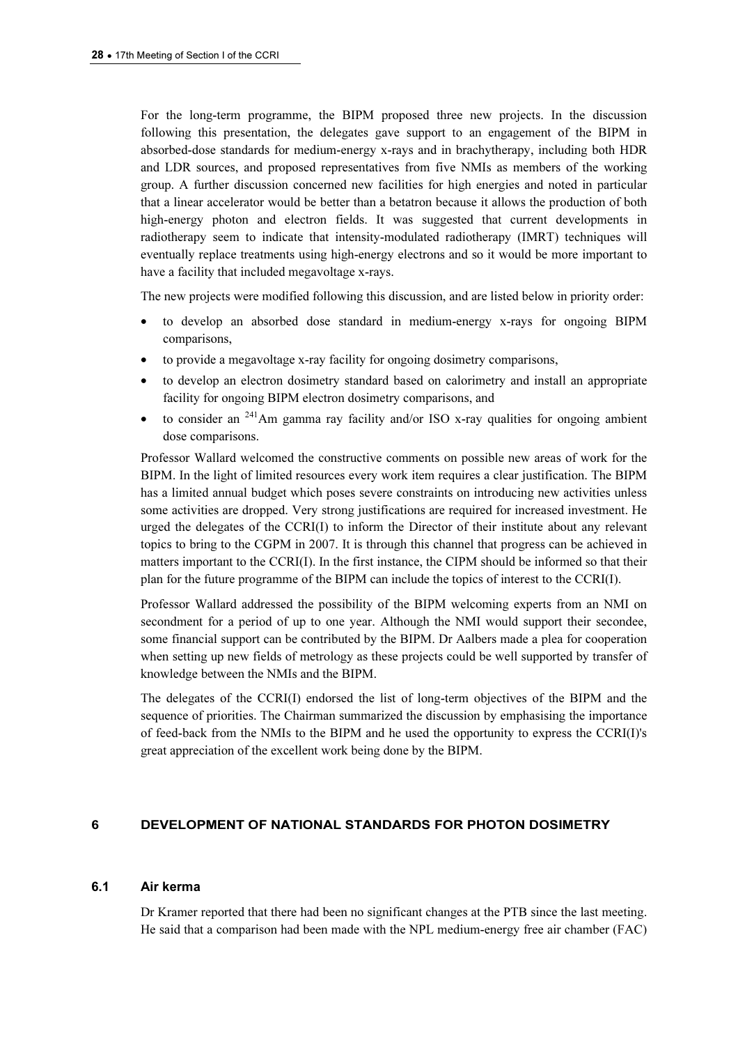For the long-term programme, the BIPM proposed three new projects. In the discussion following this presentation, the delegates gave support to an engagement of the BIPM in absorbed-dose standards for medium-energy x-rays and in brachytherapy, including both HDR and LDR sources, and proposed representatives from five NMIs as members of the working group. A further discussion concerned new facilities for high energies and noted in particular that a linear accelerator would be better than a betatron because it allows the production of both high-energy photon and electron fields. It was suggested that current developments in radiotherapy seem to indicate that intensity-modulated radiotherapy (IMRT) techniques will eventually replace treatments using high-energy electrons and so it would be more important to have a facility that included megavoltage x-rays.

The new projects were modified following this discussion, and are listed below in priority order:

- to develop an absorbed dose standard in medium-energy x-rays for ongoing BIPM comparisons,
- to provide a megavoltage x-ray facility for ongoing dosimetry comparisons,
- to develop an electron dosimetry standard based on calorimetry and install an appropriate facility for ongoing BIPM electron dosimetry comparisons, and
- to consider an $^{241}$Am gamma ray facility and/or ISO x-ray qualities for ongoing ambient dose comparisons.

Professor Wallard welcomed the constructive comments on possible new areas of work for the BIPM. In the light of limited resources every work item requires a clear justification. The BIPM has a limited annual budget which poses severe constraints on introducing new activities unless some activities are dropped. Very strong justifications are required for increased investment. He urged the delegates of the CCRI(I) to inform the Director of their institute about any relevant topics to bring to the CGPM in 2007. It is through this channel that progress can be achieved in matters important to the CCRI(I). In the first instance, the CIPM should be informed so that their plan for the future programme of the BIPM can include the topics of interest to the CCRI(I).

Professor Wallard addressed the possibility of the BIPM welcoming experts from an NMI on secondment for a period of up to one year. Although the NMI would support their secondee, some financial support can be contributed by the BIPM. Dr Aalbers made a plea for cooperation when setting up new fields of metrology as these projects could be well supported by transfer of knowledge between the NMIs and the BIPM.

The delegates of the CCRI(I) endorsed the list of long-term objectives of the BIPM and the sequence of priorities. The Chairman summarized the discussion by emphasising the importance of feed-back from the NMIs to the BIPM and he used the opportunity to express the CCRI(I)'s great appreciation of the excellent work being done by the BIPM.

## 6 DEVELOPMENT OF NATIONAL STANDARDS FOR PHOTON DOSIMETRY

### 6.1 Air kerma

Dr Kramer reported that there had been no significant changes at the PTB since the last meeting. He said that a comparison had been made with the NPL medium-energy free air chamber (FAC)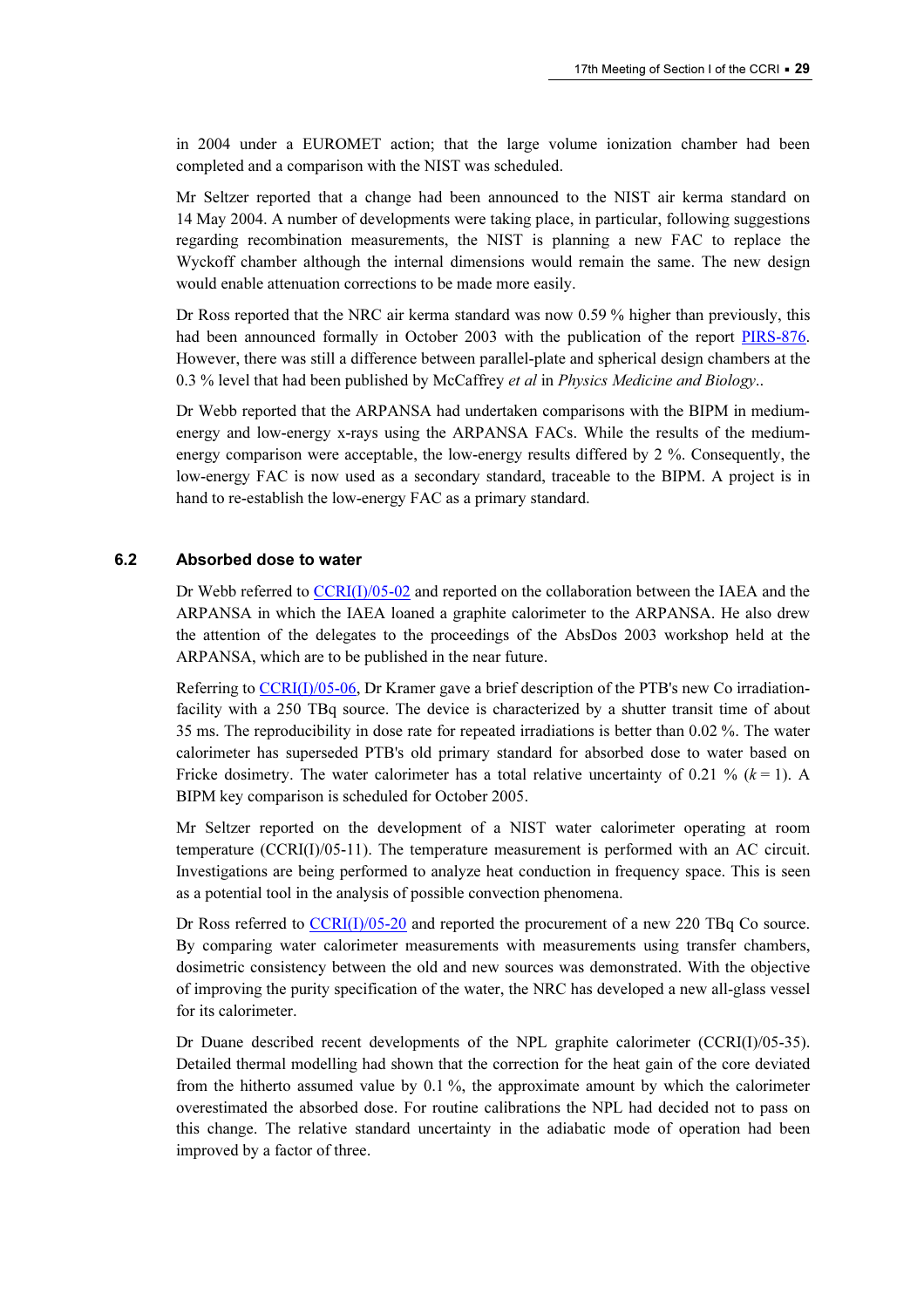in 2004 under a EUROMET action; that the large volume ionization chamber had been completed and a comparison with the NIST was scheduled.

Mr Seltzer reported that a change had been announced to the NIST air kerma standard on 14 May 2004. A number of developments were taking place, in particular, following suggestions regarding recombination measurements, the NIST is planning a new FAC to replace the Wyckoff chamber although the internal dimensions would remain the same. The new design would enable attenuation corrections to be made more easily.

Dr Ross reported that the NRC air kerma standard was now 0.59 % higher than previously, this had been announced formally in October 2003 with the publication of the report PIRS-876. However, there was still a difference between parallel-plate and spherical design chambers at the 0.3 % level that had been published by McCaffrey *et al* in *Physics Medicine and Biology*..

Dr Webb reported that the ARPANSA had undertaken comparisons with the BIPM in medium-energy and low-energy x-rays using the ARPANSA FACs. While the results of the medium-energy comparison were acceptable, the low-energy results differed by 2 %. Consequently, the low-energy FAC is now used as a secondary standard, traceable to the BIPM. A project is in hand to re-establish the low-energy FAC as a primary standard.

### 6.2 Absorbed dose to water

Dr Webb referred to CCRI(I)/05-02 and reported on the collaboration between the IAEA and the ARPANSA in which the IAEA loaned a graphite calorimeter to the ARPANSA. He also drew the attention of the delegates to the proceedings of the AbsDos 2003 workshop held at the ARPANSA, which are to be published in the near future.

Referring to CCRI(I)/05-06, Dr Kramer gave a brief description of the PTB's new Co irradiation-facility with a 250 TBq source. The device is characterized by a shutter transit time of about 35 ms. The reproducibility in dose rate for repeated irradiations is better than 0.02 %. The water calorimeter has superseded PTB's old primary standard for absorbed dose to water based on Fricke dosimetry. The water calorimeter has a total relative uncertainty of 0.21 % ($k = 1$). A BIPM key comparison is scheduled for October 2005.

Mr Seltzer reported on the development of a NIST water calorimeter operating at room temperature (CCRI(I)/05-11). The temperature measurement is performed with an AC circuit. Investigations are being performed to analyze heat conduction in frequency space. This is seen as a potential tool in the analysis of possible convection phenomena.

Dr Ross referred to CCRI(I)/05-20 and reported the procurement of a new 220 TBq Co source. By comparing water calorimeter measurements with measurements using transfer chambers, dosimetric consistency between the old and new sources was demonstrated. With the objective of improving the purity specification of the water, the NRC has developed a new all-glass vessel for its calorimeter.

Dr Duane described recent developments of the NPL graphite calorimeter (CCRI(I)/05-35). Detailed thermal modelling had shown that the correction for the heat gain of the core deviated from the hitherto assumed value by 0.1 %, the approximate amount by which the calorimeter overestimated the absorbed dose. For routine calibrations the NPL had decided not to pass on this change. The relative standard uncertainty in the adiabatic mode of operation had been improved by a factor of three.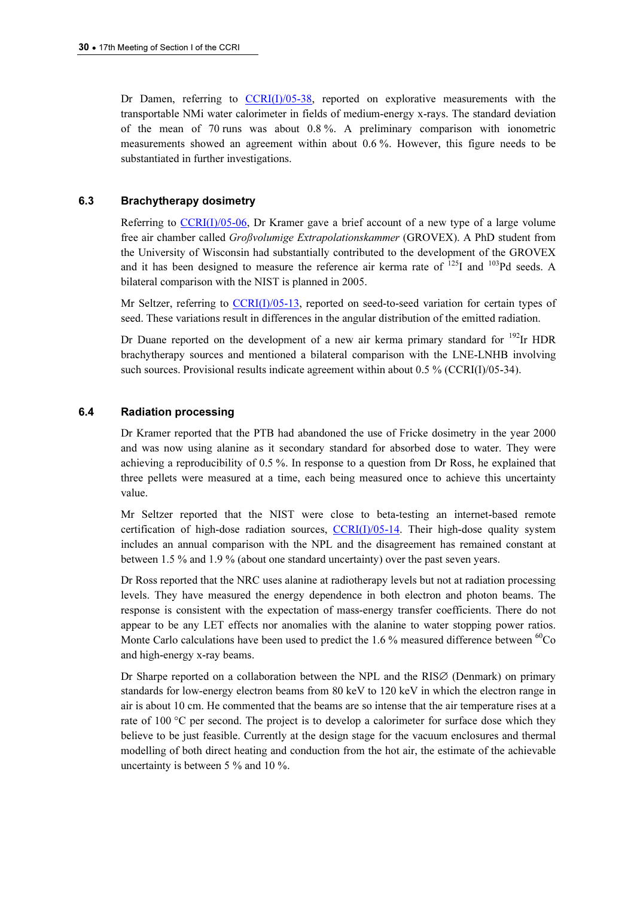Dr Damen, referring to CCRI(I)/05-38, reported on explorative measurements with the transportable NMi water calorimeter in fields of medium-energy x-rays. The standard deviation of the mean of 70 runs was about 0.8 %. A preliminary comparison with ionometric measurements showed an agreement within about 0.6 %. However, this figure needs to be substantiated in further investigations.

### 6.3 Brachytherapy dosimetry

Referring to CCRI(I)/05-06, Dr Kramer gave a brief account of a new type of a large volume free air chamber called *Großvolumige Extrapolationskammer* (GROVEX). A PhD student from the University of Wisconsin had substantially contributed to the development of the GROVEX and it has been designed to measure the reference air kerma rate of $^{125}$I and $^{103}$Pd seeds. A bilateral comparison with the NIST is planned in 2005.

Mr Seltzer, referring to CCRI(I)/05-13, reported on seed-to-seed variation for certain types of seed. These variations result in differences in the angular distribution of the emitted radiation.

Dr Duane reported on the development of a new air kerma primary standard for $^{192}$Ir HDR brachytherapy sources and mentioned a bilateral comparison with the LNE-LNHB involving such sources. Provisional results indicate agreement within about 0.5 % (CCRI(I)/05-34).

### 6.4 Radiation processing

Dr Kramer reported that the PTB had abandoned the use of Fricke dosimetry in the year 2000 and was now using alanine as it secondary standard for absorbed dose to water. They were achieving a reproducibility of 0.5 %. In response to a question from Dr Ross, he explained that three pellets were measured at a time, each being measured once to achieve this uncertainty value.

Mr Seltzer reported that the NIST were close to beta-testing an internet-based remote certification of high-dose radiation sources, CCRI(I)/05-14. Their high-dose quality system includes an annual comparison with the NPL and the disagreement has remained constant at between 1.5 % and 1.9 % (about one standard uncertainty) over the past seven years.

Dr Ross reported that the NRC uses alanine at radiotherapy levels but not at radiation processing levels. They have measured the energy dependence in both electron and photon beams. The response is consistent with the expectation of mass-energy transfer coefficients. There do not appear to be any LET effects nor anomalies with the alanine to water stopping power ratios. Monte Carlo calculations have been used to predict the 1.6 % measured difference between $^{60}$Co and high-energy x-ray beams.

Dr Sharpe reported on a collaboration between the NPL and the RIS∅ (Denmark) on primary standards for low-energy electron beams from 80 keV to 120 keV in which the electron range in air is about 10 cm. He commented that the beams are so intense that the air temperature rises at a rate of 100 °C per second. The project is to develop a calorimeter for surface dose which they believe to be just feasible. Currently at the design stage for the vacuum enclosures and thermal modelling of both direct heating and conduction from the hot air, the estimate of the achievable uncertainty is between 5 % and 10 %.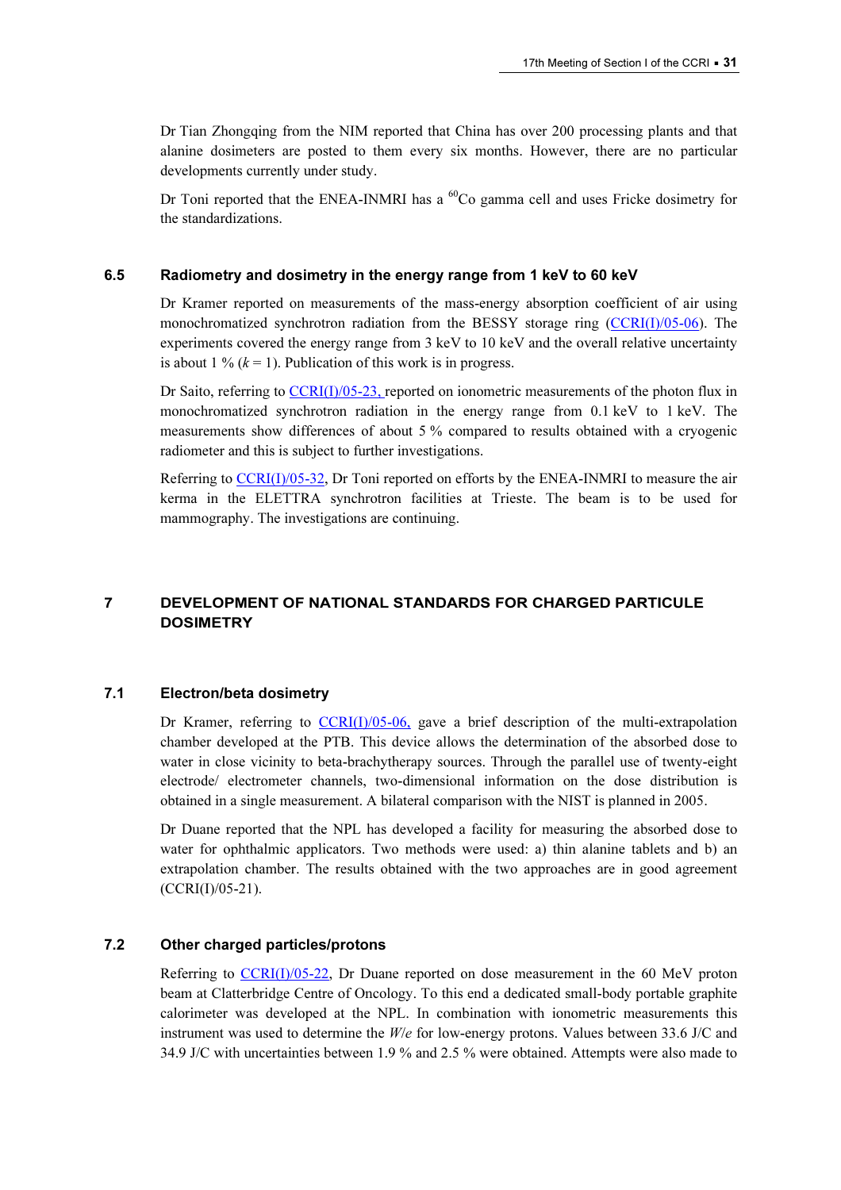Dr Tian Zhongqing from the NIM reported that China has over 200 processing plants and that alanine dosimeters are posted to them every six months. However, there are no particular developments currently under study.

Dr Toni reported that the ENEA-INMRI has a $^{60}$Co gamma cell and uses Fricke dosimetry for the standardizations.

### 6.5 Radiometry and dosimetry in the energy range from 1 keV to 60 keV

Dr Kramer reported on measurements of the mass-energy absorption coefficient of air using monochromatized synchrotron radiation from the BESSY storage ring (CCRI(I)/05-06). The experiments covered the energy range from 3 keV to 10 keV and the overall relative uncertainty is about 1 % ($k = 1$). Publication of this work is in progress.

Dr Saito, referring to CCRI(I)/05-23, reported on ionometric measurements of the photon flux in monochromatized synchrotron radiation in the energy range from 0.1 keV to 1 keV. The measurements show differences of about 5 % compared to results obtained with a cryogenic radiometer and this is subject to further investigations.

Referring to CCRI(I)/05-32, Dr Toni reported on efforts by the ENEA-INMRI to measure the air kerma in the ELETTRA synchrotron facilities at Trieste. The beam is to be used for mammography. The investigations are continuing.

## 7 DEVELOPMENT OF NATIONAL STANDARDS FOR CHARGED PARTICULE DOSIMETRY

### 7.1 Electron/beta dosimetry

Dr Kramer, referring to CCRI(I)/05-06, gave a brief description of the multi-extrapolation chamber developed at the PTB. This device allows the determination of the absorbed dose to water in close vicinity to beta-brachytherapy sources. Through the parallel use of twenty-eight electrode/ electrometer channels, two-dimensional information on the dose distribution is obtained in a single measurement. A bilateral comparison with the NIST is planned in 2005.

Dr Duane reported that the NPL has developed a facility for measuring the absorbed dose to water for ophthalmic applicators. Two methods were used: a) thin alanine tablets and b) an extrapolation chamber. The results obtained with the two approaches are in good agreement (CCRI(I)/05-21).

### 7.2 Other charged particles/protons

Referring to CCRI(I)/05-22, Dr Duane reported on dose measurement in the 60 MeV proton beam at Clatterbridge Centre of Oncology. To this end a dedicated small-body portable graphite calorimeter was developed at the NPL. In combination with ionometric measurements this instrument was used to determine the $W/e$ for low-energy protons. Values between 33.6 J/C and 34.9 J/C with uncertainties between 1.9 % and 2.5 % were obtained. Attempts were also made to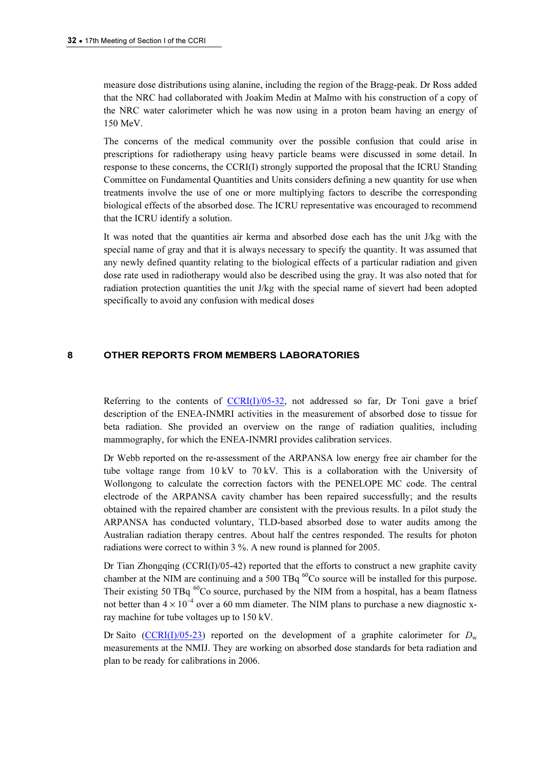measure dose distributions using alanine, including the region of the Bragg-peak. Dr Ross added that the NRC had collaborated with Joakim Medin at Malmo with his construction of a copy of the NRC water calorimeter which he was now using in a proton beam having an energy of 150 MeV.

The concerns of the medical community over the possible confusion that could arise in prescriptions for radiotherapy using heavy particle beams were discussed in some detail. In response to these concerns, the CCRI(I) strongly supported the proposal that the ICRU Standing Committee on Fundamental Quantities and Units considers defining a new quantity for use when treatments involve the use of one or more multiplying factors to describe the corresponding biological effects of the absorbed dose. The ICRU representative was encouraged to recommend that the ICRU identify a solution.

It was noted that the quantities air kerma and absorbed dose each has the unit J/kg with the special name of gray and that it is always necessary to specify the quantity. It was assumed that any newly defined quantity relating to the biological effects of a particular radiation and given dose rate used in radiotherapy would also be described using the gray. It was also noted that for radiation protection quantities the unit J/kg with the special name of sievert had been adopted specifically to avoid any confusion with medical doses

## 8 OTHER REPORTS FROM MEMBERS LABORATORIES

Referring to the contents of CCRI(I)/05-32, not addressed so far, Dr Toni gave a brief description of the ENEA-INMRI activities in the measurement of absorbed dose to tissue for beta radiation. She provided an overview on the range of radiation qualities, including mammography, for which the ENEA-INMRI provides calibration services.

Dr Webb reported on the re-assessment of the ARPANSA low energy free air chamber for the tube voltage range from 10 kV to 70 kV. This is a collaboration with the University of Wollongong to calculate the correction factors with the PENELOPE MC code. The central electrode of the ARPANSA cavity chamber has been repaired successfully; and the results obtained with the repaired chamber are consistent with the previous results. In a pilot study the ARPANSA has conducted voluntary, TLD-based absorbed dose to water audits among the Australian radiation therapy centres. About half the centres responded. The results for photon radiations were correct to within 3 %. A new round is planned for 2005.

Dr Tian Zhongqing (CCRI(I)/05-42) reported that the efforts to construct a new graphite cavity chamber at the NIM are continuing and a 500 TBq $^{60}$Co source will be installed for this purpose. Their existing 50 TBq $^{60}$Co source, purchased by the NIM from a hospital, has a beam flatness not better than $4 \times 10^{-4}$ over a 60 mm diameter. The NIM plans to purchase a new diagnostic x-ray machine for tube voltages up to 150 kV.

Dr Saito (CCRI(I)/05-23) reported on the development of a graphite calorimeter for $D_w$ measurements at the NMIJ. They are working on absorbed dose standards for beta radiation and plan to be ready for calibrations in 2006.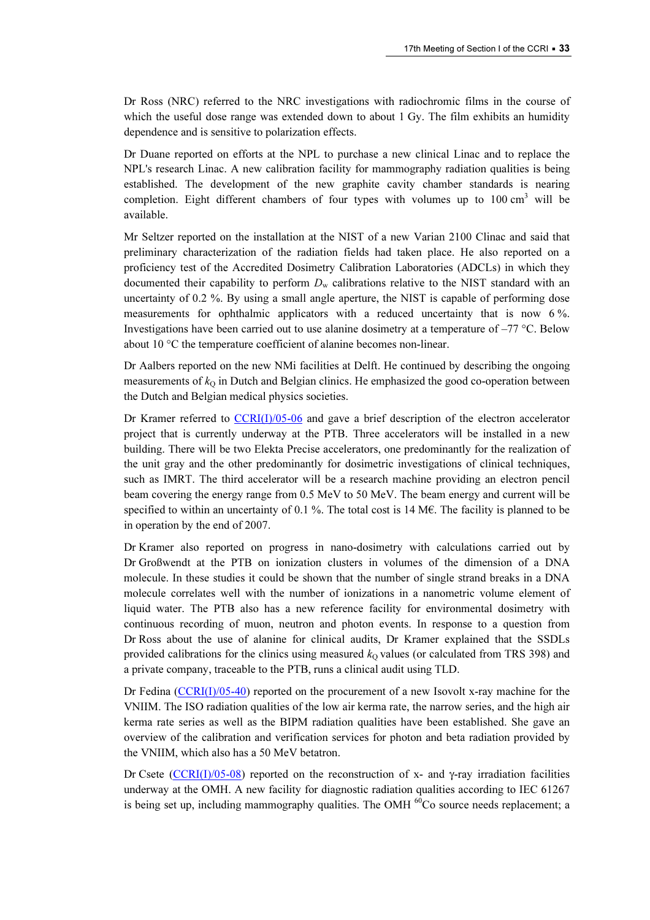Dr Ross (NRC) referred to the NRC investigations with radiochromic films in the course of which the useful dose range was extended down to about 1 Gy. The film exhibits an humidity dependence and is sensitive to polarization effects.

Dr Duane reported on efforts at the NPL to purchase a new clinical Linac and to replace the NPL's research Linac. A new calibration facility for mammography radiation qualities is being established. The development of the new graphite cavity chamber standards is nearing completion. Eight different chambers of four types with volumes up to 100 $cm^3$ will be available.

Mr Seltzer reported on the installation at the NIST of a new Varian 2100 Clinac and said that preliminary characterization of the radiation fields had taken place. He also reported on a proficiency test of the Accredited Dosimetry Calibration Laboratories (ADCLs) in which they documented their capability to perform $D_w$ calibrations relative to the NIST standard with an uncertainty of 0.2 %. By using a small angle aperture, the NIST is capable of performing dose measurements for ophthalmic applicators with a reduced uncertainty that is now 6 %. Investigations have been carried out to use alanine dosimetry at a temperature of –77 °C. Below about 10 °C the temperature coefficient of alanine becomes non-linear.

Dr Aalbers reported on the new NMi facilities at Delft. He continued by describing the ongoing measurements of $k_Q$ in Dutch and Belgian clinics. He emphasized the good co-operation between the Dutch and Belgian medical physics societies.

Dr Kramer referred to CCRI(I)/05-06 and gave a brief description of the electron accelerator project that is currently underway at the PTB. Three accelerators will be installed in a new building. There will be two Elekta Precise accelerators, one predominantly for the realization of the unit gray and the other predominantly for dosimetric investigations of clinical techniques, such as IMRT. The third accelerator will be a research machine providing an electron pencil beam covering the energy range from 0.5 MeV to 50 MeV. The beam energy and current will be specified to within an uncertainty of 0.1 %. The total cost is 14 M€. The facility is planned to be in operation by the end of 2007.

Dr Kramer also reported on progress in nano-dosimetry with calculations carried out by Dr Großwendt at the PTB on ionization clusters in volumes of the dimension of a DNA molecule. In these studies it could be shown that the number of single strand breaks in a DNA molecule correlates well with the number of ionizations in a nanometric volume element of liquid water. The PTB also has a new reference facility for environmental dosimetry with continuous recording of muon, neutron and photon events. In response to a question from Dr Ross about the use of alanine for clinical audits, Dr Kramer explained that the SSDLs provided calibrations for the clinics using measured $k_Q$ values (or calculated from TRS 398) and a private company, traceable to the PTB, runs a clinical audit using TLD.

Dr Fedina (CCRI(I)/05-40) reported on the procurement of a new Isovolt x-ray machine for the VNIIM. The ISO radiation qualities of the low air kerma rate, the narrow series, and the high air kerma rate series as well as the BIPM radiation qualities have been established. She gave an overview of the calibration and verification services for photon and beta radiation provided by the VNIIM, which also has a 50 MeV betatron.

Dr Csete (CCRI(I)/05-08) reported on the reconstruction of x- and γ-ray irradiation facilities underway at the OMH. A new facility for diagnostic radiation qualities according to IEC 61267 is being set up, including mammography qualities. The OMH $^{60}$Co source needs replacement; a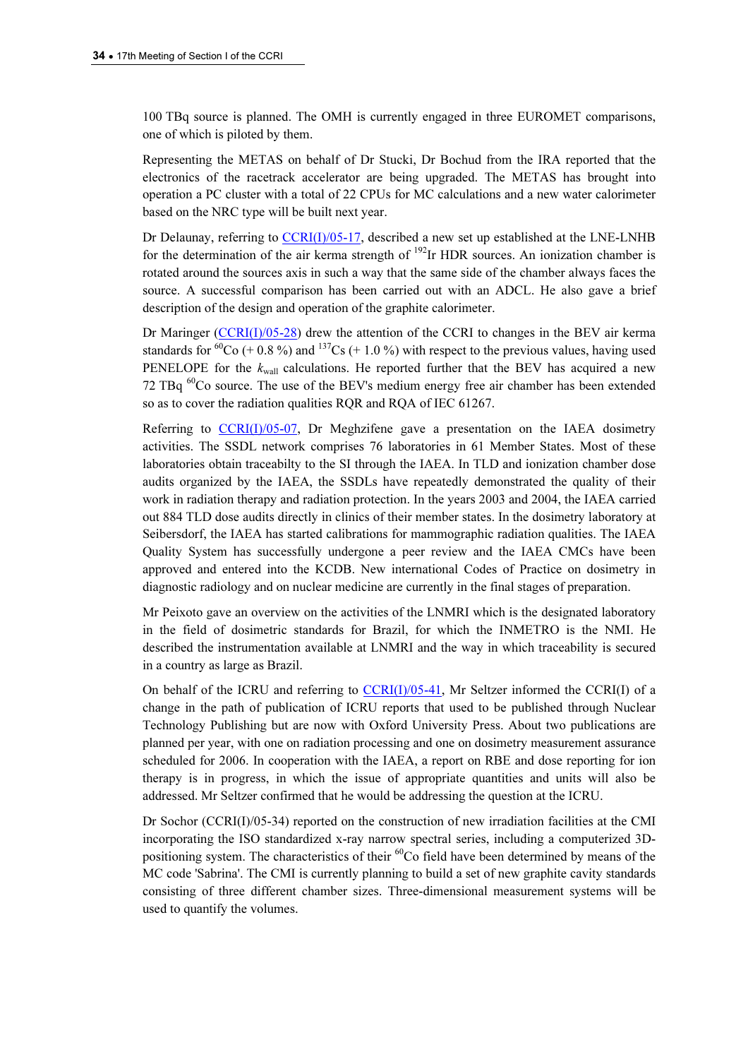100 TBq source is planned. The OMH is currently engaged in three EUROMET comparisons, one of which is piloted by them.

Representing the METAS on behalf of Dr Stucki, Dr Bochud from the IRA reported that the electronics of the racetrack accelerator are being upgraded. The METAS has brought into operation a PC cluster with a total of 22 CPUs for MC calculations and a new water calorimeter based on the NRC type will be built next year.

Dr Delaunay, referring to CCRI(I)/05-17, described a new set up established at the LNE-LNHB for the determination of the air kerma strength of $^{192}$Ir HDR sources. An ionization chamber is rotated around the sources axis in such a way that the same side of the chamber always faces the source. A successful comparison has been carried out with an ADCL. He also gave a brief description of the design and operation of the graphite calorimeter.

Dr Maringer (CCRI(I)/05-28) drew the attention of the CCRI to changes in the BEV air kerma standards for $^{60}$Co (+ 0.8 %) and $^{137}$Cs (+ 1.0 %) with respect to the previous values, having used PENELOPE for the $k_{\text{wall}}$ calculations. He reported further that the BEV has acquired a new 72 TBq $^{60}$Co source. The use of the BEV's medium energy free air chamber has been extended so as to cover the radiation qualities RQR and RQA of IEC 61267.

Referring to CCRI(I)/05-07, Dr Meghzifene gave a presentation on the IAEA dosimetry activities. The SSDL network comprises 76 laboratories in 61 Member States. Most of these laboratories obtain traceabilty to the SI through the IAEA. In TLD and ionization chamber dose audits organized by the IAEA, the SSDLs have repeatedly demonstrated the quality of their work in radiation therapy and radiation protection. In the years 2003 and 2004, the IAEA carried out 884 TLD dose audits directly in clinics of their member states. In the dosimetry laboratory at Seibersdorf, the IAEA has started calibrations for mammographic radiation qualities. The IAEA Quality System has successfully undergone a peer review and the IAEA CMCs have been approved and entered into the KCDB. New international Codes of Practice on dosimetry in diagnostic radiology and on nuclear medicine are currently in the final stages of preparation.

Mr Peixoto gave an overview on the activities of the LNMRI which is the designated laboratory in the field of dosimetric standards for Brazil, for which the INMETRO is the NMI. He described the instrumentation available at LNMRI and the way in which traceability is secured in a country as large as Brazil.

On behalf of the ICRU and referring to CCRI(I)/05-41, Mr Seltzer informed the CCRI(I) of a change in the path of publication of ICRU reports that used to be published through Nuclear Technology Publishing but are now with Oxford University Press. About two publications are planned per year, with one on radiation processing and one on dosimetry measurement assurance scheduled for 2006. In cooperation with the IAEA, a report on RBE and dose reporting for ion therapy is in progress, in which the issue of appropriate quantities and units will also be addressed. Mr Seltzer confirmed that he would be addressing the question at the ICRU.

Dr Sochor (CCRI(I)/05-34) reported on the construction of new irradiation facilities at the CMI incorporating the ISO standardized x-ray narrow spectral series, including a computerized 3D-positioning system. The characteristics of their $^{60}$Co field have been determined by means of the MC code 'Sabrina'. The CMI is currently planning to build a set of new graphite cavity standards consisting of three different chamber sizes. Three-dimensional measurement systems will be used to quantify the volumes.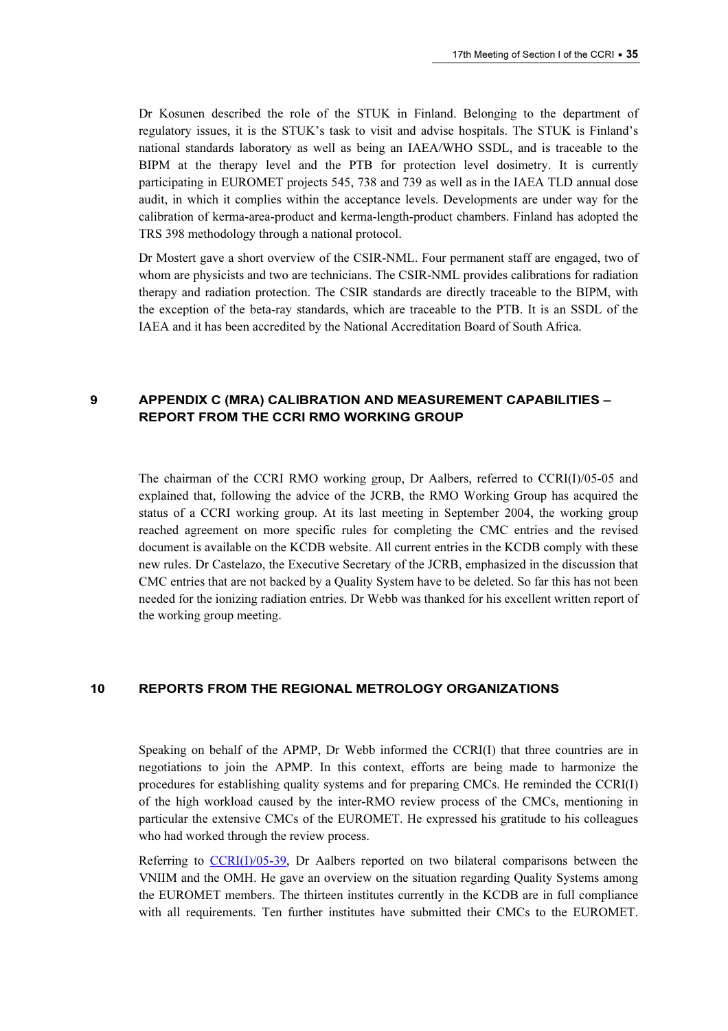Dr Kosunen described the role of the STUK in Finland. Belonging to the department of regulatory issues, it is the STUK's task to visit and advise hospitals. The STUK is Finland's national standards laboratory as well as being an IAEA/WHO SSDL, and is traceable to the BIPM at the therapy level and the PTB for protection level dosimetry. It is currently participating in EUROMET projects 545, 738 and 739 as well as in the IAEA TLD annual dose audit, in which it complies within the acceptance levels. Developments are under way for the calibration of kerma-area-product and kerma-length-product chambers. Finland has adopted the TRS 398 methodology through a national protocol.

Dr Mostert gave a short overview of the CSIR-NML. Four permanent staff are engaged, two of whom are physicists and two are technicians. The CSIR-NML provides calibrations for radiation therapy and radiation protection. The CSIR standards are directly traceable to the BIPM, with the exception of the beta-ray standards, which are traceable to the PTB. It is an SSDL of the IAEA and it has been accredited by the National Accreditation Board of South Africa.

## 9 APPENDIX C (MRA) CALIBRATION AND MEASUREMENT CAPABILITIES – REPORT FROM THE CCRI RMO WORKING GROUP

The chairman of the CCRI RMO working group, Dr Aalbers, referred to CCRI(I)/05-05 and explained that, following the advice of the JCRB, the RMO Working Group has acquired the status of a CCRI working group. At its last meeting in September 2004, the working group reached agreement on more specific rules for completing the CMC entries and the revised document is available on the KCDB website. All current entries in the KCDB comply with these new rules. Dr Castelazo, the Executive Secretary of the JCRB, emphasized in the discussion that CMC entries that are not backed by a Quality System have to be deleted. So far this has not been needed for the ionizing radiation entries. Dr Webb was thanked for his excellent written report of the working group meeting.

## 10 REPORTS FROM THE REGIONAL METROLOGY ORGANIZATIONS

Speaking on behalf of the APMP, Dr Webb informed the CCRI(I) that three countries are in negotiations to join the APMP. In this context, efforts are being made to harmonize the procedures for establishing quality systems and for preparing CMCs. He reminded the CCRI(I) of the high workload caused by the inter-RMO review process of the CMCs, mentioning in particular the extensive CMCs of the EUROMET. He expressed his gratitude to his colleagues who had worked through the review process.

Referring to CCRI(I)/05-39, Dr Aalbers reported on two bilateral comparisons between the VNIIM and the OMH. He gave an overview on the situation regarding Quality Systems among the EUROMET members. The thirteen institutes currently in the KCDB are in full compliance with all requirements. Ten further institutes have submitted their CMCs to the EUROMET.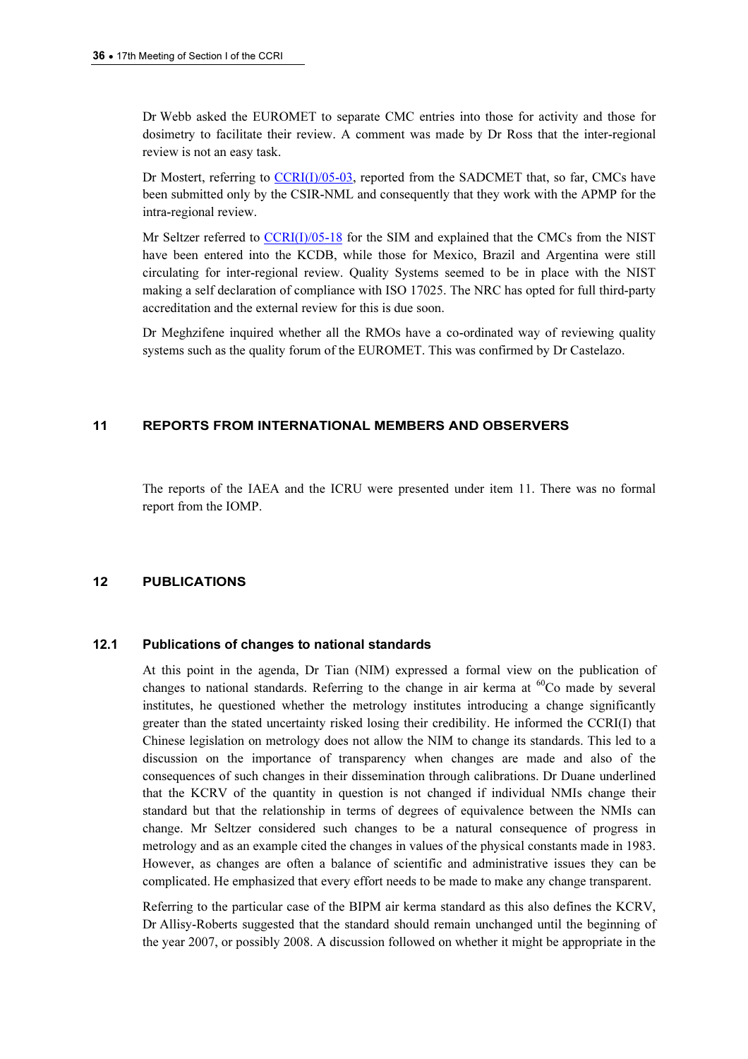Dr Webb asked the EUROMET to separate CMC entries into those for activity and those for dosimetry to facilitate their review. A comment was made by Dr Ross that the inter-regional review is not an easy task.

Dr Mostert, referring to CCRI(I)/05-03, reported from the SADCMET that, so far, CMCs have been submitted only by the CSIR-NML and consequently that they work with the APMP for the intra-regional review.

Mr Seltzer referred to CCRI(I)/05-18 for the SIM and explained that the CMCs from the NIST have been entered into the KCDB, while those for Mexico, Brazil and Argentina were still circulating for inter-regional review. Quality Systems seemed to be in place with the NIST making a self declaration of compliance with ISO 17025. The NRC has opted for full third-party accreditation and the external review for this is due soon.

Dr Meghzifene inquired whether all the RMOs have a co-ordinated way of reviewing quality systems such as the quality forum of the EUROMET. This was confirmed by Dr Castelazo.

## 11 REPORTS FROM INTERNATIONAL MEMBERS AND OBSERVERS

The reports of the IAEA and the ICRU were presented under item 11. There was no formal report from the IOMP.

## 12 PUBLICATIONS

### 12.1 Publications of changes to national standards

At this point in the agenda, Dr Tian (NIM) expressed a formal view on the publication of changes to national standards. Referring to the change in air kerma at $^{60}$Co made by several institutes, he questioned whether the metrology institutes introducing a change significantly greater than the stated uncertainty risked losing their credibility. He informed the CCRI(I) that Chinese legislation on metrology does not allow the NIM to change its standards. This led to a discussion on the importance of transparency when changes are made and also of the consequences of such changes in their dissemination through calibrations. Dr Duane underlined that the KCRV of the quantity in question is not changed if individual NMIs change their standard but that the relationship in terms of degrees of equivalence between the NMIs can change. Mr Seltzer considered such changes to be a natural consequence of progress in metrology and as an example cited the changes in values of the physical constants made in 1983. However, as changes are often a balance of scientific and administrative issues they can be complicated. He emphasized that every effort needs to be made to make any change transparent.

Referring to the particular case of the BIPM air kerma standard as this also defines the KCRV, Dr Allisy-Roberts suggested that the standard should remain unchanged until the beginning of the year 2007, or possibly 2008. A discussion followed on whether it might be appropriate in the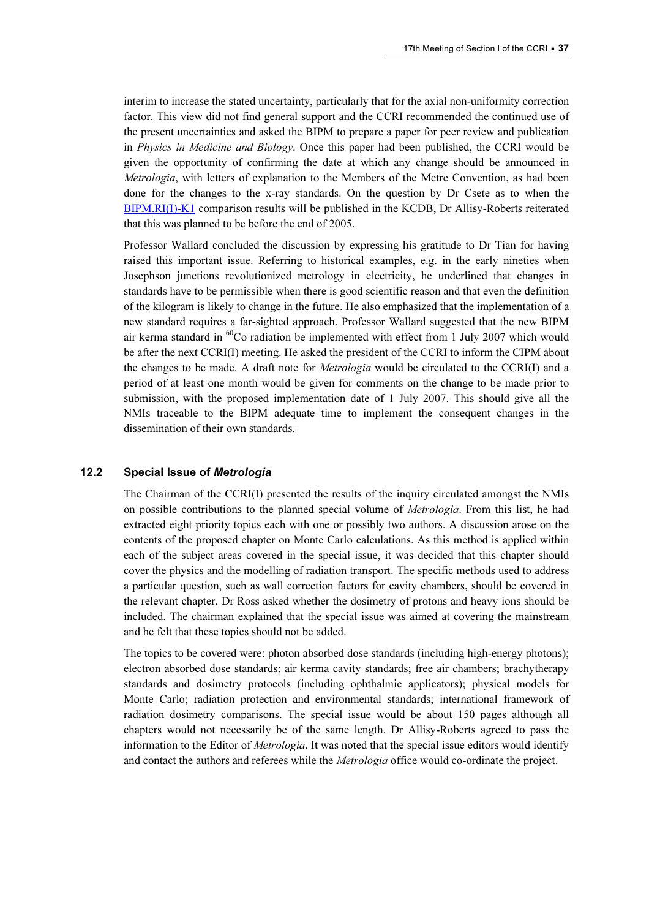interim to increase the stated uncertainty, particularly that for the axial non-uniformity correction factor. This view did not find general support and the CCRI recommended the continued use of the present uncertainties and asked the BIPM to prepare a paper for peer review and publication in *Physics in Medicine and Biology*. Once this paper had been published, the CCRI would be given the opportunity of confirming the date at which any change should be announced in *Metrologia*, with letters of explanation to the Members of the Metre Convention, as had been done for the changes to the x-ray standards. On the question by Dr Csete as to when the BIPM.RI(I)-K1 comparison results will be published in the KCDB, Dr Allisy-Roberts reiterated that this was planned to be before the end of 2005.

Professor Wallard concluded the discussion by expressing his gratitude to Dr Tian for having raised this important issue. Referring to historical examples, e.g. in the early nineties when Josephson junctions revolutionized metrology in electricity, he underlined that changes in standards have to be permissible when there is good scientific reason and that even the definition of the kilogram is likely to change in the future. He also emphasized that the implementation of a new standard requires a far-sighted approach. Professor Wallard suggested that the new BIPM air kerma standard in $^{60}$Co radiation be implemented with effect from 1 July 2007 which would be after the next CCRI(I) meeting. He asked the president of the CCRI to inform the CIPM about the changes to be made. A draft note for *Metrologia* would be circulated to the CCRI(I) and a period of at least one month would be given for comments on the change to be made prior to submission, with the proposed implementation date of 1 July 2007. This should give all the NMIs traceable to the BIPM adequate time to implement the consequent changes in the dissemination of their own standards.

### 12.2 Special Issue of *Metrologia*

The Chairman of the CCRI(I) presented the results of the inquiry circulated amongst the NMIs on possible contributions to the planned special volume of *Metrologia*. From this list, he had extracted eight priority topics each with one or possibly two authors. A discussion arose on the contents of the proposed chapter on Monte Carlo calculations. As this method is applied within each of the subject areas covered in the special issue, it was decided that this chapter should cover the physics and the modelling of radiation transport. The specific methods used to address a particular question, such as wall correction factors for cavity chambers, should be covered in the relevant chapter. Dr Ross asked whether the dosimetry of protons and heavy ions should be included. The chairman explained that the special issue was aimed at covering the mainstream and he felt that these topics should not be added.

The topics to be covered were: photon absorbed dose standards (including high-energy photons); electron absorbed dose standards; air kerma cavity standards; free air chambers; brachytherapy standards and dosimetry protocols (including ophthalmic applicators); physical models for Monte Carlo; radiation protection and environmental standards; international framework of radiation dosimetry comparisons. The special issue would be about 150 pages although all chapters would not necessarily be of the same length. Dr Allisy-Roberts agreed to pass the information to the Editor of *Metrologia*. It was noted that the special issue editors would identify and contact the authors and referees while the *Metrologia* office would co-ordinate the project.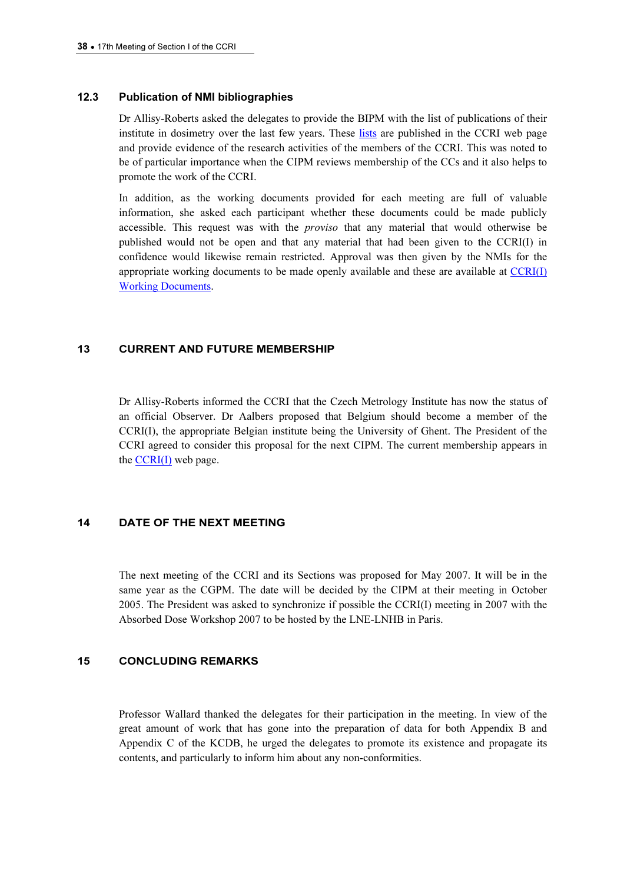### 12.3 Publication of NMI bibliographies

Dr Allisy-Roberts asked the delegates to provide the BIPM with the list of publications of their institute in dosimetry over the last few years. These lists are published in the CCRI web page and provide evidence of the research activities of the members of the CCRI. This was noted to be of particular importance when the CIPM reviews membership of the CCs and it also helps to promote the work of the CCRI.

In addition, as the working documents provided for each meeting are full of valuable information, she asked each participant whether these documents could be made publicly accessible. This request was with the *proviso* that any material that would otherwise be published would not be open and that any material that had been given to the CCRI(I) in confidence would likewise remain restricted. Approval was then given by the NMIs for the appropriate working documents to be made openly available and these are available at CCRI(I) Working Documents.

## 13 CURRENT AND FUTURE MEMBERSHIP

Dr Allisy-Roberts informed the CCRI that the Czech Metrology Institute has now the status of an official Observer. Dr Aalbers proposed that Belgium should become a member of the CCRI(I), the appropriate Belgian institute being the University of Ghent. The President of the CCRI agreed to consider this proposal for the next CIPM. The current membership appears in the CCRI(I) web page.

## 14 DATE OF THE NEXT MEETING

The next meeting of the CCRI and its Sections was proposed for May 2007. It will be in the same year as the CGPM. The date will be decided by the CIPM at their meeting in October 2005. The President was asked to synchronize if possible the CCRI(I) meeting in 2007 with the Absorbed Dose Workshop 2007 to be hosted by the LNE-LNHB in Paris.

## 15 CONCLUDING REMARKS

Professor Wallard thanked the delegates for their participation in the meeting. In view of the great amount of work that has gone into the preparation of data for both Appendix B and Appendix C of the KCDB, he urged the delegates to promote its existence and propagate its contents, and particularly to inform him about any non-conformities.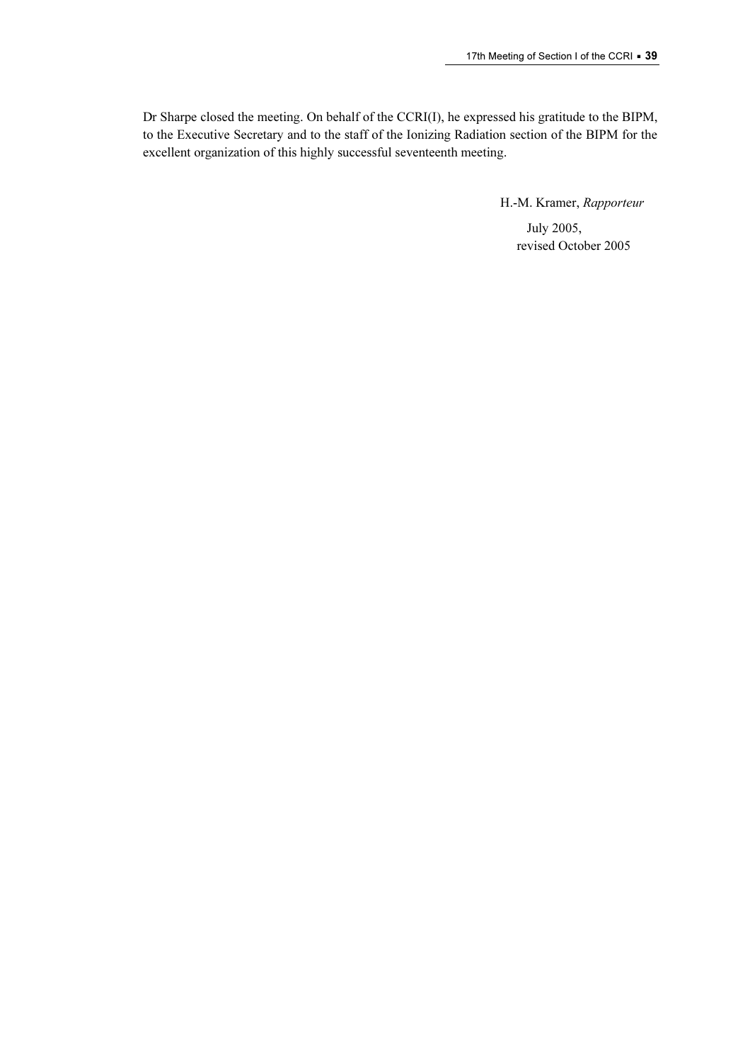Dr Sharpe closed the meeting. On behalf of the CCRI(I), he expressed his gratitude to the BIPM, to the Executive Secretary and to the staff of the Ionizing Radiation section of the BIPM for the excellent organization of this highly successful seventeenth meeting.

H.-M. Kramer, *Rapporteur*

July 2005,
revised October 2005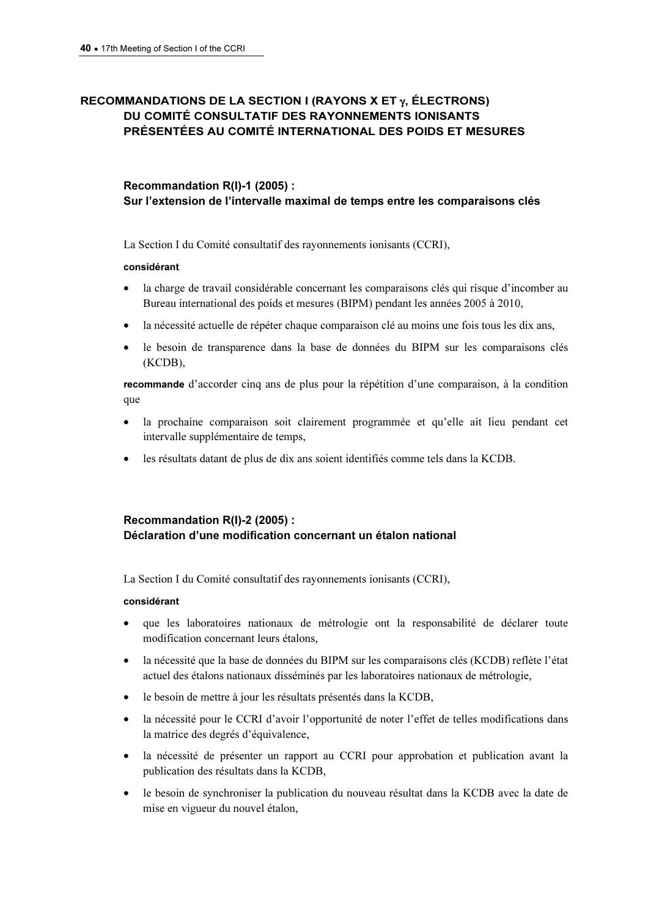## RECOMMANDATIONS DE LA SECTION I (RAYONS X ET $\gamma$, ÉLECTRONS) DU COMITÉ CONSULTATIF DES RAYONNEMENTS IONISANTS PRÉSENTÉES AU COMITÉ INTERNATIONAL DES POIDS ET MESURES

### Recommandation R(I)-1 (2005) : Sur l'extension de l'intervalle maximal de temps entre les comparaisons clés

La Section I du Comité consultatif des rayonnements ionisants (CCRI),

**considérant**

- la charge de travail considérable concernant les comparaisons clés qui risque d'incomber au Bureau international des poids et mesures (BIPM) pendant les années 2005 à 2010,
- la nécessité actuelle de répéter chaque comparaison clé au moins une fois tous les dix ans,
- le besoin de transparence dans la base de données du BIPM sur les comparaisons clés (KCDB),

**recommande** d'accorder cinq ans de plus pour la répétition d'une comparaison, à la condition que

- la prochaine comparaison soit clairement programmée et qu'elle ait lieu pendant cet intervalle supplémentaire de temps,
- les résultats datant de plus de dix ans soient identifiés comme tels dans la KCDB.

### Recommandation R(I)-2 (2005) : Déclaration d'une modification concernant un étalon national

La Section I du Comité consultatif des rayonnements ionisants (CCRI),

**considérant**

- que les laboratoires nationaux de métrologie ont la responsabilité de déclarer toute modification concernant leurs étalons,
- la nécessité que la base de données du BIPM sur les comparaisons clés (KCDB) reflète l'état actuel des étalons nationaux disséminés par les laboratoires nationaux de métrologie,
- le besoin de mettre à jour les résultats présentés dans la KCDB,
- la nécessité pour le CCRI d'avoir l'opportunité de noter l'effet de telles modifications dans la matrice des degrés d'équivalence,
- la nécessité de présenter un rapport au CCRI pour approbation et publication avant la publication des résultats dans la KCDB,
- le besoin de synchroniser la publication du nouveau résultat dans la KCDB avec la date de mise en vigueur du nouvel étalon,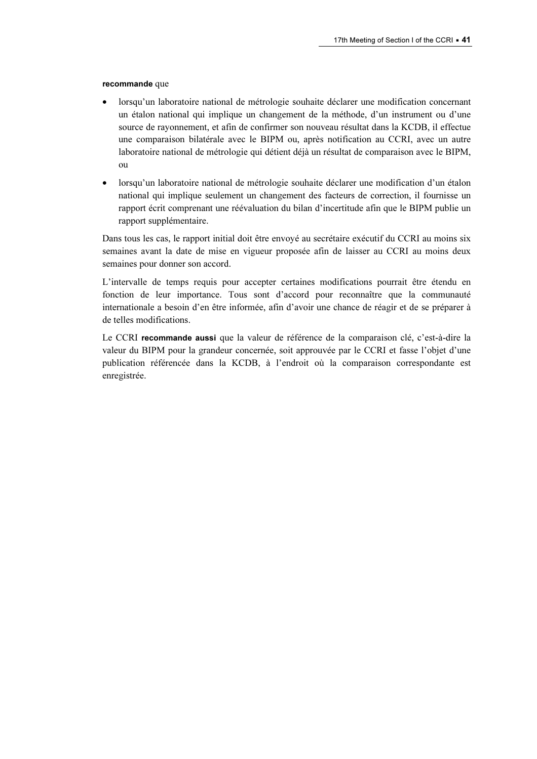**recommande** que

- lorsqu'un laboratoire national de métrologie souhaite déclarer une modification concernant un étalon national qui implique un changement de la méthode, d'un instrument ou d'une source de rayonnement, et afin de confirmer son nouveau résultat dans la KCDB, il effectue une comparaison bilatérale avec le BIPM ou, après notification au CCRI, avec un autre laboratoire national de métrologie qui détient déjà un résultat de comparaison avec le BIPM, ou
- lorsqu'un laboratoire national de métrologie souhaite déclarer une modification d'un étalon national qui implique seulement un changement des facteurs de correction, il fournisse un rapport écrit comprenant une réévaluation du bilan d'incertitude afin que le BIPM publie un rapport supplémentaire.

Dans tous les cas, le rapport initial doit être envoyé au secrétaire exécutif du CCRI au moins six semaines avant la date de mise en vigueur proposée afin de laisser au CCRI au moins deux semaines pour donner son accord.

L'intervalle de temps requis pour accepter certaines modifications pourrait être étendu en fonction de leur importance. Tous sont d'accord pour reconnaître que la communauté internationale a besoin d'en être informée, afin d'avoir une chance de réagir et de se préparer à de telles modifications.

Le CCRI **recommande aussi** que la valeur de référence de la comparaison clé, c'est-à-dire la valeur du BIPM pour la grandeur concernée, soit approuvée par le CCRI et fasse l'objet d'une publication référencée dans la KCDB, à l'endroit où la comparaison correspondante est enregistrée.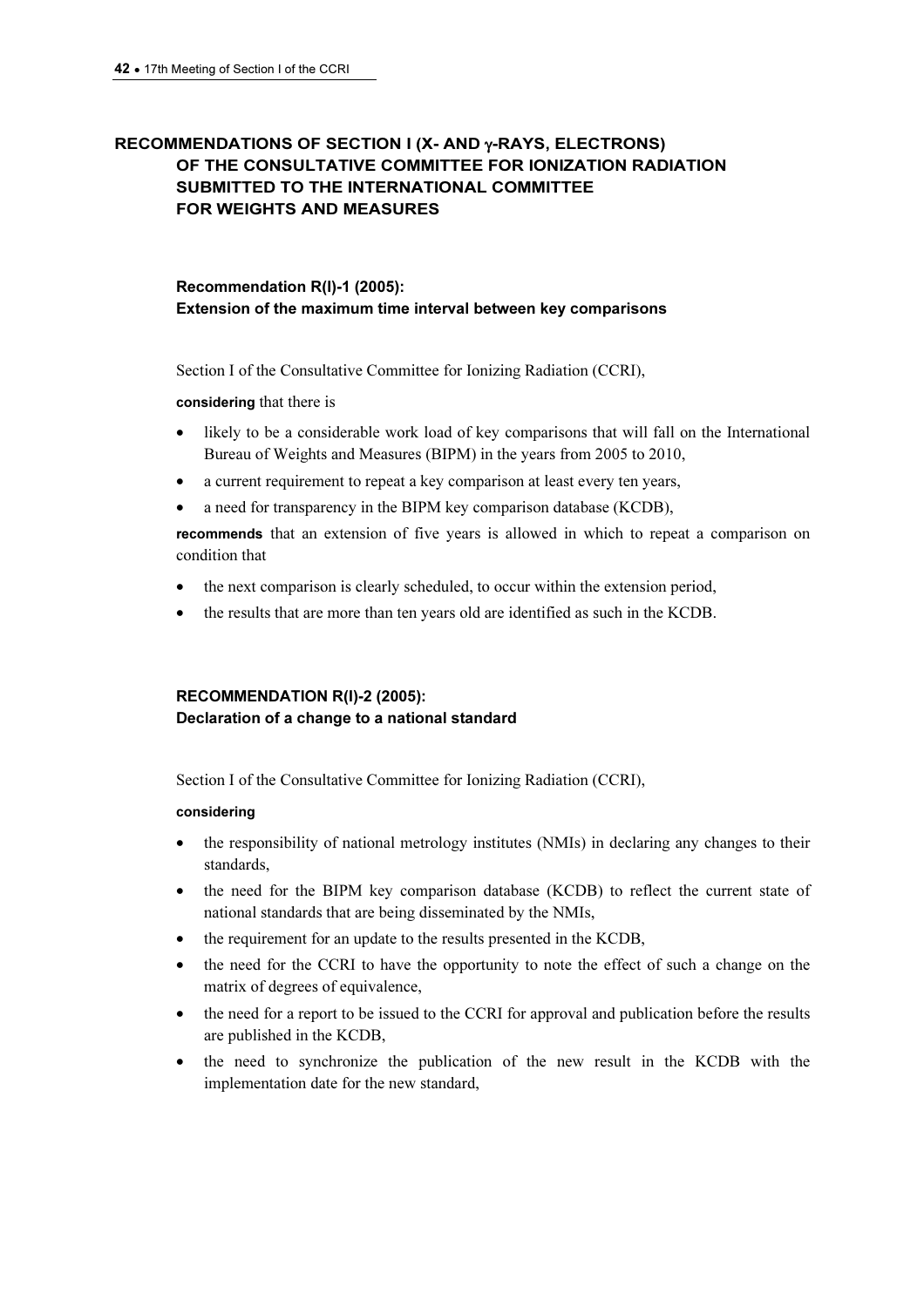## RECOMMENDATIONS OF SECTION I (X- AND $\gamma$-RAYS, ELECTRONS) OF THE CONSULTATIVE COMMITTEE FOR IONIZATION RADIATION SUBMITTED TO THE INTERNATIONAL COMMITTEE FOR WEIGHTS AND MEASURES

### Recommendation R(I)-1 (2005): Extension of the maximum time interval between key comparisons

Section I of the Consultative Committee for Ionizing Radiation (CCRI),

**considering** that there is

- likely to be a considerable work load of key comparisons that will fall on the International Bureau of Weights and Measures (BIPM) in the years from 2005 to 2010,
- a current requirement to repeat a key comparison at least every ten years,
- a need for transparency in the BIPM key comparison database (KCDB),

**recommends** that an extension of five years is allowed in which to repeat a comparison on condition that

- the next comparison is clearly scheduled, to occur within the extension period,
- the results that are more than ten years old are identified as such in the KCDB.

### RECOMMENDATION R(I)-2 (2005): Declaration of a change to a national standard

Section I of the Consultative Committee for Ionizing Radiation (CCRI),

**considering**

- the responsibility of national metrology institutes (NMIs) in declaring any changes to their standards,
- the need for the BIPM key comparison database (KCDB) to reflect the current state of national standards that are being disseminated by the NMIs,
- the requirement for an update to the results presented in the KCDB,
- the need for the CCRI to have the opportunity to note the effect of such a change on the matrix of degrees of equivalence,
- the need for a report to be issued to the CCRI for approval and publication before the results are published in the KCDB,
- the need to synchronize the publication of the new result in the KCDB with the implementation date for the new standard,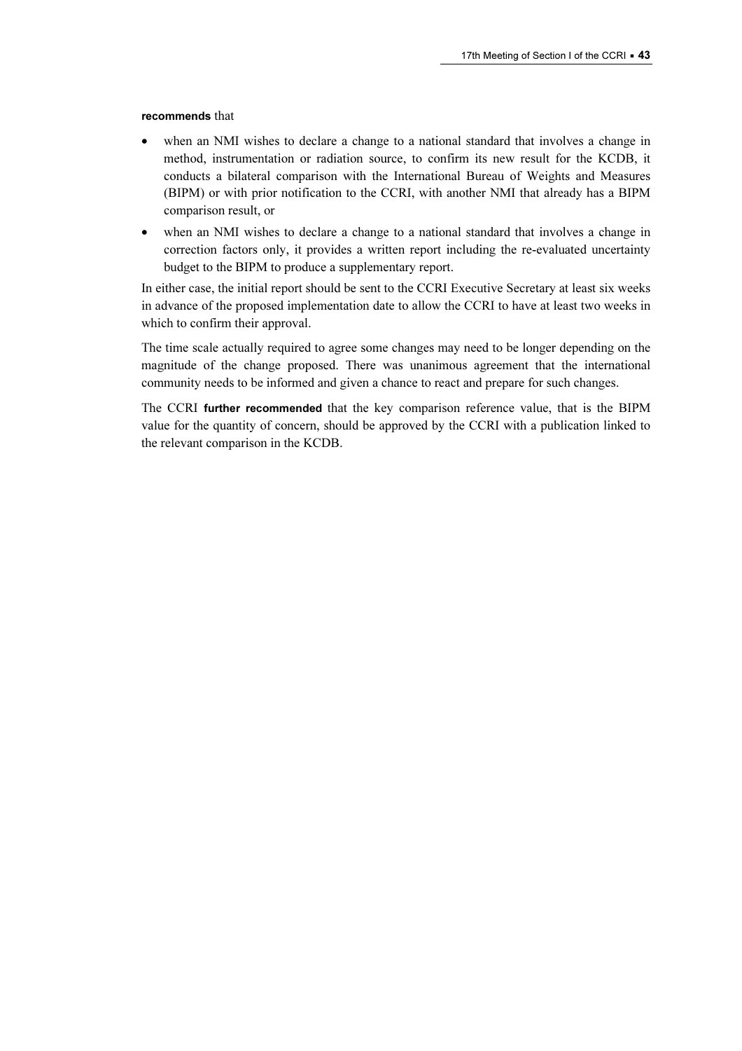**recommends** that

- when an NMI wishes to declare a change to a national standard that involves a change in method, instrumentation or radiation source, to confirm its new result for the KCDB, it conducts a bilateral comparison with the International Bureau of Weights and Measures (BIPM) or with prior notification to the CCRI, with another NMI that already has a BIPM comparison result, or
- when an NMI wishes to declare a change to a national standard that involves a change in correction factors only, it provides a written report including the re-evaluated uncertainty budget to the BIPM to produce a supplementary report.

In either case, the initial report should be sent to the CCRI Executive Secretary at least six weeks in advance of the proposed implementation date to allow the CCRI to have at least two weeks in which to confirm their approval.

The time scale actually required to agree some changes may need to be longer depending on the magnitude of the change proposed. There was unanimous agreement that the international community needs to be informed and given a chance to react and prepare for such changes.

The CCRI **further recommended** that the key comparison reference value, that is the BIPM value for the quantity of concern, should be approved by the CCRI with a publication linked to the relevant comparison in the KCDB.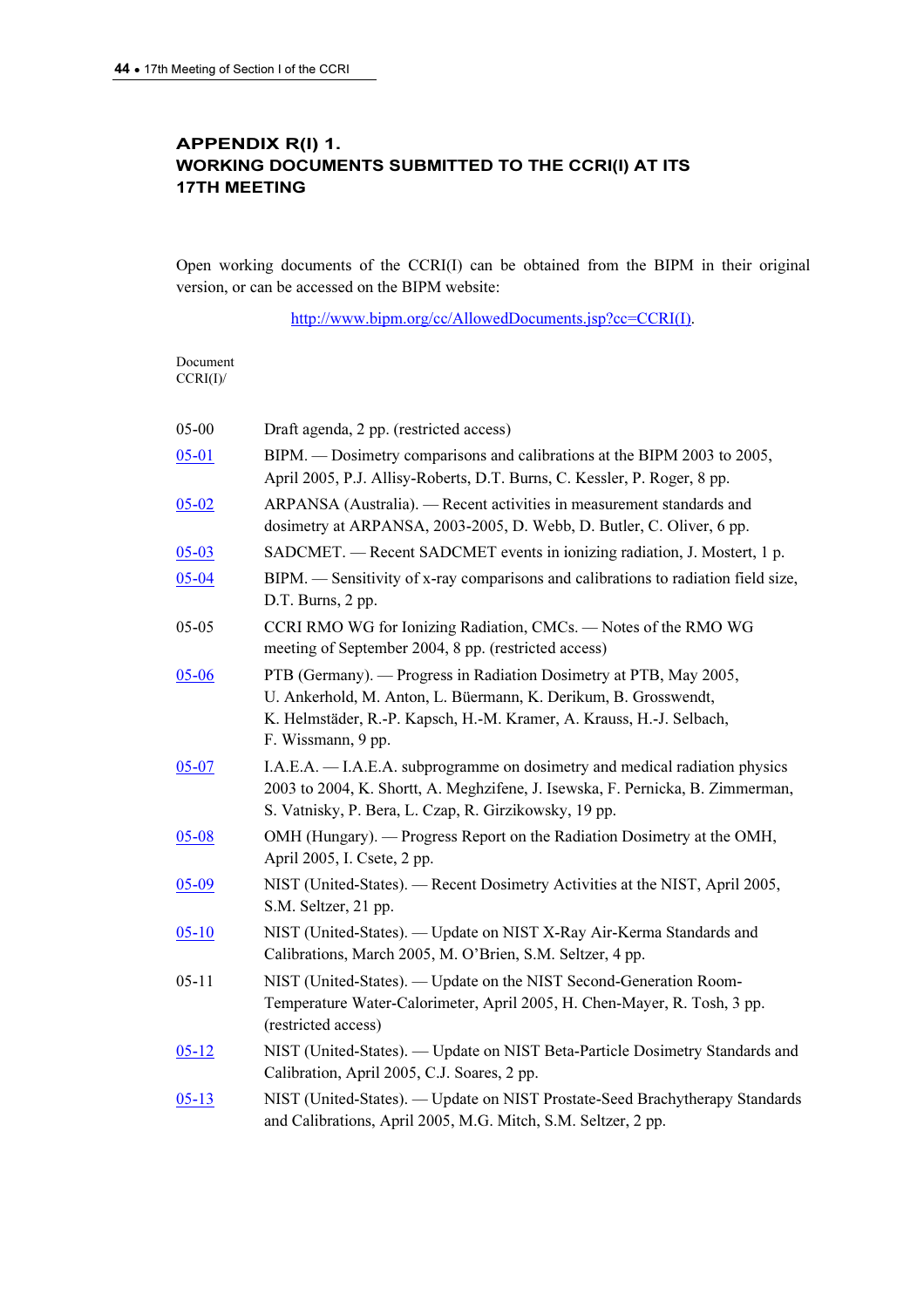## APPENDIX R(I) 1.
## WORKING DOCUMENTS SUBMITTED TO THE CCRI(I) AT ITS 17TH MEETING

Open working documents of the CCRI(I) can be obtained from the BIPM in their original version, or can be accessed on the BIPM website:

http://www.bipm.org/cc/AllowedDocuments.jsp?cc=CCRI(I).

Document
CCRI(I)/

| | |
|---|---|
| 05-00 | Draft agenda, 2 pp. (restricted access) |
| 05-01 | BIPM. — Dosimetry comparisons and calibrations at the BIPM 2003 to 2005, April 2005, P.J. Allisy-Roberts, D.T. Burns, C. Kessler, P. Roger, 8 pp. |
| 05-02 | ARPANSA (Australia). — Recent activities in measurement standards and dosimetry at ARPANSA, 2003-2005, D. Webb, D. Butler, C. Oliver, 6 pp. |
| 05-03 | SADCMET. — Recent SADCMET events in ionizing radiation, J. Mostert, 1 p. |
| 05-04 | BIPM. — Sensitivity of x-ray comparisons and calibrations to radiation field size, D.T. Burns, 2 pp. |
| 05-05 | CCRI RMO WG for Ionizing Radiation, CMCs. — Notes of the RMO WG meeting of September 2004, 8 pp. (restricted access) |
| 05-06 | PTB (Germany). — Progress in Radiation Dosimetry at PTB, May 2005, U. Ankerhold, M. Anton, L. Büermann, K. Derikum, B. Grosswendt, K. Helmstäder, R.-P. Kapsch, H.-M. Kramer, A. Krauss, H.-J. Selbach, F. Wissmann, 9 pp. |
| 05-07 | I.A.E.A. — I.A.E.A. subprogramme on dosimetry and medical radiation physics 2003 to 2004, K. Shortt, A. Meghzifene, J. Isewska, F. Pernicka, B. Zimmerman, S. Vatnisky, P. Bera, L. Czap, R. Girzikowsky, 19 pp. |
| 05-08 | OMH (Hungary). — Progress Report on the Radiation Dosimetry at the OMH, April 2005, I. Csete, 2 pp. |
| 05-09 | NIST (United-States). — Recent Dosimetry Activities at the NIST, April 2005, S.M. Seltzer, 21 pp. |
| 05-10 | NIST (United-States). — Update on NIST X-Ray Air-Kerma Standards and Calibrations, March 2005, M. O'Brien, S.M. Seltzer, 4 pp. |
| 05-11 | NIST (United-States). — Update on the NIST Second-Generation Room-Temperature Water-Calorimeter, April 2005, H. Chen-Mayer, R. Tosh, 3 pp. (restricted access) |
| 05-12 | NIST (United-States). — Update on NIST Beta-Particle Dosimetry Standards and Calibration, April 2005, C.J. Soares, 2 pp. |
| 05-13 | NIST (United-States). — Update on NIST Prostate-Seed Brachytherapy Standards and Calibrations, April 2005, M.G. Mitch, S.M. Seltzer, 2 pp. |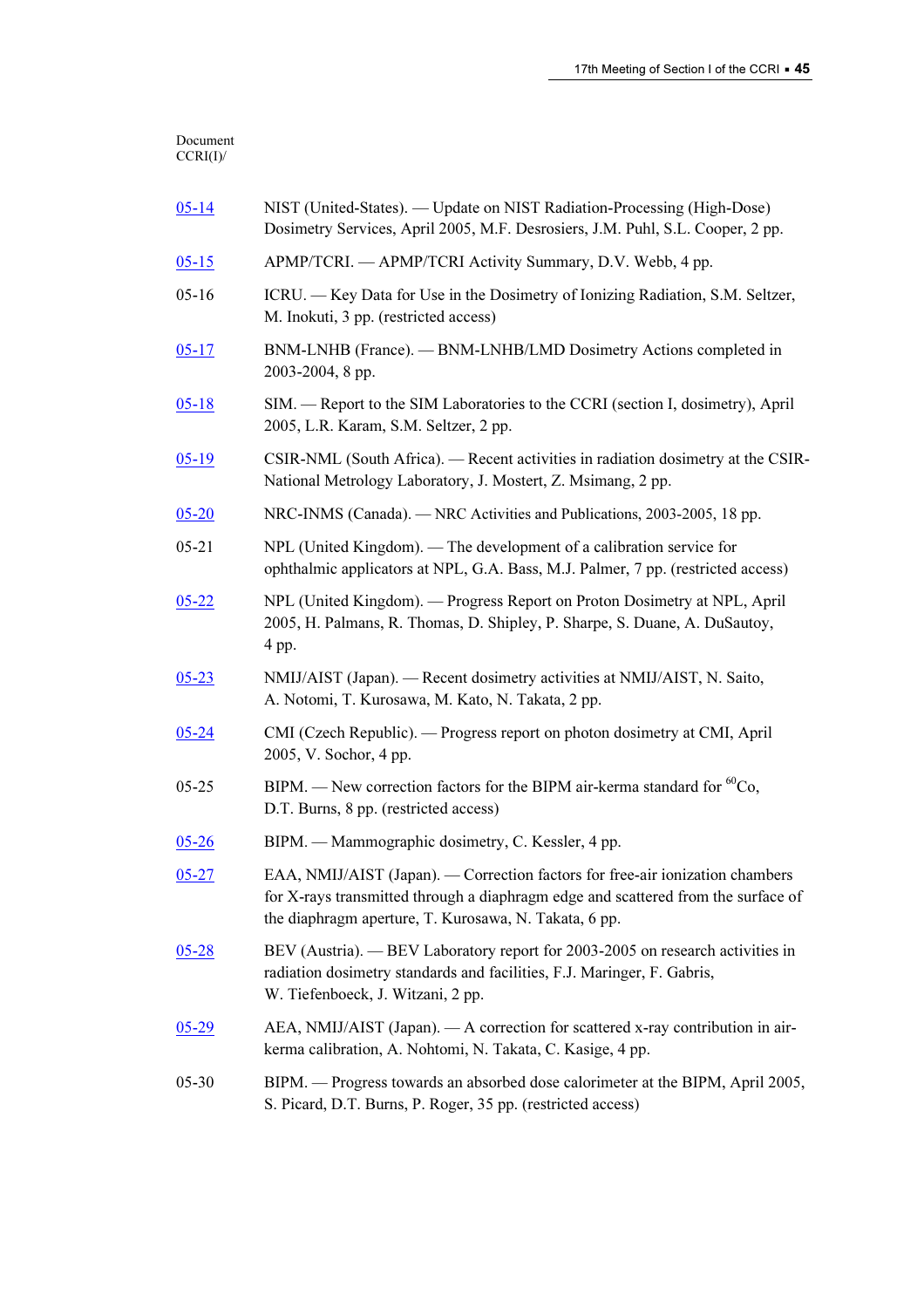Document
CCRI(I)/

| | |
|---|---|
| 05-14 | NIST (United-States). — Update on NIST Radiation-Processing (High-Dose) Dosimetry Services, April 2005, M.F. Desrosiers, J.M. Puhl, S.L. Cooper, 2 pp. |
| 05-15 | APMP/TCRI. — APMP/TCRI Activity Summary, D.V. Webb, 4 pp. |
| 05-16 | ICRU. — Key Data for Use in the Dosimetry of Ionizing Radiation, S.M. Seltzer, M. Inokuti, 3 pp. (restricted access) |
| 05-17 | BNM-LNHB (France). — BNM-LNHB/LMD Dosimetry Actions completed in 2003-2004, 8 pp. |
| 05-18 | SIM. — Report to the SIM Laboratories to the CCRI (section I, dosimetry), April 2005, L.R. Karam, S.M. Seltzer, 2 pp. |
| 05-19 | CSIR-NML (South Africa). — Recent activities in radiation dosimetry at the CSIR-National Metrology Laboratory, J. Mostert, Z. Msimang, 2 pp. |
| 05-20 | NRC-INMS (Canada). — NRC Activities and Publications, 2003-2005, 18 pp. |
| 05-21 | NPL (United Kingdom). — The development of a calibration service for ophthalmic applicators at NPL, G.A. Bass, M.J. Palmer, 7 pp. (restricted access) |
| 05-22 | NPL (United Kingdom). — Progress Report on Proton Dosimetry at NPL, April 2005, H. Palmans, R. Thomas, D. Shipley, P. Sharpe, S. Duane, A. DuSautoy, 4 pp. |
| 05-23 | NMIJ/AIST (Japan). — Recent dosimetry activities at NMIJ/AIST, N. Saito, A. Notomi, T. Kurosawa, M. Kato, N. Takata, 2 pp. |
| 05-24 | CMI (Czech Republic). — Progress report on photon dosimetry at CMI, April 2005, V. Sochor, 4 pp. |
| 05-25 | BIPM. — New correction factors for the BIPM air-kerma standard for $^{60}$Co, D.T. Burns, 8 pp. (restricted access) |
| 05-26 | BIPM. — Mammographic dosimetry, C. Kessler, 4 pp. |
| 05-27 | EAA, NMIJ/AIST (Japan). — Correction factors for free-air ionization chambers for X-rays transmitted through a diaphragm edge and scattered from the surface of the diaphragm aperture, T. Kurosawa, N. Takata, 6 pp. |
| 05-28 | BEV (Austria). — BEV Laboratory report for 2003-2005 on research activities in radiation dosimetry standards and facilities, F.J. Maringer, F. Gabris, W. Tiefenboeck, J. Witzani, 2 pp. |
| 05-29 | AEA, NMIJ/AIST (Japan). — A correction for scattered x-ray contribution in air-kerma calibration, A. Nohtomi, N. Takata, C. Kasige, 4 pp. |
| 05-30 | BIPM. — Progress towards an absorbed dose calorimeter at the BIPM, April 2005, S. Picard, D.T. Burns, P. Roger, 35 pp. (restricted access) |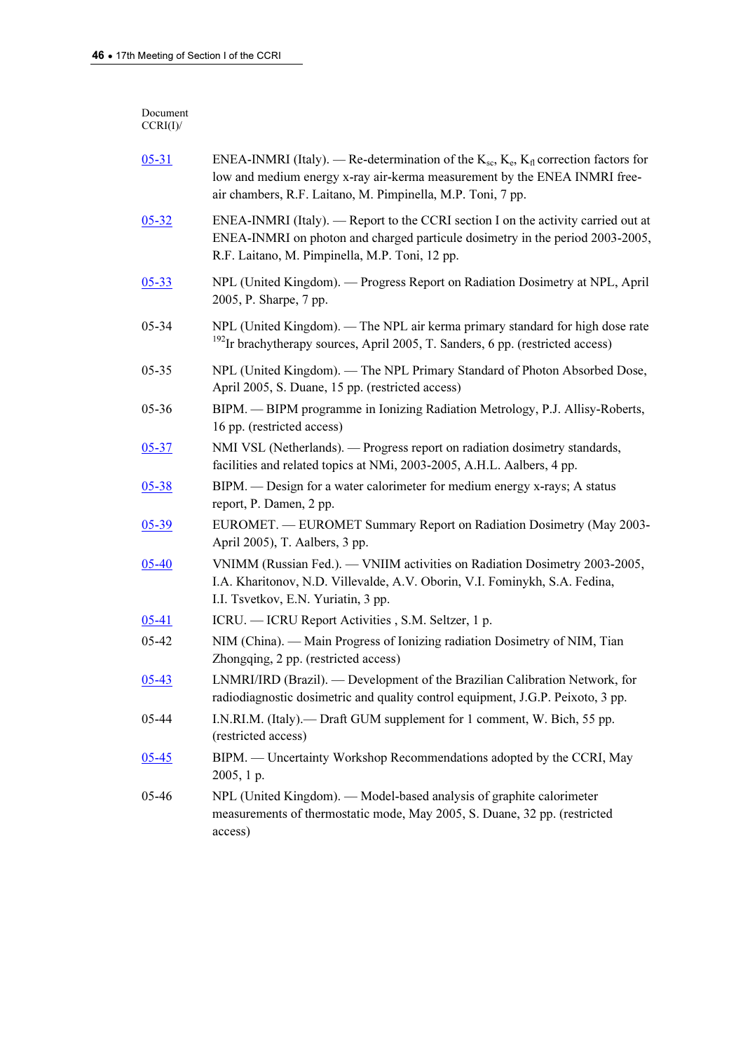Document CCRI(I)/

| | |
|---|---|
| 05-31 | ENEA-INMRI (Italy). — Re-determination of the $K_{sc}$, $K_e$, $K_{fl}$ correction factors for low and medium energy x-ray air-kerma measurement by the ENEA INMRI free-air chambers, R.F. Laitano, M. Pimpinella, M.P. Toni, 7 pp. |
| 05-32 | ENEA-INMRI (Italy). — Report to the CCRI section I on the activity carried out at ENEA-INMRI on photon and charged particule dosimetry in the period 2003-2005, R.F. Laitano, M. Pimpinella, M.P. Toni, 12 pp. |
| 05-33 | NPL (United Kingdom). — Progress Report on Radiation Dosimetry at NPL, April 2005, P. Sharpe, 7 pp. |
| 05-34 | NPL (United Kingdom). — The NPL air kerma primary standard for high dose rate $^{192}$Ir brachytherapy sources, April 2005, T. Sanders, 6 pp. (restricted access) |
| 05-35 | NPL (United Kingdom). — The NPL Primary Standard of Photon Absorbed Dose, April 2005, S. Duane, 15 pp. (restricted access) |
| 05-36 | BIPM. — BIPM programme in Ionizing Radiation Metrology, P.J. Allisy-Roberts, 16 pp. (restricted access) |
| 05-37 | NMI VSL (Netherlands). — Progress report on radiation dosimetry standards, facilities and related topics at NMi, 2003-2005, A.H.L. Aalbers, 4 pp. |
| 05-38 | BIPM. — Design for a water calorimeter for medium energy x-rays; A status report, P. Damen, 2 pp. |
| 05-39 | EUROMET. — EUROMET Summary Report on Radiation Dosimetry (May 2003-April 2005), T. Aalbers, 3 pp. |
| 05-40 | VNIMM (Russian Fed.). — VNIIM activities on Radiation Dosimetry 2003-2005, I.A. Kharitonov, N.D. Villevalde, A.V. Oborin, V.I. Fominykh, S.A. Fedina, I.I. Tsvetkov, E.N. Yuriatin, 3 pp. |
| 05-41 | ICRU. — ICRU Report Activities , S.M. Seltzer, 1 p. |
| 05-42 | NIM (China). — Main Progress of Ionizing radiation Dosimetry of NIM, Tian Zhongqing, 2 pp. (restricted access) |
| 05-43 | LNMRI/IRD (Brazil). — Development of the Brazilian Calibration Network, for radiodiagnostic dosimetric and quality control equipment, J.G.P. Peixoto, 3 pp. |
| 05-44 | I.N.RI.M. (Italy).— Draft GUM supplement for 1 comment, W. Bich, 55 pp. (restricted access) |
| 05-45 | BIPM. — Uncertainty Workshop Recommendations adopted by the CCRI, May 2005, 1 p. |
| 05-46 | NPL (United Kingdom). — Model-based analysis of graphite calorimeter measurements of thermostatic mode, May 2005, S. Duane, 32 pp. (restricted access) |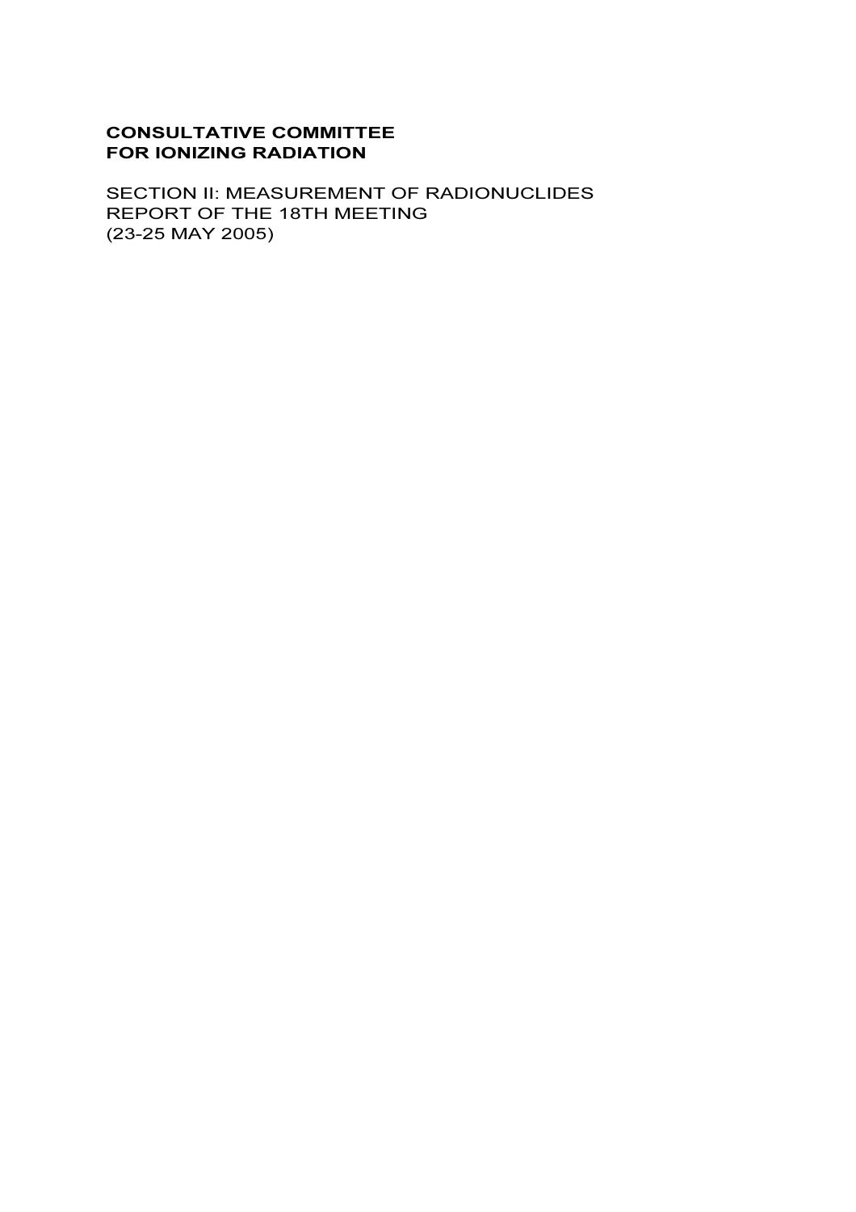**CONSULTATIVE COMMITTEE**
**FOR IONIZING RADIATION**

SECTION II: MEASUREMENT OF RADIONUCLIDES
REPORT OF THE 18TH MEETING
(23-25 MAY 2005)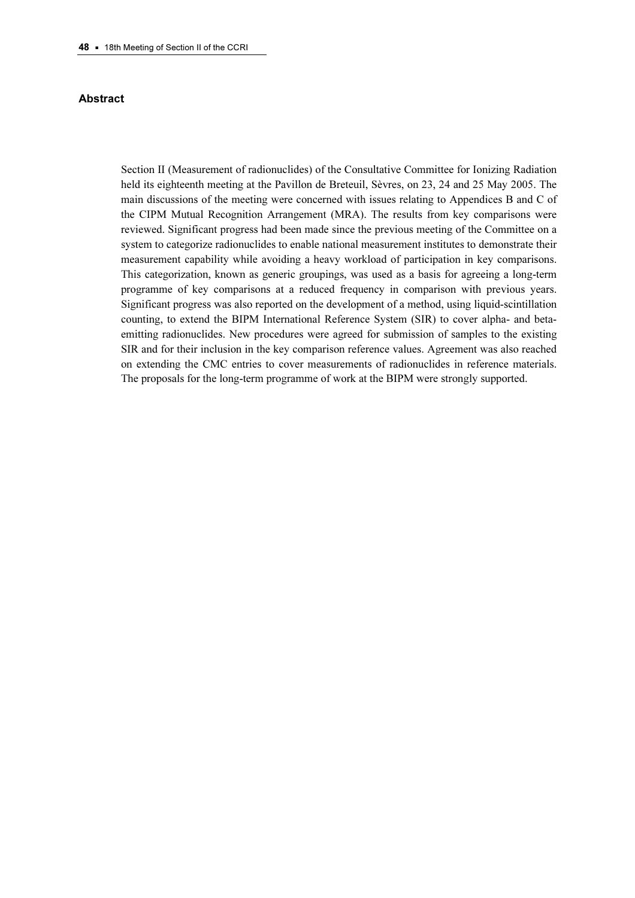## Abstract

Section II (Measurement of radionuclides) of the Consultative Committee for Ionizing Radiation held its eighteenth meeting at the Pavillon de Breteuil, Sèvres, on 23, 24 and 25 May 2005. The main discussions of the meeting were concerned with issues relating to Appendices B and C of the CIPM Mutual Recognition Arrangement (MRA). The results from key comparisons were reviewed. Significant progress had been made since the previous meeting of the Committee on a system to categorize radionuclides to enable national measurement institutes to demonstrate their measurement capability while avoiding a heavy workload of participation in key comparisons. This categorization, known as generic groupings, was used as a basis for agreeing a long-term programme of key comparisons at a reduced frequency in comparison with previous years. Significant progress was also reported on the development of a method, using liquid-scintillation counting, to extend the BIPM International Reference System (SIR) to cover alpha- and beta-emitting radionuclides. New procedures were agreed for submission of samples to the existing SIR and for their inclusion in the key comparison reference values. Agreement was also reached on extending the CMC entries to cover measurements of radionuclides in reference materials. The proposals for the long-term programme of work at the BIPM were strongly supported.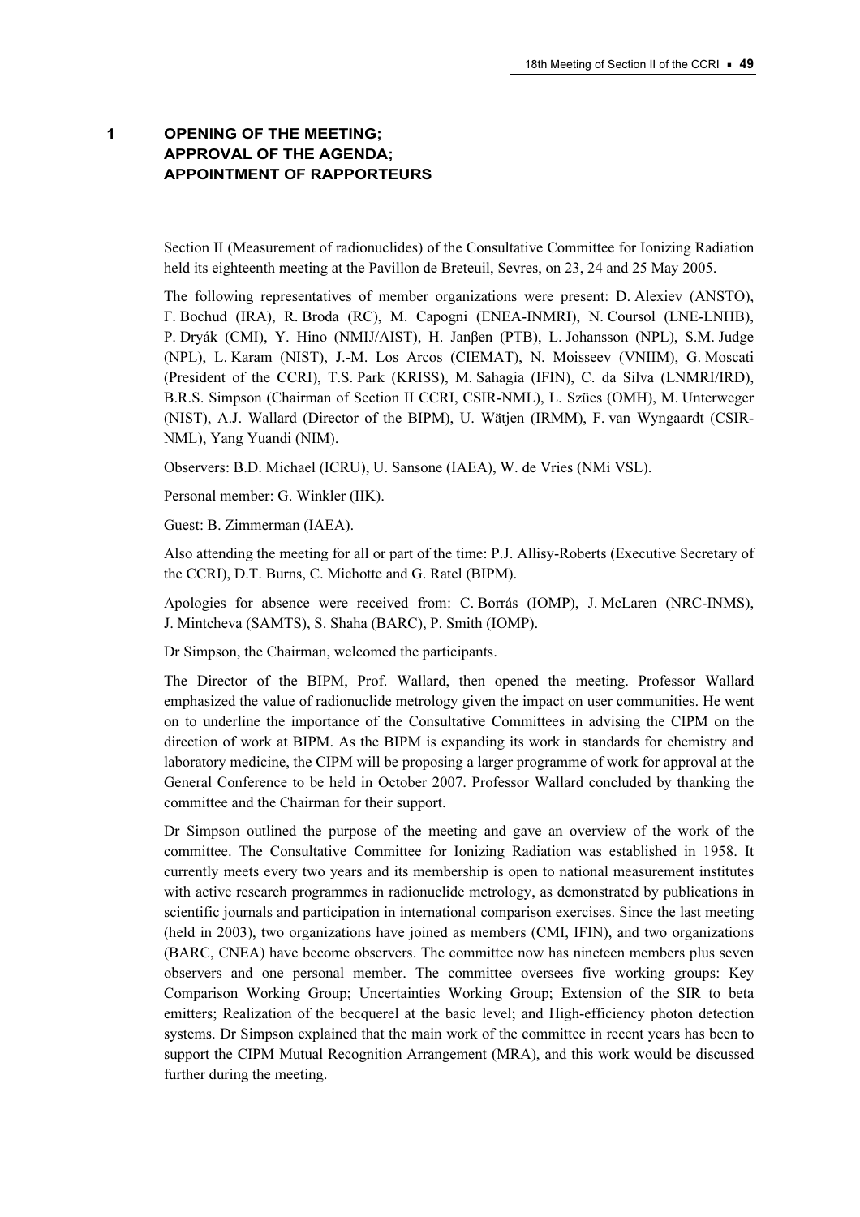# 1 OPENING OF THE MEETING; APPROVAL OF THE AGENDA; APPOINTMENT OF RAPPORTEURS

Section II (Measurement of radionuclides) of the Consultative Committee for Ionizing Radiation held its eighteenth meeting at the Pavillon de Breteuil, Sevres, on 23, 24 and 25 May 2005.

The following representatives of member organizations were present: D. Alexiev (ANSTO), F. Bochud (IRA), R. Broda (RC), M. Capogni (ENEA-INMRI), N. Coursol (LNE-LNHB), P. Dryák (CMI), Y. Hino (NMIJ/AIST), H. Janβen (PTB), L. Johansson (NPL), S.M. Judge (NPL), L. Karam (NIST), J.-M. Los Arcos (CIEMAT), N. Moisseev (VNIIM), G. Moscati (President of the CCRI), T.S. Park (KRISS), M. Sahagia (IFIN), C. da Silva (LNMRI/IRD), B.R.S. Simpson (Chairman of Section II CCRI, CSIR-NML), L. Szücs (OMH), M. Unterweger (NIST), A.J. Wallard (Director of the BIPM), U. Wätjen (IRMM), F. van Wyngaardt (CSIR-NML), Yang Yuandi (NIM).

Observers: B.D. Michael (ICRU), U. Sansone (IAEA), W. de Vries (NMi VSL).

Personal member: G. Winkler (IIK).

Guest: B. Zimmerman (IAEA).

Also attending the meeting for all or part of the time: P.J. Allisy-Roberts (Executive Secretary of the CCRI), D.T. Burns, C. Michotte and G. Ratel (BIPM).

Apologies for absence were received from: C. Borrás (IOMP), J. McLaren (NRC-INMS), J. Mintcheva (SAMTS), S. Shaha (BARC), P. Smith (IOMP).

Dr Simpson, the Chairman, welcomed the participants.

The Director of the BIPM, Prof. Wallard, then opened the meeting. Professor Wallard emphasized the value of radionuclide metrology given the impact on user communities. He went on to underline the importance of the Consultative Committees in advising the CIPM on the direction of work at BIPM. As the BIPM is expanding its work in standards for chemistry and laboratory medicine, the CIPM will be proposing a larger programme of work for approval at the General Conference to be held in October 2007. Professor Wallard concluded by thanking the committee and the Chairman for their support.

Dr Simpson outlined the purpose of the meeting and gave an overview of the work of the committee. The Consultative Committee for Ionizing Radiation was established in 1958. It currently meets every two years and its membership is open to national measurement institutes with active research programmes in radionuclide metrology, as demonstrated by publications in scientific journals and participation in international comparison exercises. Since the last meeting (held in 2003), two organizations have joined as members (CMI, IFIN), and two organizations (BARC, CNEA) have become observers. The committee now has nineteen members plus seven observers and one personal member. The committee oversees five working groups: Key Comparison Working Group; Uncertainties Working Group; Extension of the SIR to beta emitters; Realization of the becquerel at the basic level; and High-efficiency photon detection systems. Dr Simpson explained that the main work of the committee in recent years has been to support the CIPM Mutual Recognition Arrangement (MRA), and this work would be discussed further during the meeting.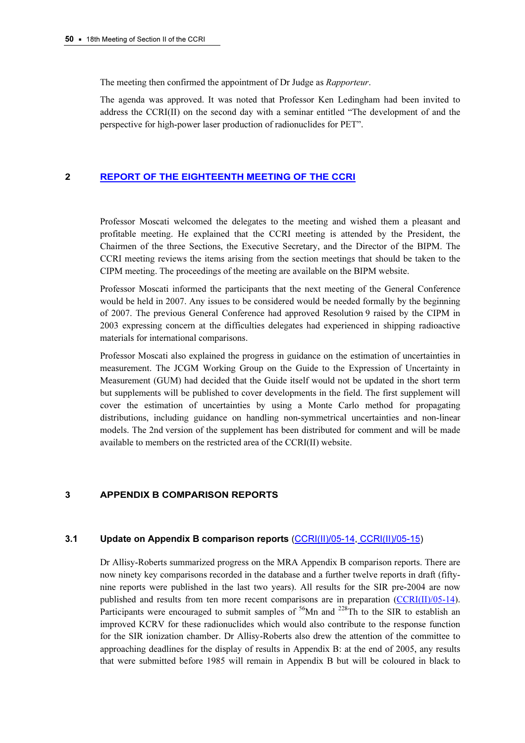The meeting then confirmed the appointment of Dr Judge as *Rapporteur*.

The agenda was approved. It was noted that Professor Ken Ledingham had been invited to address the CCRI(II) on the second day with a seminar entitled "The development of and the perspective for high-power laser production of radionuclides for PET".

## 2 REPORT OF THE EIGHTEENTH MEETING OF THE CCRI

Professor Moscati welcomed the delegates to the meeting and wished them a pleasant and profitable meeting. He explained that the CCRI meeting is attended by the President, the Chairmen of the three Sections, the Executive Secretary, and the Director of the BIPM. The CCRI meeting reviews the items arising from the section meetings that should be taken to the CIPM meeting. The proceedings of the meeting are available on the BIPM website.

Professor Moscati informed the participants that the next meeting of the General Conference would be held in 2007. Any issues to be considered would be needed formally by the beginning of 2007. The previous General Conference had approved Resolution 9 raised by the CIPM in 2003 expressing concern at the difficulties delegates had experienced in shipping radioactive materials for international comparisons.

Professor Moscati also explained the progress in guidance on the estimation of uncertainties in measurement. The JCGM Working Group on the Guide to the Expression of Uncertainty in Measurement (GUM) had decided that the Guide itself would not be updated in the short term but supplements will be published to cover developments in the field. The first supplement will cover the estimation of uncertainties by using a Monte Carlo method for propagating distributions, including guidance on handling non-symmetrical uncertainties and non-linear models. The 2nd version of the supplement has been distributed for comment and will be made available to members on the restricted area of the CCRI(II) website.

## 3 APPENDIX B COMPARISON REPORTS

### 3.1 Update on Appendix B comparison reports (CCRI(II)/05-14, CCRI(II)/05-15)

Dr Allisy-Roberts summarized progress on the MRA Appendix B comparison reports. There are now ninety key comparisons recorded in the database and a further twelve reports in draft (fifty-nine reports were published in the last two years). All results for the SIR pre-2004 are now published and results from ten more recent comparisons are in preparation (CCRI(II)/05-14). Participants were encouraged to submit samples of $^{56}$Mn and $^{228}$Th to the SIR to establish an improved KCRV for these radionuclides which would also contribute to the response function for the SIR ionization chamber. Dr Allisy-Roberts also drew the attention of the committee to approaching deadlines for the display of results in Appendix B: at the end of 2005, any results that were submitted before 1985 will remain in Appendix B but will be coloured in black to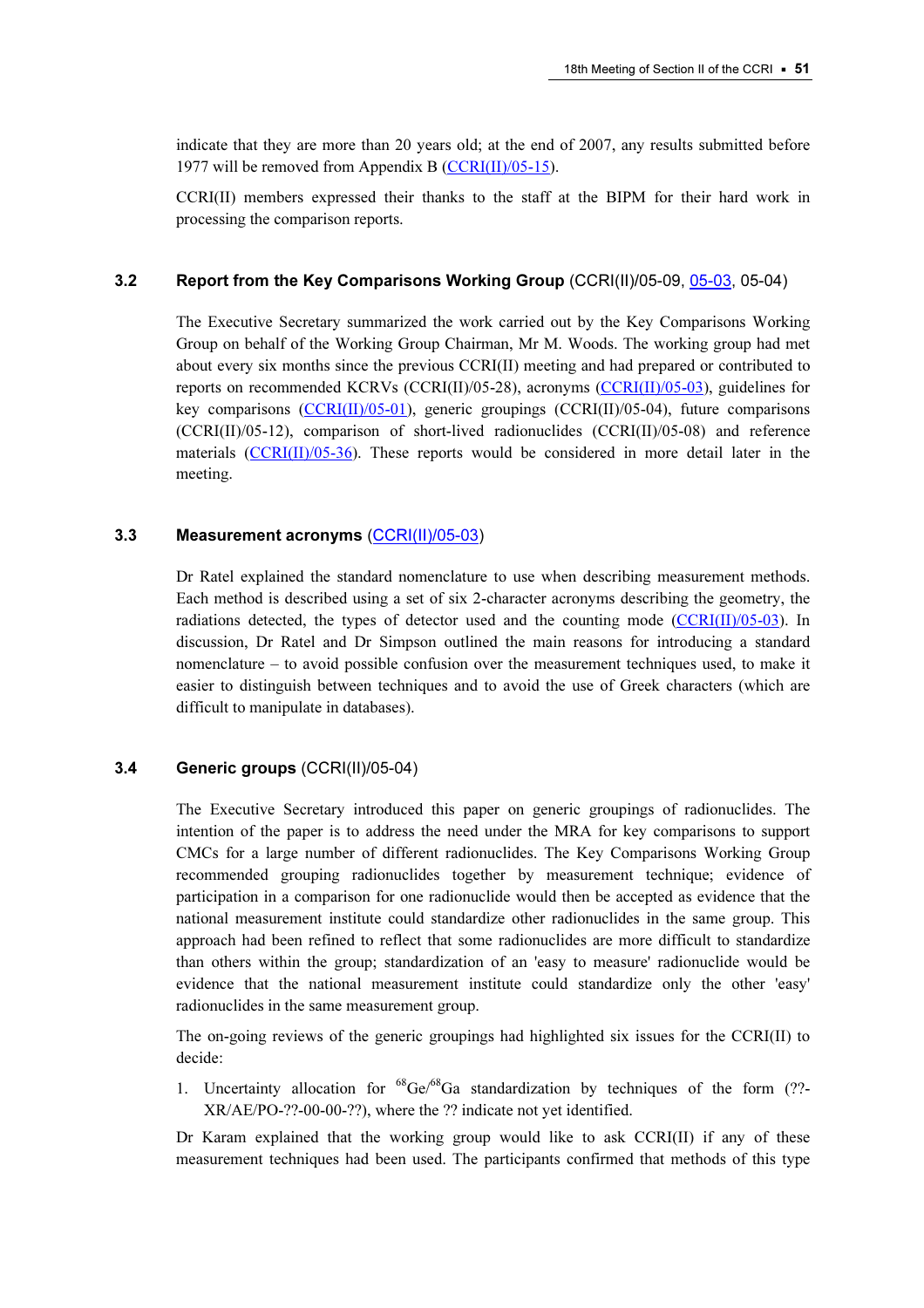indicate that they are more than 20 years old; at the end of 2007, any results submitted before 1977 will be removed from Appendix B (CCRI(II)/05-15).

CCRI(II) members expressed their thanks to the staff at the BIPM for their hard work in processing the comparison reports.

### 3.2 Report from the Key Comparisons Working Group (CCRI(II)/05-09, 05-03, 05-04)

The Executive Secretary summarized the work carried out by the Key Comparisons Working Group on behalf of the Working Group Chairman, Mr M. Woods. The working group had met about every six months since the previous CCRI(II) meeting and had prepared or contributed to reports on recommended KCRVs (CCRI(II)/05-28), acronyms (CCRI(II)/05-03), guidelines for key comparisons (CCRI(II)/05-01), generic groupings (CCRI(II)/05-04), future comparisons (CCRI(II)/05-12), comparison of short-lived radionuclides (CCRI(II)/05-08) and reference materials (CCRI(II)/05-36). These reports would be considered in more detail later in the meeting.

### 3.3 Measurement acronyms (CCRI(II)/05-03)

Dr Ratel explained the standard nomenclature to use when describing measurement methods. Each method is described using a set of six 2-character acronyms describing the geometry, the radiations detected, the types of detector used and the counting mode (CCRI(II)/05-03). In discussion, Dr Ratel and Dr Simpson outlined the main reasons for introducing a standard nomenclature – to avoid possible confusion over the measurement techniques used, to make it easier to distinguish between techniques and to avoid the use of Greek characters (which are difficult to manipulate in databases).

### 3.4 Generic groups (CCRI(II)/05-04)

The Executive Secretary introduced this paper on generic groupings of radionuclides. The intention of the paper is to address the need under the MRA for key comparisons to support CMCs for a large number of different radionuclides. The Key Comparisons Working Group recommended grouping radionuclides together by measurement technique; evidence of participation in a comparison for one radionuclide would then be accepted as evidence that the national measurement institute could standardize other radionuclides in the same group. This approach had been refined to reflect that some radionuclides are more difficult to standardize than others within the group; standardization of an 'easy to measure' radionuclide would be evidence that the national measurement institute could standardize only the other 'easy' radionuclides in the same measurement group.

The on-going reviews of the generic groupings had highlighted six issues for the CCRI(II) to decide:

1. Uncertainty allocation for $^{68}$Ge/$^{68}$Ga standardization by techniques of the form (??-XR/AE/PO-??-00-00-??), where the ?? indicate not yet identified.

Dr Karam explained that the working group would like to ask CCRI(II) if any of these measurement techniques had been used. The participants confirmed that methods of this type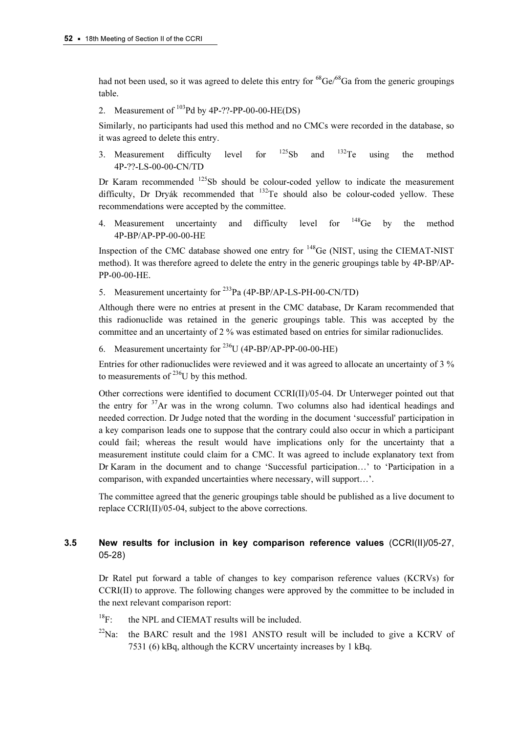had not been used, so it was agreed to delete this entry for $^{68}Ge/^{68}Ga$ from the generic groupings table.

2. Measurement of $^{103}Pd$ by 4P-??-PP-00-00-HE(DS)

Similarly, no participants had used this method and no CMCs were recorded in the database, so it was agreed to delete this entry.

3. Measurement difficulty level for $^{125}Sb$ and $^{132}Te$ using the method 4P-??-LS-00-00-CN/TD

Dr Karam recommended $^{125}Sb$ should be colour-coded yellow to indicate the measurement difficulty, Dr Dryák recommended that $^{132}Te$ should also be colour-coded yellow. These recommendations were accepted by the committee.

4. Measurement uncertainty and difficulty level for $^{148}Ge$ by the method 4P-BP/AP-PP-00-00-HE

Inspection of the CMC database showed one entry for $^{148}Ge$ (NIST, using the CIEMAT-NIST method). It was therefore agreed to delete the entry in the generic groupings table by 4P-BP/AP-PP-00-00-HE.

5. Measurement uncertainty for $^{233}Pa$ (4P-BP/AP-LS-PH-00-CN/TD)

Although there were no entries at present in the CMC database, Dr Karam recommended that this radionuclide was retained in the generic groupings table. This was accepted by the committee and an uncertainty of 2 % was estimated based on entries for similar radionuclides.

6. Measurement uncertainty for $^{236}U$ (4P-BP/AP-PP-00-00-HE)

Entries for other radionuclides were reviewed and it was agreed to allocate an uncertainty of 3 % to measurements of $^{236}U$ by this method.

Other corrections were identified to document CCRI(II)/05-04. Dr Unterweger pointed out that the entry for $^{37}Ar$ was in the wrong column. Two columns also had identical headings and needed correction. Dr Judge noted that the wording in the document 'successful' participation in a key comparison leads one to suppose that the contrary could also occur in which a participant could fail; whereas the result would have implications only for the uncertainty that a measurement institute could claim for a CMC. It was agreed to include explanatory text from Dr Karam in the document and to change 'Successful participation…' to 'Participation in a comparison, with expanded uncertainties where necessary, will support…'.

The committee agreed that the generic groupings table should be published as a live document to replace CCRI(II)/05-04, subject to the above corrections.

### 3.5 New results for inclusion in key comparison reference values (CCRI(II)/05-27, 05-28)

Dr Ratel put forward a table of changes to key comparison reference values (KCRVs) for CCRI(II) to approve. The following changes were approved by the committee to be included in the next relevant comparison report:

$^{18}F$: the NPL and CIEMAT results will be included.

$^{22}Na$: the BARC result and the 1981 ANSTO result will be included to give a KCRV of 7531 (6) kBq, although the KCRV uncertainty increases by 1 kBq.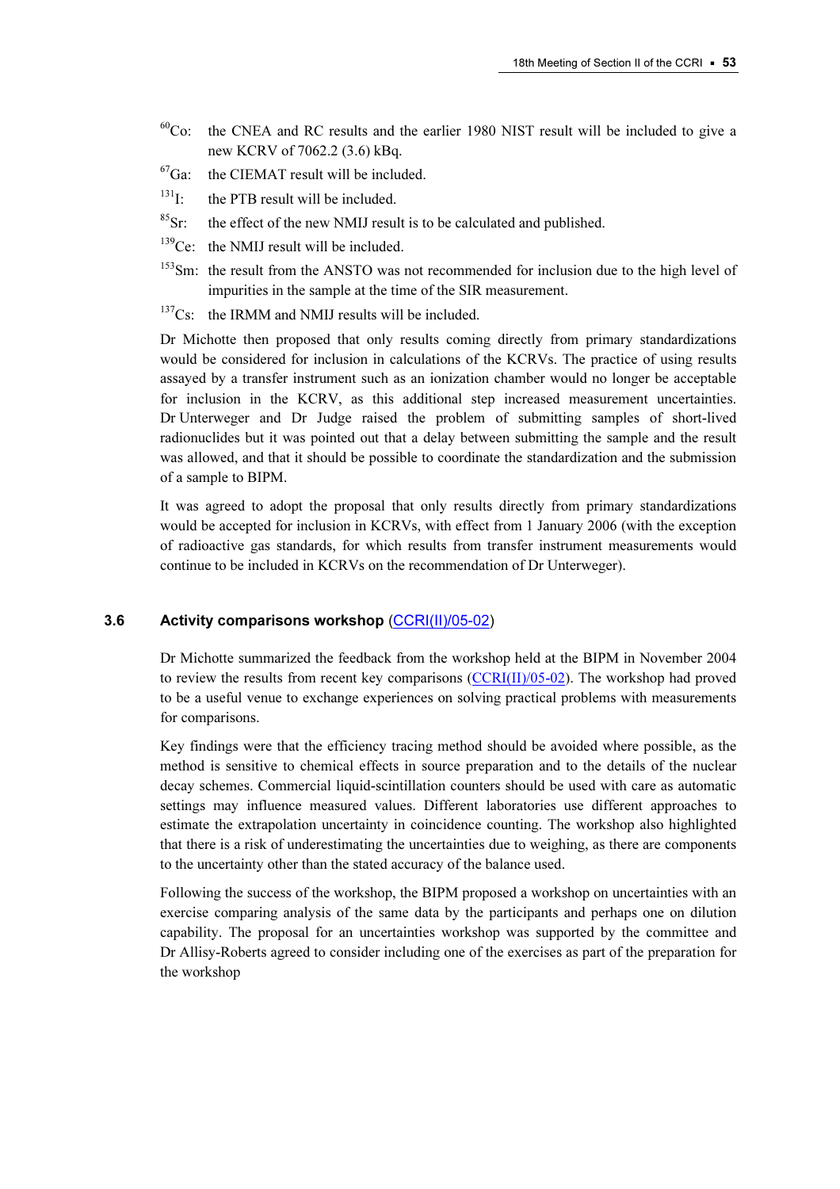$^{60}$Co: the CNEA and RC results and the earlier 1980 NIST result will be included to give a new KCRV of 7062.2 (3.6) kBq.

$^{67}$Ga: the CIEMAT result will be included.

$^{131}$I: the PTB result will be included.

$^{85}$Sr: the effect of the new NMIJ result is to be calculated and published.

$^{139}$Ce: the NMIJ result will be included.

$^{153}$Sm: the result from the ANSTO was not recommended for inclusion due to the high level of impurities in the sample at the time of the SIR measurement.

$^{137}$Cs: the IRMM and NMIJ results will be included.

Dr Michotte then proposed that only results coming directly from primary standardizations would be considered for inclusion in calculations of the KCRVs. The practice of using results assayed by a transfer instrument such as an ionization chamber would no longer be acceptable for inclusion in the KCRV, as this additional step increased measurement uncertainties. Dr Unterweger and Dr Judge raised the problem of submitting samples of short-lived radionuclides but it was pointed out that a delay between submitting the sample and the result was allowed, and that it should be possible to coordinate the standardization and the submission of a sample to BIPM.

It was agreed to adopt the proposal that only results directly from primary standardizations would be accepted for inclusion in KCRVs, with effect from 1 January 2006 (with the exception of radioactive gas standards, for which results from transfer instrument measurements would continue to be included in KCRVs on the recommendation of Dr Unterweger).

### 3.6 Activity comparisons workshop (CCRI(II)/05-02)

Dr Michotte summarized the feedback from the workshop held at the BIPM in November 2004 to review the results from recent key comparisons (CCRI(II)/05-02). The workshop had proved to be a useful venue to exchange experiences on solving practical problems with measurements for comparisons.

Key findings were that the efficiency tracing method should be avoided where possible, as the method is sensitive to chemical effects in source preparation and to the details of the nuclear decay schemes. Commercial liquid-scintillation counters should be used with care as automatic settings may influence measured values. Different laboratories use different approaches to estimate the extrapolation uncertainty in coincidence counting. The workshop also highlighted that there is a risk of underestimating the uncertainties due to weighing, as there are components to the uncertainty other than the stated accuracy of the balance used.

Following the success of the workshop, the BIPM proposed a workshop on uncertainties with an exercise comparing analysis of the same data by the participants and perhaps one on dilution capability. The proposal for an uncertainties workshop was supported by the committee and Dr Allisy-Roberts agreed to consider including one of the exercises as part of the preparation for the workshop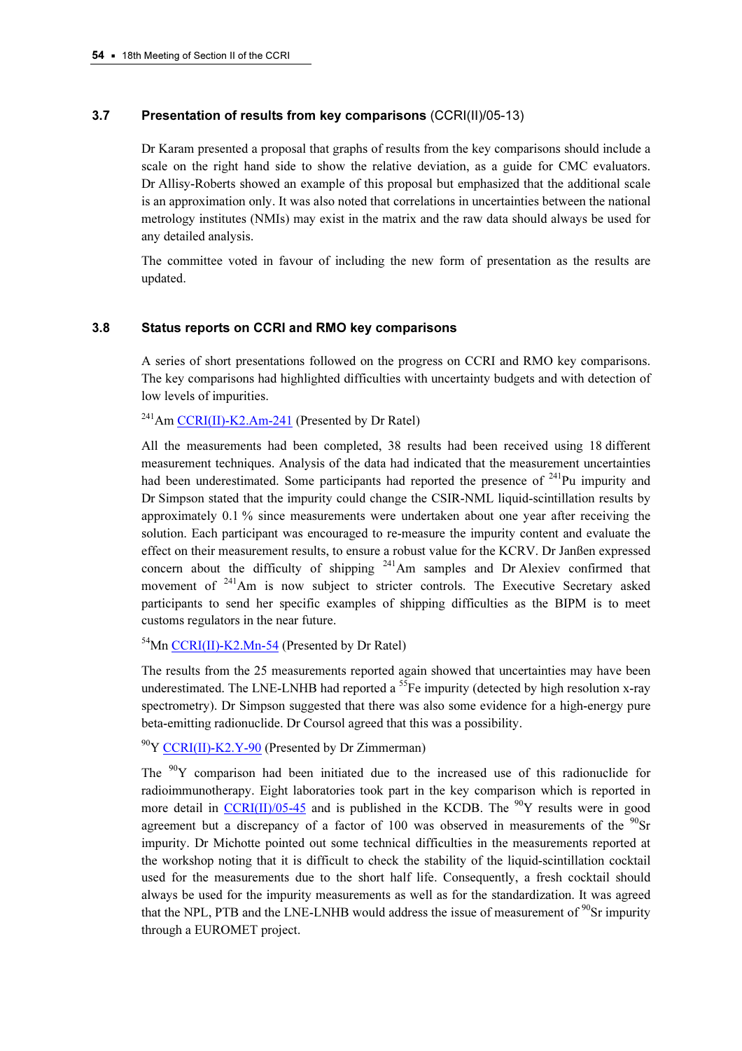### 3.7 Presentation of results from key comparisons (CCRI(II)/05-13)

Dr Karam presented a proposal that graphs of results from the key comparisons should include a scale on the right hand side to show the relative deviation, as a guide for CMC evaluators. Dr Allisy-Roberts showed an example of this proposal but emphasized that the additional scale is an approximation only. It was also noted that correlations in uncertainties between the national metrology institutes (NMIs) may exist in the matrix and the raw data should always be used for any detailed analysis.

The committee voted in favour of including the new form of presentation as the results are updated.

### 3.8 Status reports on CCRI and RMO key comparisons

A series of short presentations followed on the progress on CCRI and RMO key comparisons. The key comparisons had highlighted difficulties with uncertainty budgets and with detection of low levels of impurities.

$^{241}$Am CCRI(II)-K2.Am-241 (Presented by Dr Ratel)

All the measurements had been completed, 38 results had been received using 18 different measurement techniques. Analysis of the data had indicated that the measurement uncertainties had been underestimated. Some participants had reported the presence of $^{241}$Pu impurity and Dr Simpson stated that the impurity could change the CSIR-NML liquid-scintillation results by approximately 0.1 % since measurements were undertaken about one year after receiving the solution. Each participant was encouraged to re-measure the impurity content and evaluate the effect on their measurement results, to ensure a robust value for the KCRV. Dr Janßen expressed concern about the difficulty of shipping $^{241}$Am samples and Dr Alexiev confirmed that movement of $^{241}$Am is now subject to stricter controls. The Executive Secretary asked participants to send her specific examples of shipping difficulties as the BIPM is to meet customs regulators in the near future.

$^{54}$Mn CCRI(II)-K2.Mn-54 (Presented by Dr Ratel)

The results from the 25 measurements reported again showed that uncertainties may have been underestimated. The LNE-LNHB had reported a $^{55}$Fe impurity (detected by high resolution x-ray spectrometry). Dr Simpson suggested that there was also some evidence for a high-energy pure beta-emitting radionuclide. Dr Coursol agreed that this was a possibility.

$^{90}$Y CCRI(II)-K2.Y-90 (Presented by Dr Zimmerman)

The $^{90}$Y comparison had been initiated due to the increased use of this radionuclide for radioimmunotherapy. Eight laboratories took part in the key comparison which is reported in more detail in CCRI(II)/05-45 and is published in the KCDB. The $^{90}$Y results were in good agreement but a discrepancy of a factor of 100 was observed in measurements of the $^{90}$Sr impurity. Dr Michotte pointed out some technical difficulties in the measurements reported at the workshop noting that it is difficult to check the stability of the liquid-scintillation cocktail used for the measurements due to the short half life. Consequently, a fresh cocktail should always be used for the impurity measurements as well as for the standardization. It was agreed that the NPL, PTB and the LNE-LNHB would address the issue of measurement of $^{90}$Sr impurity through a EUROMET project.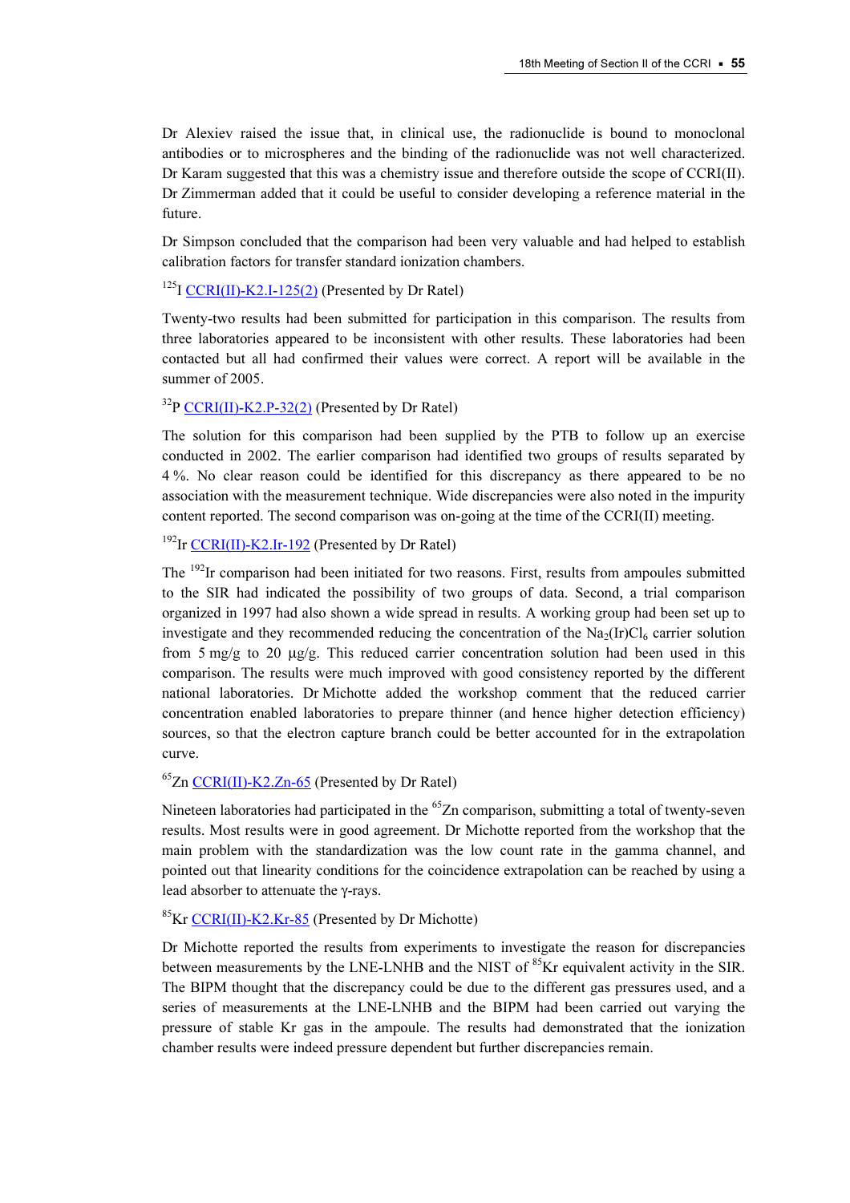Dr Alexiev raised the issue that, in clinical use, the radionuclide is bound to monoclonal antibodies or to microspheres and the binding of the radionuclide was not well characterized. Dr Karam suggested that this was a chemistry issue and therefore outside the scope of CCRI(II). Dr Zimmerman added that it could be useful to consider developing a reference material in the future.

Dr Simpson concluded that the comparison had been very valuable and had helped to establish calibration factors for transfer standard ionization chambers.

$^{125}$I CCRI(II)-K2.I-125(2) (Presented by Dr Ratel)

Twenty-two results had been submitted for participation in this comparison. The results from three laboratories appeared to be inconsistent with other results. These laboratories had been contacted but all had confirmed their values were correct. A report will be available in the summer of 2005.

$^{32}$P CCRI(II)-K2.P-32(2) (Presented by Dr Ratel)

The solution for this comparison had been supplied by the PTB to follow up an exercise conducted in 2002. The earlier comparison had identified two groups of results separated by 4 %. No clear reason could be identified for this discrepancy as there appeared to be no association with the measurement technique. Wide discrepancies were also noted in the impurity content reported. The second comparison was on-going at the time of the CCRI(II) meeting.

$^{192}$Ir CCRI(II)-K2.Ir-192 (Presented by Dr Ratel)

The $^{192}$Ir comparison had been initiated for two reasons. First, results from ampoules submitted to the SIR had indicated the possibility of two groups of data. Second, a trial comparison organized in 1997 had also shown a wide spread in results. A working group had been set up to investigate and they recommended reducing the concentration of the $Na_2(Ir)Cl_6$ carrier solution from 5 mg/g to 20 µg/g. This reduced carrier concentration solution had been used in this comparison. The results were much improved with good consistency reported by the different national laboratories. Dr Michotte added the workshop comment that the reduced carrier concentration enabled laboratories to prepare thinner (and hence higher detection efficiency) sources, so that the electron capture branch could be better accounted for in the extrapolation curve.

$^{65}$Zn CCRI(II)-K2.Zn-65 (Presented by Dr Ratel)

Nineteen laboratories had participated in the $^{65}$Zn comparison, submitting a total of twenty-seven results. Most results were in good agreement. Dr Michotte reported from the workshop that the main problem with the standardization was the low count rate in the gamma channel, and pointed out that linearity conditions for the coincidence extrapolation can be reached by using a lead absorber to attenuate the γ-rays.

$^{85}$Kr CCRI(II)-K2.Kr-85 (Presented by Dr Michotte)

Dr Michotte reported the results from experiments to investigate the reason for discrepancies between measurements by the LNE-LNHB and the NIST of $^{85}$Kr equivalent activity in the SIR. The BIPM thought that the discrepancy could be due to the different gas pressures used, and a series of measurements at the LNE-LNHB and the BIPM had been carried out varying the pressure of stable Kr gas in the ampoule. The results had demonstrated that the ionization chamber results were indeed pressure dependent but further discrepancies remain.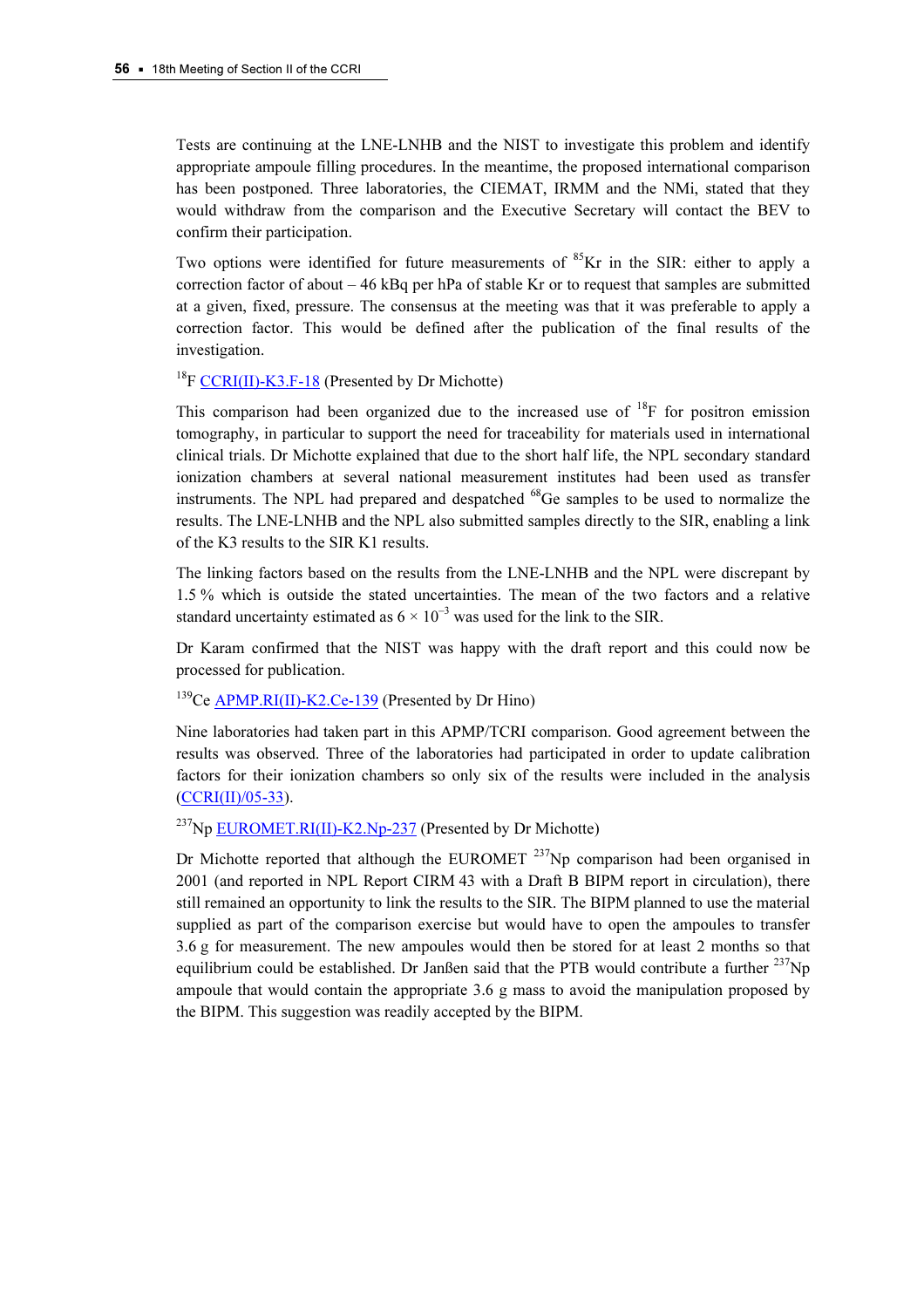Tests are continuing at the LNE-LNHB and the NIST to investigate this problem and identify appropriate ampoule filling procedures. In the meantime, the proposed international comparison has been postponed. Three laboratories, the CIEMAT, IRMM and the NMi, stated that they would withdraw from the comparison and the Executive Secretary will contact the BEV to confirm their participation.

Two options were identified for future measurements of $^{85}$Kr in the SIR: either to apply a correction factor of about – 46 kBq per hPa of stable Kr or to request that samples are submitted at a given, fixed, pressure. The consensus at the meeting was that it was preferable to apply a correction factor. This would be defined after the publication of the final results of the investigation.

$^{18}$F CCRI(II)-K3.F-18 (Presented by Dr Michotte)

This comparison had been organized due to the increased use of $^{18}$F for positron emission tomography, in particular to support the need for traceability for materials used in international clinical trials. Dr Michotte explained that due to the short half life, the NPL secondary standard ionization chambers at several national measurement institutes had been used as transfer instruments. The NPL had prepared and despatched $^{68}$Ge samples to be used to normalize the results. The LNE-LNHB and the NPL also submitted samples directly to the SIR, enabling a link of the K3 results to the SIR K1 results.

The linking factors based on the results from the LNE-LNHB and the NPL were discrepant by 1.5 % which is outside the stated uncertainties. The mean of the two factors and a relative standard uncertainty estimated as $6 \times 10^{-3}$ was used for the link to the SIR.

Dr Karam confirmed that the NIST was happy with the draft report and this could now be processed for publication.

$^{139}$Ce APMP.RI(II)-K2.Ce-139 (Presented by Dr Hino)

Nine laboratories had taken part in this APMP/TCRI comparison. Good agreement between the results was observed. Three of the laboratories had participated in order to update calibration factors for their ionization chambers so only six of the results were included in the analysis (CCRI(II)/05-33).

$^{237}$Np EUROMET.RI(II)-K2.Np-237 (Presented by Dr Michotte)

Dr Michotte reported that although the EUROMET $^{237}$Np comparison had been organised in 2001 (and reported in NPL Report CIRM 43 with a Draft B BIPM report in circulation), there still remained an opportunity to link the results to the SIR. The BIPM planned to use the material supplied as part of the comparison exercise but would have to open the ampoules to transfer 3.6 g for measurement. The new ampoules would then be stored for at least 2 months so that equilibrium could be established. Dr Janßen said that the PTB would contribute a further $^{237}$Np ampoule that would contain the appropriate 3.6 g mass to avoid the manipulation proposed by the BIPM. This suggestion was readily accepted by the BIPM.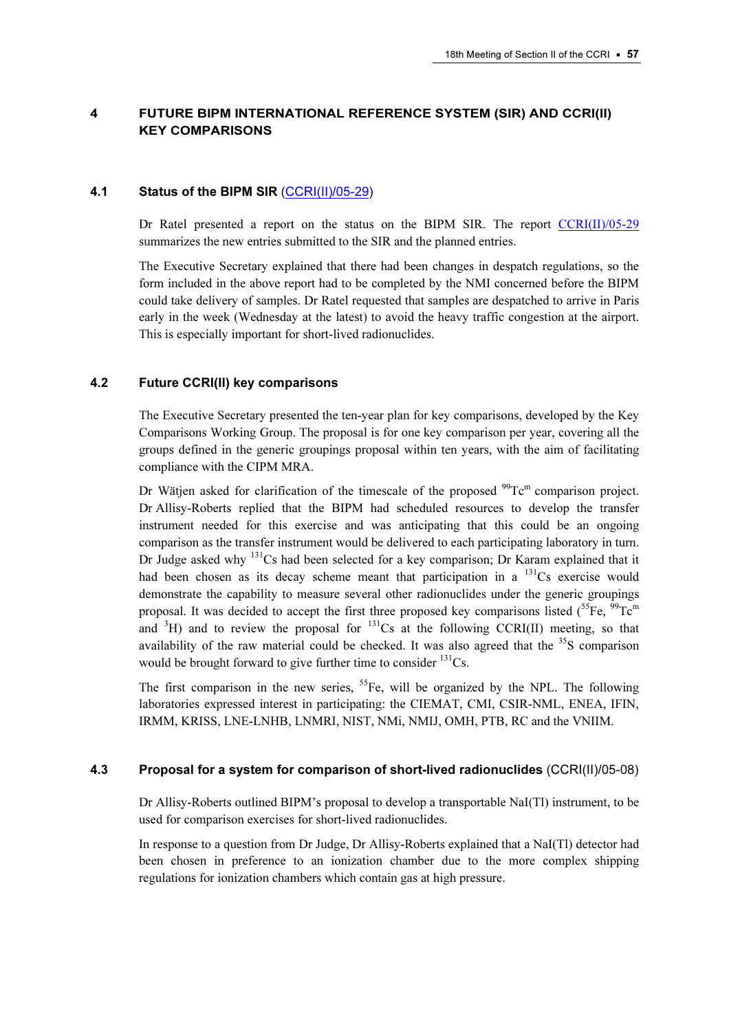## 4 FUTURE BIPM INTERNATIONAL REFERENCE SYSTEM (SIR) AND CCRI(II) KEY COMPARISONS

### 4.1 Status of the BIPM SIR (CCRI(II)/05-29)

Dr Ratel presented a report on the status on the BIPM SIR. The report CCRI(II)/05-29 summarizes the new entries submitted to the SIR and the planned entries.

The Executive Secretary explained that there had been changes in despatch regulations, so the form included in the above report had to be completed by the NMI concerned before the BIPM could take delivery of samples. Dr Ratel requested that samples are despatched to arrive in Paris early in the week (Wednesday at the latest) to avoid the heavy traffic congestion at the airport. This is especially important for short-lived radionuclides.

### 4.2 Future CCRI(II) key comparisons

The Executive Secretary presented the ten-year plan for key comparisons, developed by the Key Comparisons Working Group. The proposal is for one key comparison per year, covering all the groups defined in the generic groupings proposal within ten years, with the aim of facilitating compliance with the CIPM MRA.

Dr Wätjen asked for clarification of the timescale of the proposed $^{99}$Tc$^{m}$ comparison project. Dr Allisy-Roberts replied that the BIPM had scheduled resources to develop the transfer instrument needed for this exercise and was anticipating that this could be an ongoing comparison as the transfer instrument would be delivered to each participating laboratory in turn. Dr Judge asked why $^{131}$Cs had been selected for a key comparison; Dr Karam explained that it had been chosen as its decay scheme meant that participation in a $^{131}$Cs exercise would demonstrate the capability to measure several other radionuclides under the generic groupings proposal. It was decided to accept the first three proposed key comparisons listed ($^{55}$Fe, $^{99}$Tc$^{m}$ and $^{3}$H) and to review the proposal for $^{131}$Cs at the following CCRI(II) meeting, so that availability of the raw material could be checked. It was also agreed that the $^{35}$S comparison would be brought forward to give further time to consider $^{131}$Cs.

The first comparison in the new series, $^{55}$Fe, will be organized by the NPL. The following laboratories expressed interest in participating: the CIEMAT, CMI, CSIR-NML, ENEA, IFIN, IRMM, KRISS, LNE-LNHB, LNMRI, NIST, NMi, NMIJ, OMH, PTB, RC and the VNIIM.

### 4.3 Proposal for a system for comparison of short-lived radionuclides (CCRI(II)/05-08)

Dr Allisy-Roberts outlined BIPM's proposal to develop a transportable NaI(Tl) instrument, to be used for comparison exercises for short-lived radionuclides.

In response to a question from Dr Judge, Dr Allisy-Roberts explained that a NaI(Tl) detector had been chosen in preference to an ionization chamber due to the more complex shipping regulations for ionization chambers which contain gas at high pressure.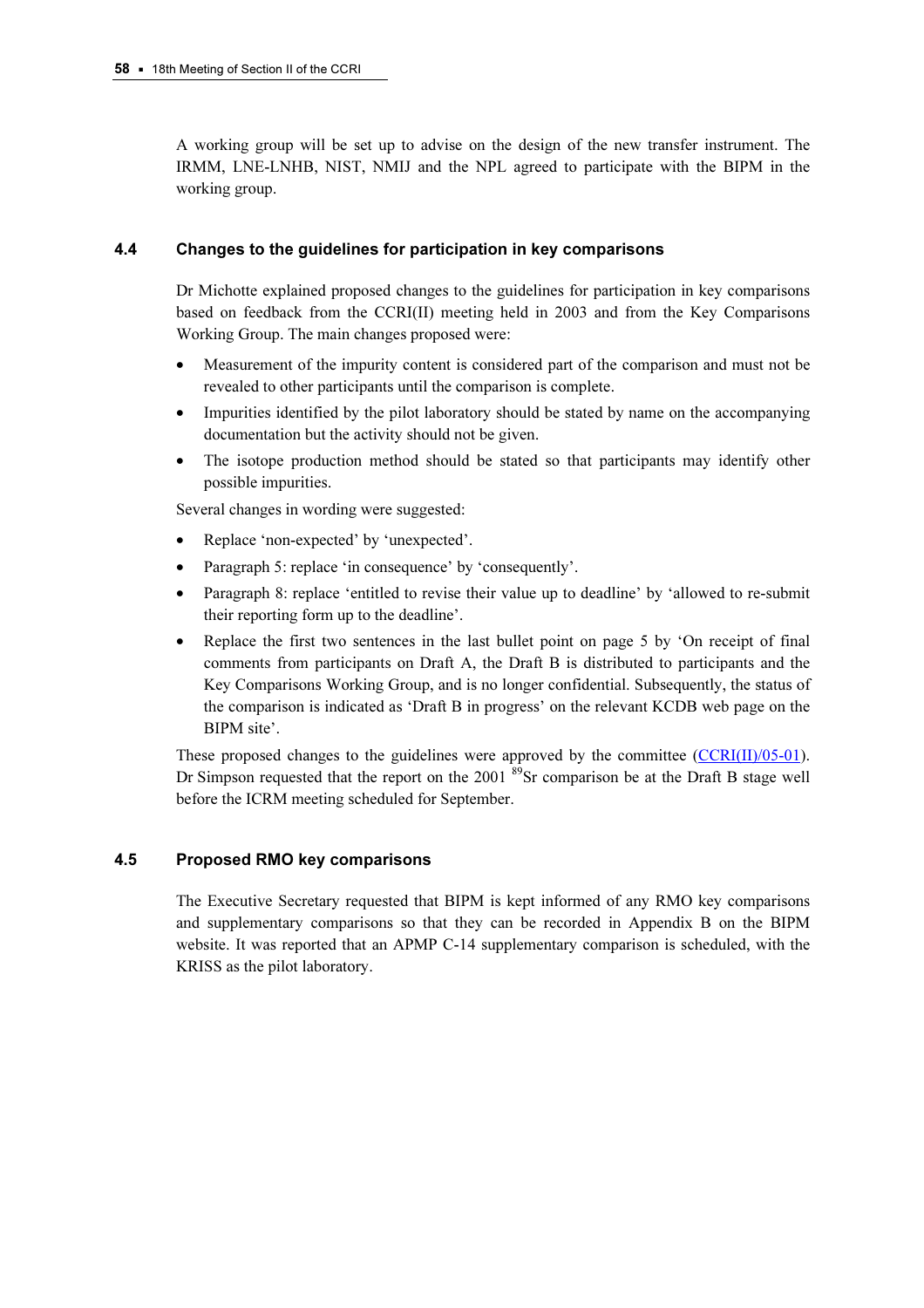A working group will be set up to advise on the design of the new transfer instrument. The IRMM, LNE-LNHB, NIST, NMIJ and the NPL agreed to participate with the BIPM in the working group.

### 4.4 Changes to the guidelines for participation in key comparisons

Dr Michotte explained proposed changes to the guidelines for participation in key comparisons based on feedback from the CCRI(II) meeting held in 2003 and from the Key Comparisons Working Group. The main changes proposed were:

- Measurement of the impurity content is considered part of the comparison and must not be revealed to other participants until the comparison is complete.
- Impurities identified by the pilot laboratory should be stated by name on the accompanying documentation but the activity should not be given.
- The isotope production method should be stated so that participants may identify other possible impurities.

Several changes in wording were suggested:

- Replace 'non-expected' by 'unexpected'.
- Paragraph 5: replace 'in consequence' by 'consequently'.
- Paragraph 8: replace 'entitled to revise their value up to deadline' by 'allowed to re-submit their reporting form up to the deadline'.
- Replace the first two sentences in the last bullet point on page 5 by 'On receipt of final comments from participants on Draft A, the Draft B is distributed to participants and the Key Comparisons Working Group, and is no longer confidential. Subsequently, the status of the comparison is indicated as 'Draft B in progress' on the relevant KCDB web page on the BIPM site'.

These proposed changes to the guidelines were approved by the committee (CCRI(II)/05-01). Dr Simpson requested that the report on the 2001 $^{89}$Sr comparison be at the Draft B stage well before the ICRM meeting scheduled for September.

### 4.5 Proposed RMO key comparisons

The Executive Secretary requested that BIPM is kept informed of any RMO key comparisons and supplementary comparisons so that they can be recorded in Appendix B on the BIPM website. It was reported that an APMP C-14 supplementary comparison is scheduled, with the KRISS as the pilot laboratory.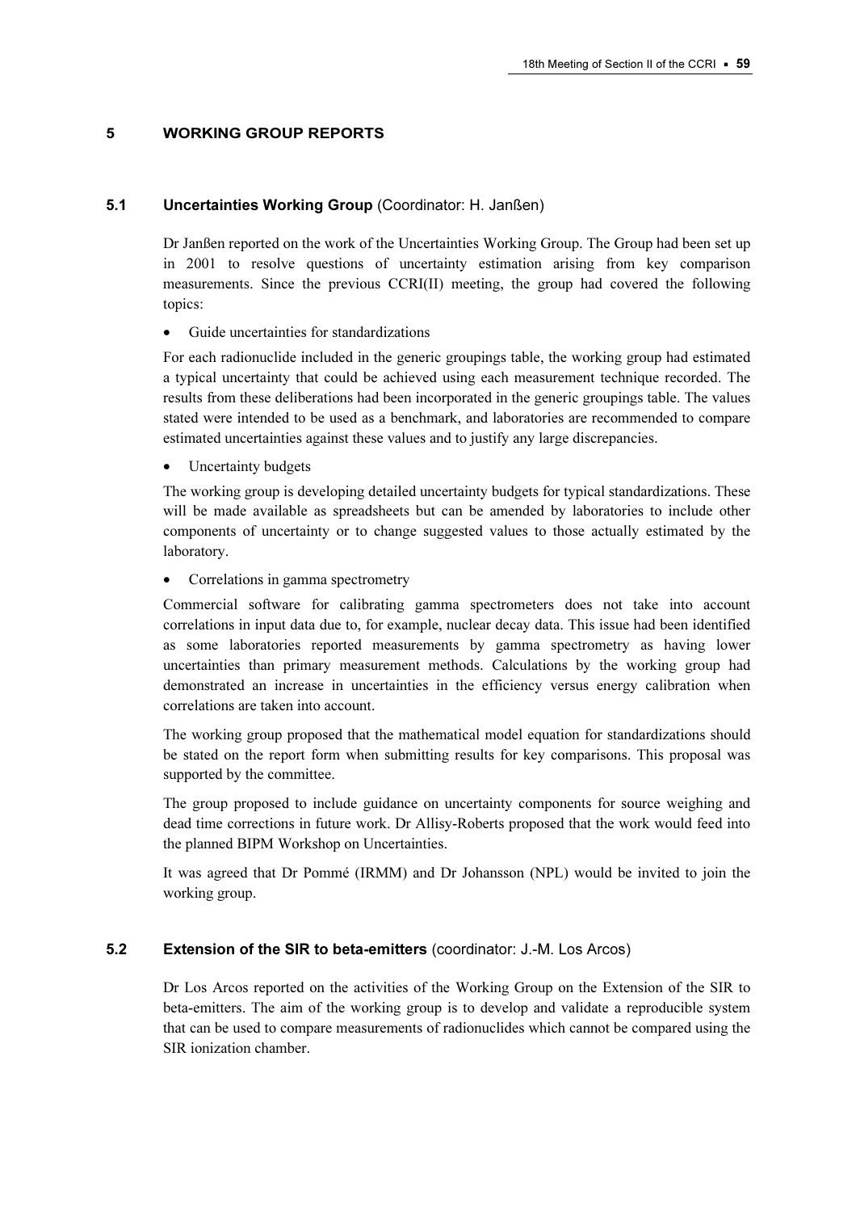## 5 WORKING GROUP REPORTS

### 5.1 Uncertainties Working Group (Coordinator: H. Janßen)

Dr Janßen reported on the work of the Uncertainties Working Group. The Group had been set up in 2001 to resolve questions of uncertainty estimation arising from key comparison measurements. Since the previous CCRI(II) meeting, the group had covered the following topics:

- Guide uncertainties for standardizations

For each radionuclide included in the generic groupings table, the working group had estimated a typical uncertainty that could be achieved using each measurement technique recorded. The results from these deliberations had been incorporated in the generic groupings table. The values stated were intended to be used as a benchmark, and laboratories are recommended to compare estimated uncertainties against these values and to justify any large discrepancies.

- Uncertainty budgets

The working group is developing detailed uncertainty budgets for typical standardizations. These will be made available as spreadsheets but can be amended by laboratories to include other components of uncertainty or to change suggested values to those actually estimated by the laboratory.

- Correlations in gamma spectrometry

Commercial software for calibrating gamma spectrometers does not take into account correlations in input data due to, for example, nuclear decay data. This issue had been identified as some laboratories reported measurements by gamma spectrometry as having lower uncertainties than primary measurement methods. Calculations by the working group had demonstrated an increase in uncertainties in the efficiency versus energy calibration when correlations are taken into account.

The working group proposed that the mathematical model equation for standardizations should be stated on the report form when submitting results for key comparisons. This proposal was supported by the committee.

The group proposed to include guidance on uncertainty components for source weighing and dead time corrections in future work. Dr Allisy-Roberts proposed that the work would feed into the planned BIPM Workshop on Uncertainties.

It was agreed that Dr Pommé (IRMM) and Dr Johansson (NPL) would be invited to join the working group.

### 5.2 Extension of the SIR to beta-emitters (coordinator: J.-M. Los Arcos)

Dr Los Arcos reported on the activities of the Working Group on the Extension of the SIR to beta-emitters. The aim of the working group is to develop and validate a reproducible system that can be used to compare measurements of radionuclides which cannot be compared using the SIR ionization chamber.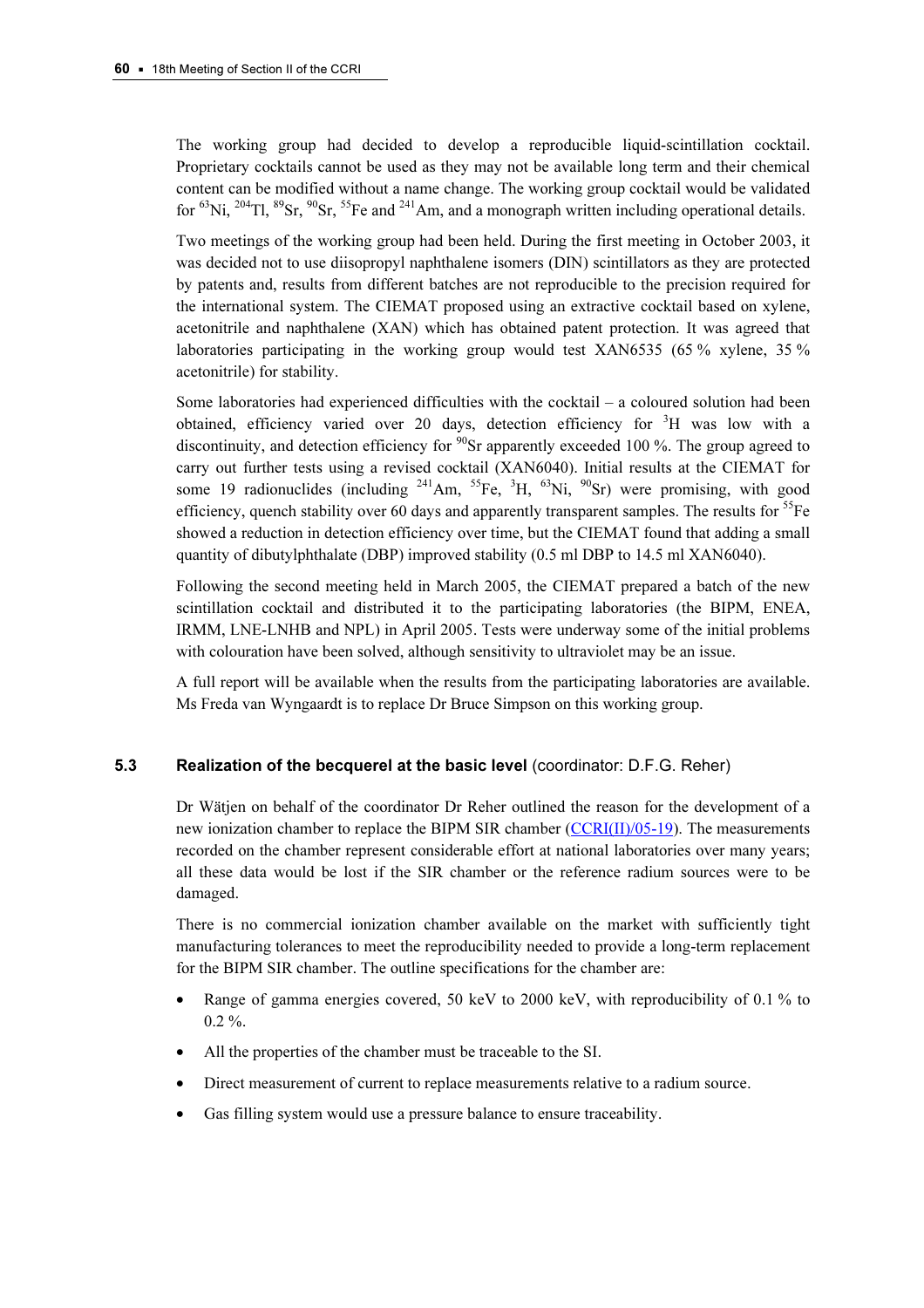The working group had decided to develop a reproducible liquid-scintillation cocktail. Proprietary cocktails cannot be used as they may not be available long term and their chemical content can be modified without a name change. The working group cocktail would be validated for $^{63}$Ni, $^{204}$Tl, $^{89}$Sr, $^{90}$Sr, $^{55}$Fe and $^{241}$Am, and a monograph written including operational details.

Two meetings of the working group had been held. During the first meeting in October 2003, it was decided not to use diisopropyl naphthalene isomers (DIN) scintillators as they are protected by patents and, results from different batches are not reproducible to the precision required for the international system. The CIEMAT proposed using an extractive cocktail based on xylene, acetonitrile and naphthalene (XAN) which has obtained patent protection. It was agreed that laboratories participating in the working group would test XAN6535 (65 % xylene, 35 % acetonitrile) for stability.

Some laboratories had experienced difficulties with the cocktail – a coloured solution had been obtained, efficiency varied over 20 days, detection efficiency for $^{3}$H was low with a discontinuity, and detection efficiency for $^{90}$Sr apparently exceeded 100 %. The group agreed to carry out further tests using a revised cocktail (XAN6040). Initial results at the CIEMAT for some 19 radionuclides (including $^{241}$Am, $^{55}$Fe, $^{3}$H, $^{63}$Ni, $^{90}$Sr) were promising, with good efficiency, quench stability over 60 days and apparently transparent samples. The results for $^{55}$Fe showed a reduction in detection efficiency over time, but the CIEMAT found that adding a small quantity of dibutylphthalate (DBP) improved stability (0.5 ml DBP to 14.5 ml XAN6040).

Following the second meeting held in March 2005, the CIEMAT prepared a batch of the new scintillation cocktail and distributed it to the participating laboratories (the BIPM, ENEA, IRMM, LNE-LNHB and NPL) in April 2005. Tests were underway some of the initial problems with colouration have been solved, although sensitivity to ultraviolet may be an issue.

A full report will be available when the results from the participating laboratories are available. Ms Freda van Wyngaardt is to replace Dr Bruce Simpson on this working group.

### 5.3 Realization of the becquerel at the basic level (coordinator: D.F.G. Reher)

Dr Wätjen on behalf of the coordinator Dr Reher outlined the reason for the development of a new ionization chamber to replace the BIPM SIR chamber (CCRI(II)/05-19). The measurements recorded on the chamber represent considerable effort at national laboratories over many years; all these data would be lost if the SIR chamber or the reference radium sources were to be damaged.

There is no commercial ionization chamber available on the market with sufficiently tight manufacturing tolerances to meet the reproducibility needed to provide a long-term replacement for the BIPM SIR chamber. The outline specifications for the chamber are:

- Range of gamma energies covered, 50 keV to 2000 keV, with reproducibility of 0.1 % to 0.2 %.
- All the properties of the chamber must be traceable to the SI.
- Direct measurement of current to replace measurements relative to a radium source.
- Gas filling system would use a pressure balance to ensure traceability.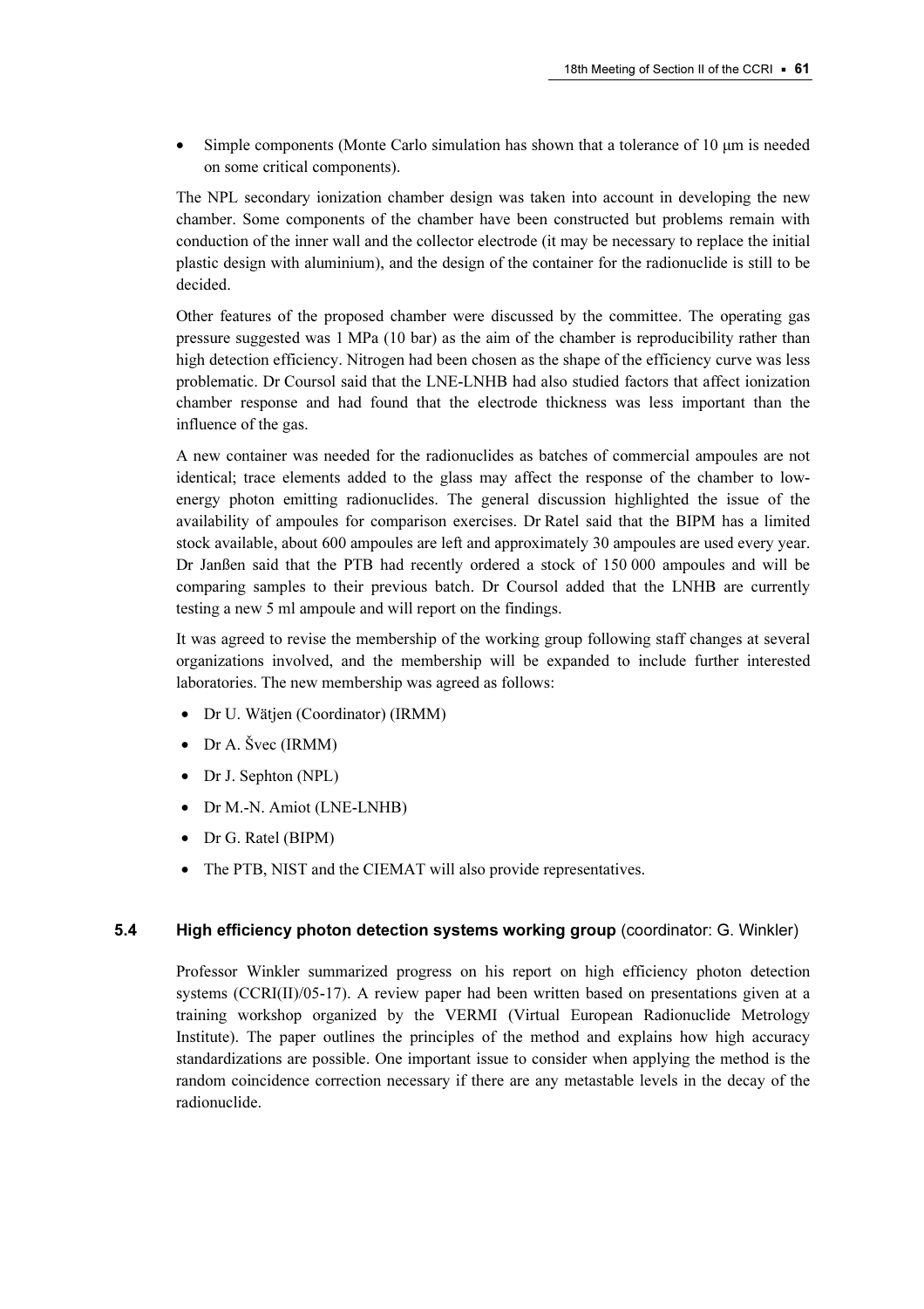- Simple components (Monte Carlo simulation has shown that a tolerance of 10 μm is needed on some critical components).

The NPL secondary ionization chamber design was taken into account in developing the new chamber. Some components of the chamber have been constructed but problems remain with conduction of the inner wall and the collector electrode (it may be necessary to replace the initial plastic design with aluminium), and the design of the container for the radionuclide is still to be decided.

Other features of the proposed chamber were discussed by the committee. The operating gas pressure suggested was 1 MPa (10 bar) as the aim of the chamber is reproducibility rather than high detection efficiency. Nitrogen had been chosen as the shape of the efficiency curve was less problematic. Dr Coursol said that the LNE-LNHB had also studied factors that affect ionization chamber response and had found that the electrode thickness was less important than the influence of the gas.

A new container was needed for the radionuclides as batches of commercial ampoules are not identical; trace elements added to the glass may affect the response of the chamber to low-energy photon emitting radionuclides. The general discussion highlighted the issue of the availability of ampoules for comparison exercises. Dr Ratel said that the BIPM has a limited stock available, about 600 ampoules are left and approximately 30 ampoules are used every year. Dr Janßen said that the PTB had recently ordered a stock of 150 000 ampoules and will be comparing samples to their previous batch. Dr Coursol added that the LNHB are currently testing a new 5 ml ampoule and will report on the findings.

It was agreed to revise the membership of the working group following staff changes at several organizations involved, and the membership will be expanded to include further interested laboratories. The new membership was agreed as follows:

- Dr U. Wätjen (Coordinator) (IRMM)
- Dr A. Švec (IRMM)
- Dr J. Sephton (NPL)
- Dr M.-N. Amiot (LNE-LNHB)
- Dr G. Ratel (BIPM)
- The PTB, NIST and the CIEMAT will also provide representatives.

### 5.4 **High efficiency photon detection systems working group** (coordinator: G. Winkler)

Professor Winkler summarized progress on his report on high efficiency photon detection systems (CCRI(II)/05-17). A review paper had been written based on presentations given at a training workshop organized by the VERMI (Virtual European Radionuclide Metrology Institute). The paper outlines the principles of the method and explains how high accuracy standardizations are possible. One important issue to consider when applying the method is the random coincidence correction necessary if there are any metastable levels in the decay of the radionuclide.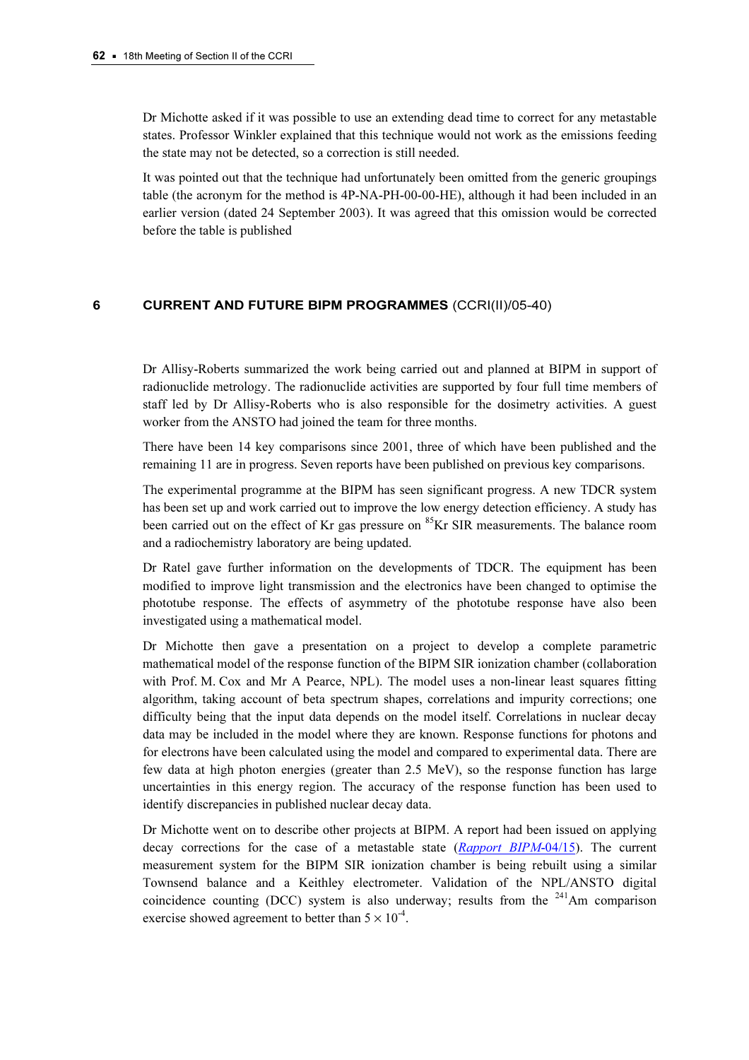Dr Michotte asked if it was possible to use an extending dead time to correct for any metastable states. Professor Winkler explained that this technique would not work as the emissions feeding the state may not be detected, so a correction is still needed.

It was pointed out that the technique had unfortunately been omitted from the generic groupings table (the acronym for the method is 4P-NA-PH-00-00-HE), although it had been included in an earlier version (dated 24 September 2003). It was agreed that this omission would be corrected before the table is published

## 6 CURRENT AND FUTURE BIPM PROGRAMMES (CCRI(II)/05-40)

Dr Allisy-Roberts summarized the work being carried out and planned at BIPM in support of radionuclide metrology. The radionuclide activities are supported by four full time members of staff led by Dr Allisy-Roberts who is also responsible for the dosimetry activities. A guest worker from the ANSTO had joined the team for three months.

There have been 14 key comparisons since 2001, three of which have been published and the remaining 11 are in progress. Seven reports have been published on previous key comparisons.

The experimental programme at the BIPM has seen significant progress. A new TDCR system has been set up and work carried out to improve the low energy detection efficiency. A study has been carried out on the effect of Kr gas pressure on $^{85}$Kr SIR measurements. The balance room and a radiochemistry laboratory are being updated.

Dr Ratel gave further information on the developments of TDCR. The equipment has been modified to improve light transmission and the electronics have been changed to optimise the phototube response. The effects of asymmetry of the phototube response have also been investigated using a mathematical model.

Dr Michotte then gave a presentation on a project to develop a complete parametric mathematical model of the response function of the BIPM SIR ionization chamber (collaboration with Prof. M. Cox and Mr A Pearce, NPL). The model uses a non-linear least squares fitting algorithm, taking account of beta spectrum shapes, correlations and impurity corrections; one difficulty being that the input data depends on the model itself. Correlations in nuclear decay data may be included in the model where they are known. Response functions for photons and for electrons have been calculated using the model and compared to experimental data. There are few data at high photon energies (greater than 2.5 MeV), so the response function has large uncertainties in this energy region. The accuracy of the response function has been used to identify discrepancies in published nuclear decay data.

Dr Michotte went on to describe other projects at BIPM. A report had been issued on applying decay corrections for the case of a metastable state (*Rapport BIPM*-04/15). The current measurement system for the BIPM SIR ionization chamber is being rebuilt using a similar Townsend balance and a Keithley electrometer. Validation of the NPL/ANSTO digital coincidence counting (DCC) system is also underway; results from the $^{241}$Am comparison exercise showed agreement to better than $5 \times 10^{-4}$.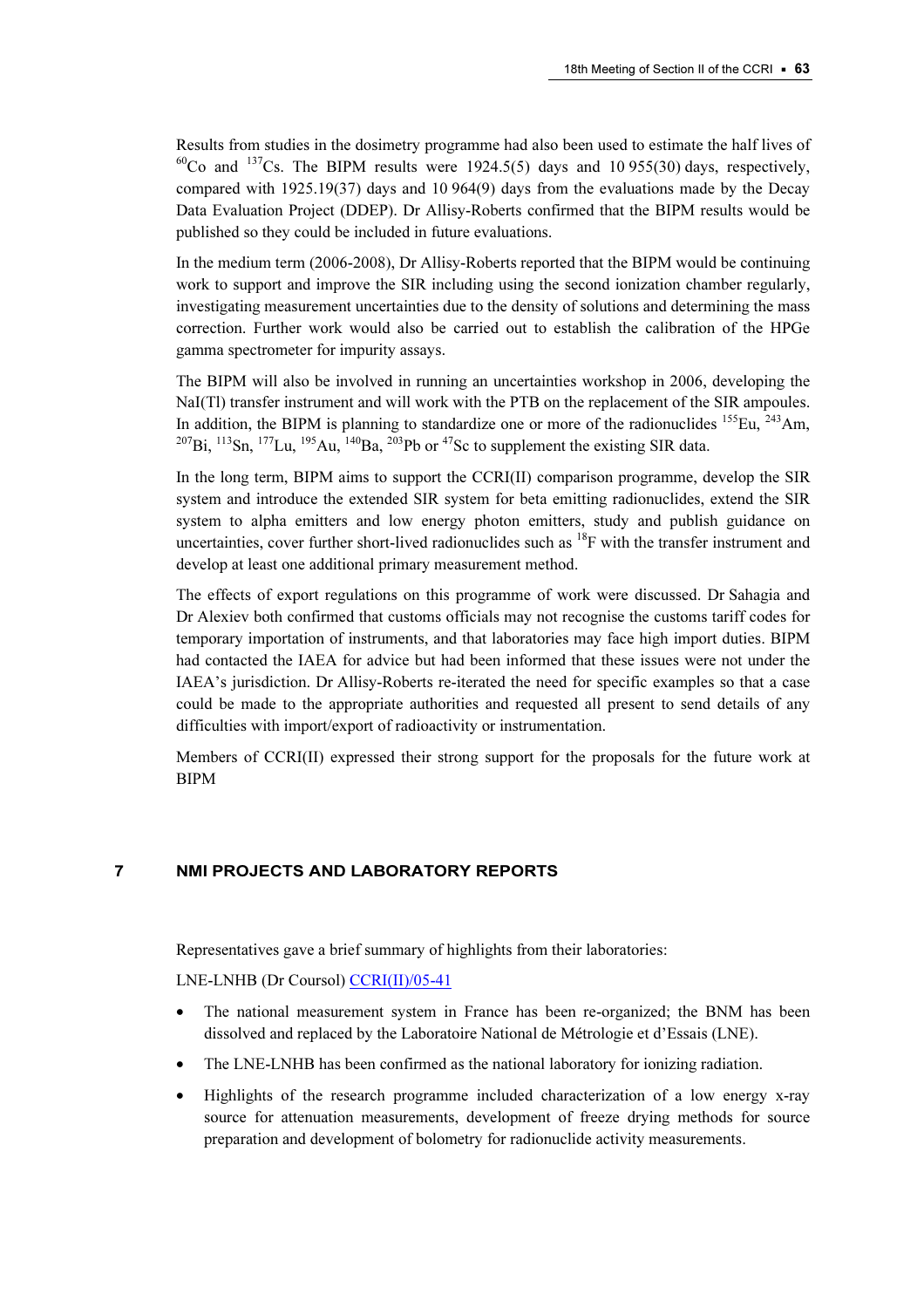Results from studies in the dosimetry programme had also been used to estimate the half lives of $^{60}$Co and $^{137}$Cs. The BIPM results were 1924.5(5) days and 10 955(30) days, respectively, compared with 1925.19(37) days and 10 964(9) days from the evaluations made by the Decay Data Evaluation Project (DDEP). Dr Allisy-Roberts confirmed that the BIPM results would be published so they could be included in future evaluations.

In the medium term (2006-2008), Dr Allisy-Roberts reported that the BIPM would be continuing work to support and improve the SIR including using the second ionization chamber regularly, investigating measurement uncertainties due to the density of solutions and determining the mass correction. Further work would also be carried out to establish the calibration of the HPGe gamma spectrometer for impurity assays.

The BIPM will also be involved in running an uncertainties workshop in 2006, developing the NaI(Tl) transfer instrument and will work with the PTB on the replacement of the SIR ampoules. In addition, the BIPM is planning to standardize one or more of the radionuclides $^{155}$Eu, $^{243}$Am, $^{207}$Bi, $^{113}$Sn, $^{177}$Lu, $^{195}$Au, $^{140}$Ba, $^{203}$Pb or $^{47}$Sc to supplement the existing SIR data.

In the long term, BIPM aims to support the CCRI(II) comparison programme, develop the SIR system and introduce the extended SIR system for beta emitting radionuclides, extend the SIR system to alpha emitters and low energy photon emitters, study and publish guidance on uncertainties, cover further short-lived radionuclides such as $^{18}$F with the transfer instrument and develop at least one additional primary measurement method.

The effects of export regulations on this programme of work were discussed. Dr Sahagia and Dr Alexiev both confirmed that customs officials may not recognise the customs tariff codes for temporary importation of instruments, and that laboratories may face high import duties. BIPM had contacted the IAEA for advice but had been informed that these issues were not under the IAEA's jurisdiction. Dr Allisy-Roberts re-iterated the need for specific examples so that a case could be made to the appropriate authorities and requested all present to send details of any difficulties with import/export of radioactivity or instrumentation.

Members of CCRI(II) expressed their strong support for the proposals for the future work at BIPM

## 7 NMI PROJECTS AND LABORATORY REPORTS

Representatives gave a brief summary of highlights from their laboratories:

LNE-LNHB (Dr Coursol) CCRI(II)/05-41

- The national measurement system in France has been re-organized; the BNM has been dissolved and replaced by the Laboratoire National de Métrologie et d'Essais (LNE).
- The LNE-LNHB has been confirmed as the national laboratory for ionizing radiation.
- Highlights of the research programme included characterization of a low energy x-ray source for attenuation measurements, development of freeze drying methods for source preparation and development of bolometry for radionuclide activity measurements.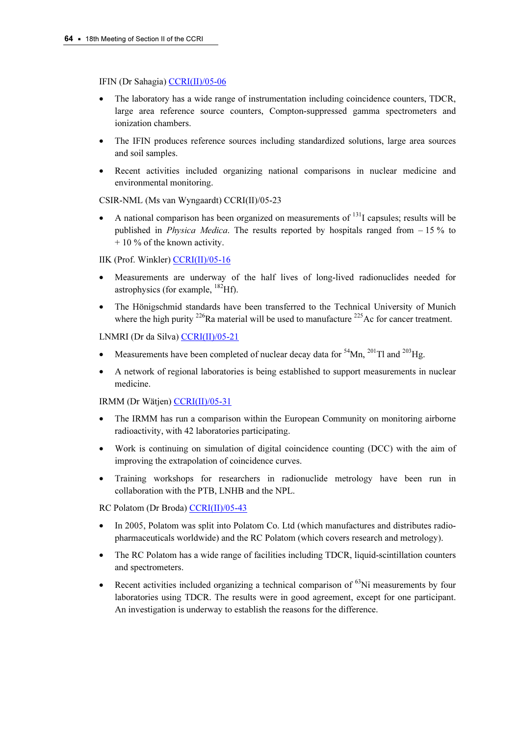IFIN (Dr Sahagia) CCRI(II)/05-06

- The laboratory has a wide range of instrumentation including coincidence counters, TDCR, large area reference source counters, Compton-suppressed gamma spectrometers and ionization chambers.
- The IFIN produces reference sources including standardized solutions, large area sources and soil samples.
- Recent activities included organizing national comparisons in nuclear medicine and environmental monitoring.

CSIR-NML (Ms van Wyngaardt) CCRI(II)/05-23

- A national comparison has been organized on measurements of $^{131}$I capsules; results will be published in *Physica Medica*. The results reported by hospitals ranged from – 15 % to + 10 % of the known activity.

IIK (Prof. Winkler) CCRI(II)/05-16

- Measurements are underway of the half lives of long-lived radionuclides needed for astrophysics (for example, $^{182}$Hf).
- The Hönigschmid standards have been transferred to the Technical University of Munich where the high purity $^{226}$Ra material will be used to manufacture $^{225}$Ac for cancer treatment.

LNMRI (Dr da Silva) CCRI(II)/05-21

- Measurements have been completed of nuclear decay data for $^{54}$Mn, $^{201}$Tl and $^{203}$Hg.
- A network of regional laboratories is being established to support measurements in nuclear medicine.

IRMM (Dr Wätjen) CCRI(II)/05-31

- The IRMM has run a comparison within the European Community on monitoring airborne radioactivity, with 42 laboratories participating.
- Work is continuing on simulation of digital coincidence counting (DCC) with the aim of improving the extrapolation of coincidence curves.
- Training workshops for researchers in radionuclide metrology have been run in collaboration with the PTB, LNHB and the NPL.

RC Polatom (Dr Broda) CCRI(II)/05-43

- In 2005, Polatom was split into Polatom Co. Ltd (which manufactures and distributes radio-pharmaceuticals worldwide) and the RC Polatom (which covers research and metrology).
- The RC Polatom has a wide range of facilities including TDCR, liquid-scintillation counters and spectrometers.
- Recent activities included organizing a technical comparison of $^{63}$Ni measurements by four laboratories using TDCR. The results were in good agreement, except for one participant. An investigation is underway to establish the reasons for the difference.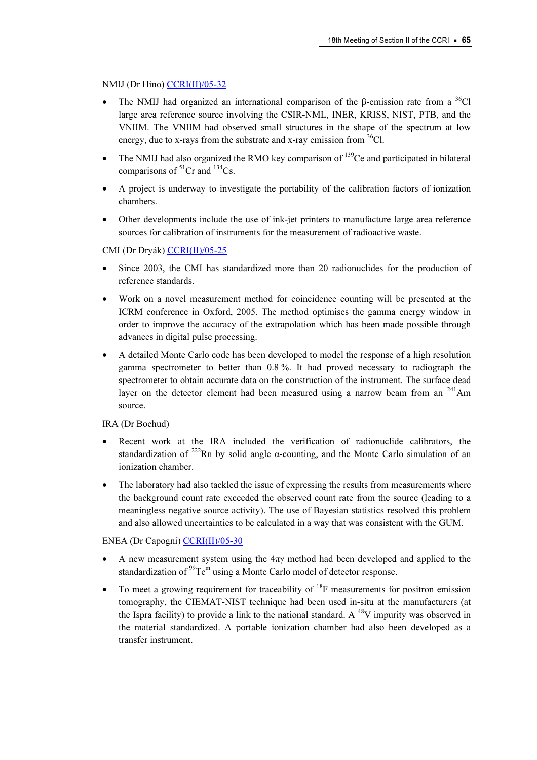NMIJ (Dr Hino) CCRI(II)/05-32

- The NMIJ had organized an international comparison of the β-emission rate from a $^{36}$Cl large area reference source involving the CSIR-NML, INER, KRISS, NIST, PTB, and the VNIIM. The VNIIM had observed small structures in the shape of the spectrum at low energy, due to x-rays from the substrate and x-ray emission from $^{36}$Cl.
- The NMIJ had also organized the RMO key comparison of $^{139}$Ce and participated in bilateral comparisons of $^{51}$Cr and $^{134}$Cs.
- A project is underway to investigate the portability of the calibration factors of ionization chambers.
- Other developments include the use of ink-jet printers to manufacture large area reference sources for calibration of instruments for the measurement of radioactive waste.

CMI (Dr Dryák) CCRI(II)/05-25

- Since 2003, the CMI has standardized more than 20 radionuclides for the production of reference standards.
- Work on a novel measurement method for coincidence counting will be presented at the ICRM conference in Oxford, 2005. The method optimises the gamma energy window in order to improve the accuracy of the extrapolation which has been made possible through advances in digital pulse processing.
- A detailed Monte Carlo code has been developed to model the response of a high resolution gamma spectrometer to better than 0.8 %. It had proved necessary to radiograph the spectrometer to obtain accurate data on the construction of the instrument. The surface dead layer on the detector element had been measured using a narrow beam from an $^{241}$Am source.

IRA (Dr Bochud)

- Recent work at the IRA included the verification of radionuclide calibrators, the standardization of $^{222}$Rn by solid angle α-counting, and the Monte Carlo simulation of an ionization chamber.
- The laboratory had also tackled the issue of expressing the results from measurements where the background count rate exceeded the observed count rate from the source (leading to a meaningless negative source activity). The use of Bayesian statistics resolved this problem and also allowed uncertainties to be calculated in a way that was consistent with the GUM.

ENEA (Dr Capogni) CCRI(II)/05-30

- A new measurement system using the 4πγ method had been developed and applied to the standardization of $^{99}$Tc$^{m}$ using a Monte Carlo model of detector response.
- To meet a growing requirement for traceability of $^{18}$F measurements for positron emission tomography, the CIEMAT-NIST technique had been used in-situ at the manufacturers (at the Ispra facility) to provide a link to the national standard. A $^{48}$V impurity was observed in the material standardized. A portable ionization chamber had also been developed as a transfer instrument.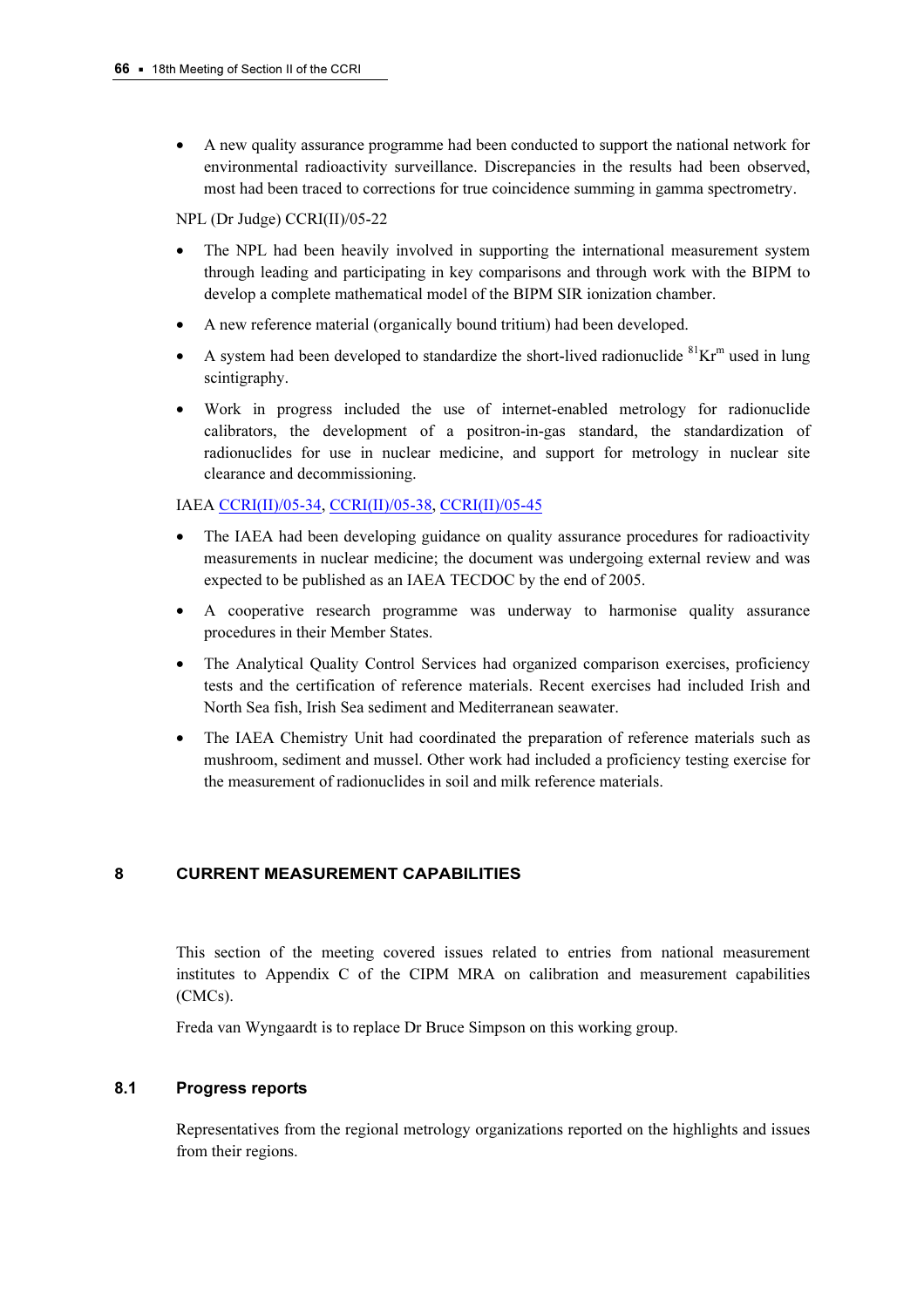- A new quality assurance programme had been conducted to support the national network for environmental radioactivity surveillance. Discrepancies in the results had been observed, most had been traced to corrections for true coincidence summing in gamma spectrometry.

NPL (Dr Judge) CCRI(II)/05-22

- The NPL had been heavily involved in supporting the international measurement system through leading and participating in key comparisons and through work with the BIPM to develop a complete mathematical model of the BIPM SIR ionization chamber.
- A new reference material (organically bound tritium) had been developed.
- A system had been developed to standardize the short-lived radionuclide $^{81}Kr^{m}$ used in lung scintigraphy.
- Work in progress included the use of internet-enabled metrology for radionuclide calibrators, the development of a positron-in-gas standard, the standardization of radionuclides for use in nuclear medicine, and support for metrology in nuclear site clearance and decommissioning.

IAEA CCRI(II)/05-34, CCRI(II)/05-38, CCRI(II)/05-45

- The IAEA had been developing guidance on quality assurance procedures for radioactivity measurements in nuclear medicine; the document was undergoing external review and was expected to be published as an IAEA TECDOC by the end of 2005.
- A cooperative research programme was underway to harmonise quality assurance procedures in their Member States.
- The Analytical Quality Control Services had organized comparison exercises, proficiency tests and the certification of reference materials. Recent exercises had included Irish and North Sea fish, Irish Sea sediment and Mediterranean seawater.
- The IAEA Chemistry Unit had coordinated the preparation of reference materials such as mushroom, sediment and mussel. Other work had included a proficiency testing exercise for the measurement of radionuclides in soil and milk reference materials.

## 8 CURRENT MEASUREMENT CAPABILITIES

This section of the meeting covered issues related to entries from national measurement institutes to Appendix C of the CIPM MRA on calibration and measurement capabilities (CMCs).

Freda van Wyngaardt is to replace Dr Bruce Simpson on this working group.

### 8.1 Progress reports

Representatives from the regional metrology organizations reported on the highlights and issues from their regions.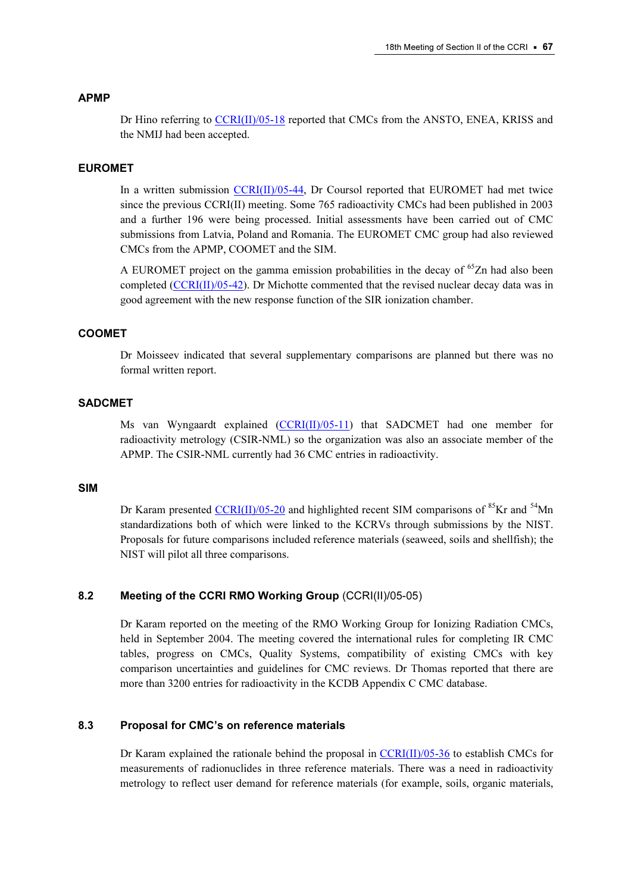### APMP

Dr Hino referring to CCRI(II)/05-18 reported that CMCs from the ANSTO, ENEA, KRISS and the NMIJ had been accepted.

### EUROMET

In a written submission CCRI(II)/05-44, Dr Coursol reported that EUROMET had met twice since the previous CCRI(II) meeting. Some 765 radioactivity CMCs had been published in 2003 and a further 196 were being processed. Initial assessments have been carried out of CMC submissions from Latvia, Poland and Romania. The EUROMET CMC group had also reviewed CMCs from the APMP, COOMET and the SIM.

A EUROMET project on the gamma emission probabilities in the decay of $^{65}$Zn had also been completed (CCRI(II)/05-42). Dr Michotte commented that the revised nuclear decay data was in good agreement with the new response function of the SIR ionization chamber.

### COOMET

Dr Moisseev indicated that several supplementary comparisons are planned but there was no formal written report.

### SADCMET

Ms van Wyngaardt explained (CCRI(II)/05-11) that SADCMET had one member for radioactivity metrology (CSIR-NML) so the organization was also an associate member of the APMP. The CSIR-NML currently had 36 CMC entries in radioactivity.

### SIM

Dr Karam presented CCRI(II)/05-20 and highlighted recent SIM comparisons of $^{85}$Kr and $^{54}$Mn standardizations both of which were linked to the KCRVs through submissions by the NIST. Proposals for future comparisons included reference materials (seaweed, soils and shellfish); the NIST will pilot all three comparisons.

## 8.2 Meeting of the CCRI RMO Working Group (CCRI(II)/05-05)

Dr Karam reported on the meeting of the RMO Working Group for Ionizing Radiation CMCs, held in September 2004. The meeting covered the international rules for completing IR CMC tables, progress on CMCs, Quality Systems, compatibility of existing CMCs with key comparison uncertainties and guidelines for CMC reviews. Dr Thomas reported that there are more than 3200 entries for radioactivity in the KCDB Appendix C CMC database.

## 8.3 Proposal for CMC's on reference materials

Dr Karam explained the rationale behind the proposal in CCRI(II)/05-36 to establish CMCs for measurements of radionuclides in three reference materials. There was a need in radioactivity metrology to reflect user demand for reference materials (for example, soils, organic materials,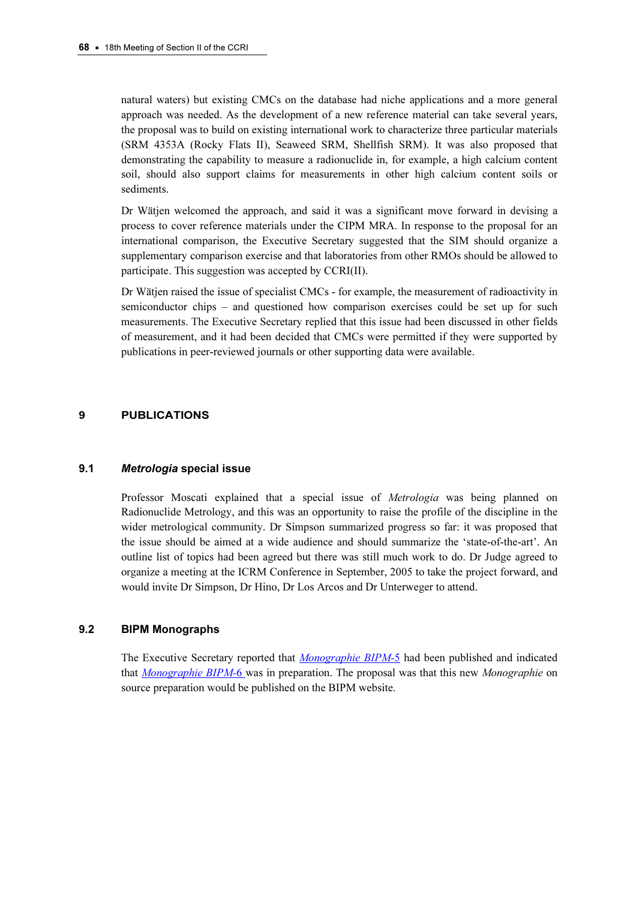natural waters) but existing CMCs on the database had niche applications and a more general approach was needed. As the development of a new reference material can take several years, the proposal was to build on existing international work to characterize three particular materials (SRM 4353A (Rocky Flats II), Seaweed SRM, Shellfish SRM). It was also proposed that demonstrating the capability to measure a radionuclide in, for example, a high calcium content soil, should also support claims for measurements in other high calcium content soils or sediments.

Dr Wätjen welcomed the approach, and said it was a significant move forward in devising a process to cover reference materials under the CIPM MRA. In response to the proposal for an international comparison, the Executive Secretary suggested that the SIM should organize a supplementary comparison exercise and that laboratories from other RMOs should be allowed to participate. This suggestion was accepted by CCRI(II).

Dr Wätjen raised the issue of specialist CMCs - for example, the measurement of radioactivity in semiconductor chips – and questioned how comparison exercises could be set up for such measurements. The Executive Secretary replied that this issue had been discussed in other fields of measurement, and it had been decided that CMCs were permitted if they were supported by publications in peer-reviewed journals or other supporting data were available.

## 9 PUBLICATIONS

### 9.1 *Metrologia* special issue

Professor Moscati explained that a special issue of *Metrologia* was being planned on Radionuclide Metrology, and this was an opportunity to raise the profile of the discipline in the wider metrological community. Dr Simpson summarized progress so far: it was proposed that the issue should be aimed at a wide audience and should summarize the 'state-of-the-art'. An outline list of topics had been agreed but there was still much work to do. Dr Judge agreed to organize a meeting at the ICRM Conference in September, 2005 to take the project forward, and would invite Dr Simpson, Dr Hino, Dr Los Arcos and Dr Unterweger to attend.

### 9.2 BIPM Monographs

The Executive Secretary reported that *Monographie BIPM-5* had been published and indicated that *Monographie BIPM-6* was in preparation. The proposal was that this new *Monographie* on source preparation would be published on the BIPM website.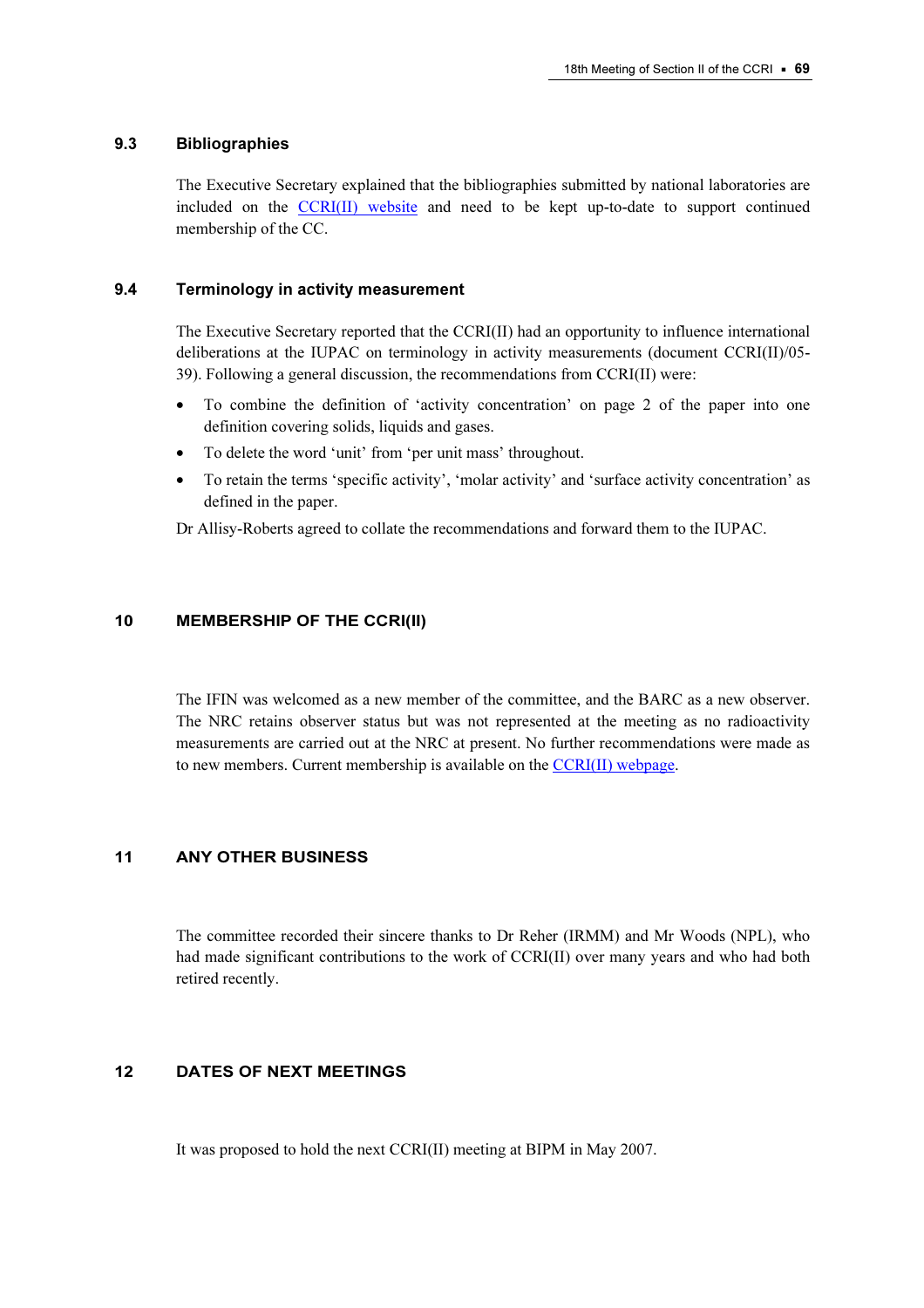### 9.3 Bibliographies

The Executive Secretary explained that the bibliographies submitted by national laboratories are included on the CCRI(II) website and need to be kept up-to-date to support continued membership of the CC.

### 9.4 Terminology in activity measurement

The Executive Secretary reported that the CCRI(II) had an opportunity to influence international deliberations at the IUPAC on terminology in activity measurements (document CCRI(II)/05-39). Following a general discussion, the recommendations from CCRI(II) were:

- To combine the definition of 'activity concentration' on page 2 of the paper into one definition covering solids, liquids and gases.
- To delete the word 'unit' from 'per unit mass' throughout.
- To retain the terms 'specific activity', 'molar activity' and 'surface activity concentration' as defined in the paper.

Dr Allisy-Roberts agreed to collate the recommendations and forward them to the IUPAC.

## 10 MEMBERSHIP OF THE CCRI(II)

The IFIN was welcomed as a new member of the committee, and the BARC as a new observer. The NRC retains observer status but was not represented at the meeting as no radioactivity measurements are carried out at the NRC at present. No further recommendations were made as to new members. Current membership is available on the CCRI(II) webpage.

## 11 ANY OTHER BUSINESS

The committee recorded their sincere thanks to Dr Reher (IRMM) and Mr Woods (NPL), who had made significant contributions to the work of CCRI(II) over many years and who had both retired recently.

## 12 DATES OF NEXT MEETINGS

It was proposed to hold the next CCRI(II) meeting at BIPM in May 2007.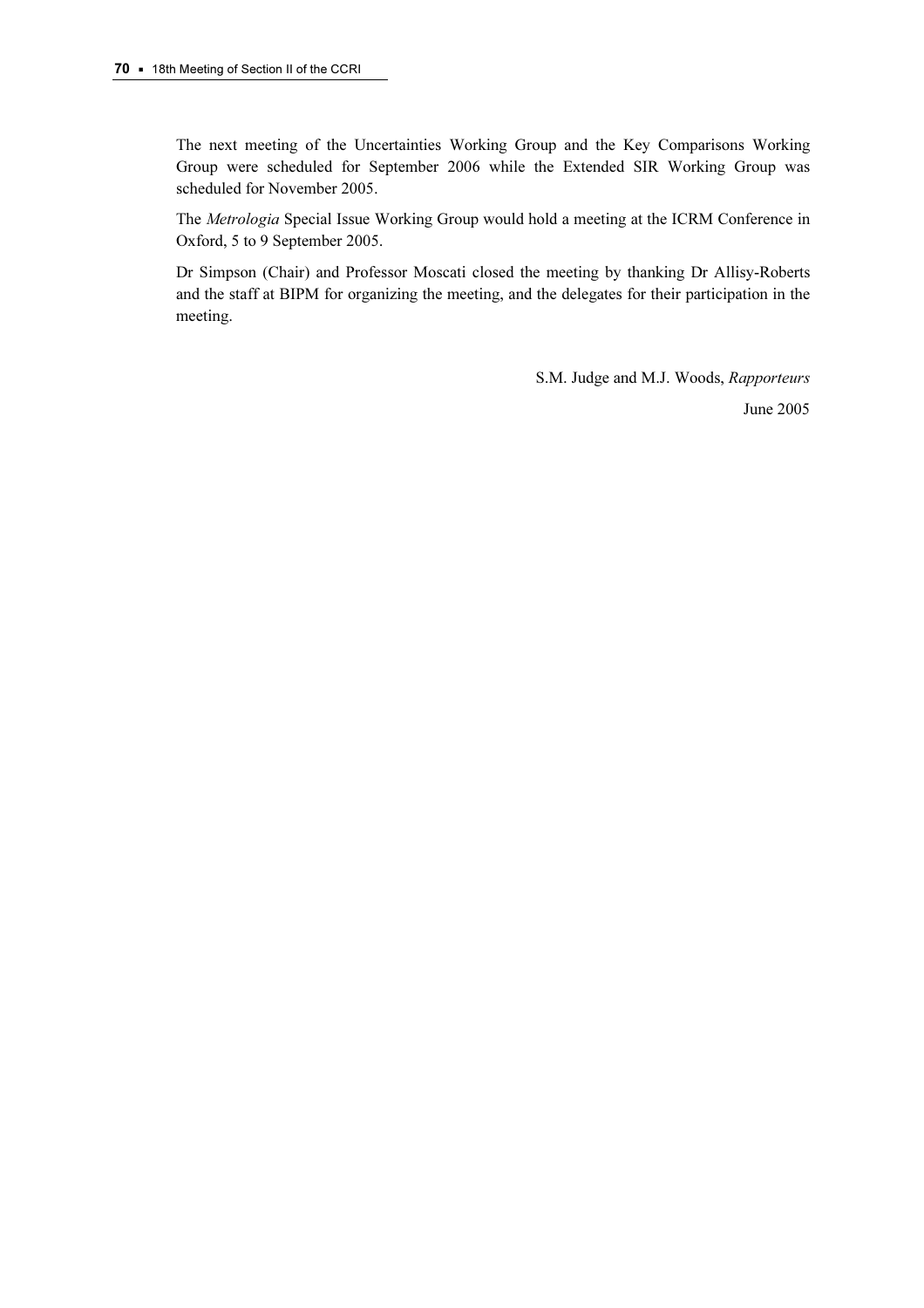The next meeting of the Uncertainties Working Group and the Key Comparisons Working Group were scheduled for September 2006 while the Extended SIR Working Group was scheduled for November 2005.

The *Metrologia* Special Issue Working Group would hold a meeting at the ICRM Conference in Oxford, 5 to 9 September 2005.

Dr Simpson (Chair) and Professor Moscati closed the meeting by thanking Dr Allisy-Roberts and the staff at BIPM for organizing the meeting, and the delegates for their participation in the meeting.

S.M. Judge and M.J. Woods, *Rapporteurs*

June 2005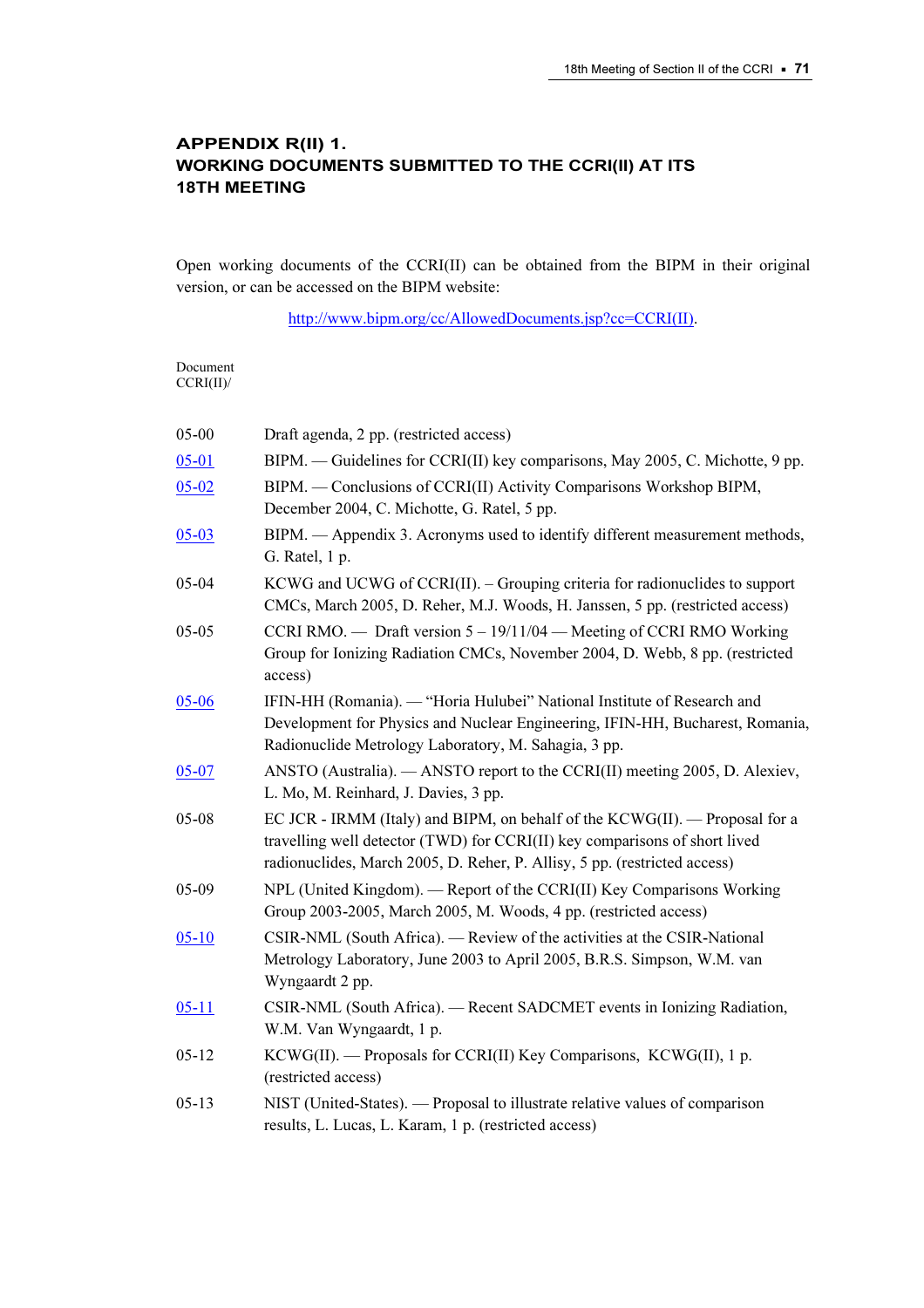## APPENDIX R(II) 1.
## WORKING DOCUMENTS SUBMITTED TO THE CCRI(II) AT ITS 18TH MEETING

Open working documents of the CCRI(II) can be obtained from the BIPM in their original version, or can be accessed on the BIPM website:

http://www.bipm.org/cc/AllowedDocuments.jsp?cc=CCRI(II).

Document
CCRI(II)/

| | |
|---|---|
| 05-00 | Draft agenda, 2 pp. (restricted access) |
| 05-01 | BIPM. — Guidelines for CCRI(II) key comparisons, May 2005, C. Michotte, 9 pp. |
| 05-02 | BIPM. — Conclusions of CCRI(II) Activity Comparisons Workshop BIPM, December 2004, C. Michotte, G. Ratel, 5 pp. |
| 05-03 | BIPM. — Appendix 3. Acronyms used to identify different measurement methods, G. Ratel, 1 p. |
| 05-04 | KCWG and UCWG of CCRI(II). – Grouping criteria for radionuclides to support CMCs, March 2005, D. Reher, M.J. Woods, H. Janssen, 5 pp. (restricted access) |
| 05-05 | CCRI RMO. — Draft version 5 – 19/11/04 — Meeting of CCRI RMO Working Group for Ionizing Radiation CMCs, November 2004, D. Webb, 8 pp. (restricted access) |
| 05-06 | IFIN-HH (Romania). — "Horia Hulubei" National Institute of Research and Development for Physics and Nuclear Engineering, IFIN-HH, Bucharest, Romania, Radionuclide Metrology Laboratory, M. Sahagia, 3 pp. |
| 05-07 | ANSTO (Australia). — ANSTO report to the CCRI(II) meeting 2005, D. Alexiev, L. Mo, M. Reinhard, J. Davies, 3 pp. |
| 05-08 | EC JCR - IRMM (Italy) and BIPM, on behalf of the KCWG(II). — Proposal for a travelling well detector (TWD) for CCRI(II) key comparisons of short lived radionuclides, March 2005, D. Reher, P. Allisy, 5 pp. (restricted access) |
| 05-09 | NPL (United Kingdom). — Report of the CCRI(II) Key Comparisons Working Group 2003-2005, March 2005, M. Woods, 4 pp. (restricted access) |
| 05-10 | CSIR-NML (South Africa). — Review of the activities at the CSIR-National Metrology Laboratory, June 2003 to April 2005, B.R.S. Simpson, W.M. van Wyngaardt 2 pp. |
| 05-11 | CSIR-NML (South Africa). — Recent SADCMET events in Ionizing Radiation, W.M. Van Wyngaardt, 1 p. |
| 05-12 | KCWG(II). — Proposals for CCRI(II) Key Comparisons, KCWG(II), 1 p. (restricted access) |
| 05-13 | NIST (United-States). — Proposal to illustrate relative values of comparison results, L. Lucas, L. Karam, 1 p. (restricted access) |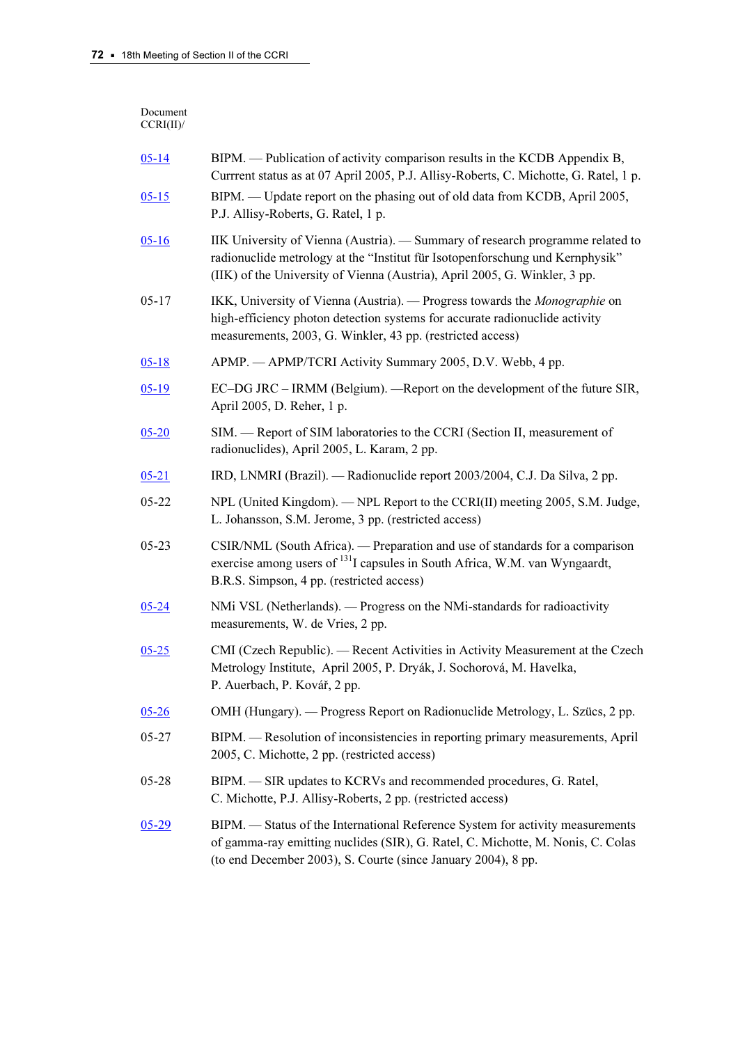| Document CCRI(II)/ | |
|---|---|
| 05-14 | BIPM. — Publication of activity comparison results in the KCDB Appendix B, Currrent status as at 07 April 2005, P.J. Allisy-Roberts, C. Michotte, G. Ratel, 1 p. |
| 05-15 | BIPM. — Update report on the phasing out of old data from KCDB, April 2005, P.J. Allisy-Roberts, G. Ratel, 1 p. |
| 05-16 | IIK University of Vienna (Austria). — Summary of research programme related to radionuclide metrology at the “Institut für Isotopenforschung und Kernphysik” (IIK) of the University of Vienna (Austria), April 2005, G. Winkler, 3 pp. |
| 05-17 | IKK, University of Vienna (Austria). — Progress towards the *Monographie* on high-efficiency photon detection systems for accurate radionuclide activity measurements, 2003, G. Winkler, 43 pp. (restricted access) |
| 05-18 | APMP. — APMP/TCRI Activity Summary 2005, D.V. Webb, 4 pp. |
| 05-19 | EC–DG JRC – IRMM (Belgium). —Report on the development of the future SIR, April 2005, D. Reher, 1 p. |
| 05-20 | SIM. — Report of SIM laboratories to the CCRI (Section II, measurement of radionuclides), April 2005, L. Karam, 2 pp. |
| 05-21 | IRD, LNMRI (Brazil). — Radionuclide report 2003/2004, C.J. Da Silva, 2 pp. |
| 05-22 | NPL (United Kingdom). — NPL Report to the CCRI(II) meeting 2005, S.M. Judge, L. Johansson, S.M. Jerome, 3 pp. (restricted access) |
| 05-23 | CSIR/NML (South Africa). — Preparation and use of standards for a comparison exercise among users of $^{131}$I capsules in South Africa, W.M. van Wyngaardt, B.R.S. Simpson, 4 pp. (restricted access) |
| 05-24 | NMi VSL (Netherlands). — Progress on the NMi-standards for radioactivity measurements, W. de Vries, 2 pp. |
| 05-25 | CMI (Czech Republic). — Recent Activities in Activity Measurement at the Czech Metrology Institute, April 2005, P. Dryák, J. Sochorová, M. Havelka, P. Auerbach, P. Kovář, 2 pp. |
| 05-26 | OMH (Hungary). — Progress Report on Radionuclide Metrology, L. Szücs, 2 pp. |
| 05-27 | BIPM. — Resolution of inconsistencies in reporting primary measurements, April 2005, C. Michotte, 2 pp. (restricted access) |
| 05-28 | BIPM. — SIR updates to KCRVs and recommended procedures, G. Ratel, C. Michotte, P.J. Allisy-Roberts, 2 pp. (restricted access) |
| 05-29 | BIPM. — Status of the International Reference System for activity measurements of gamma-ray emitting nuclides (SIR), G. Ratel, C. Michotte, M. Nonis, C. Colas (to end December 2003), S. Courte (since January 2004), 8 pp. |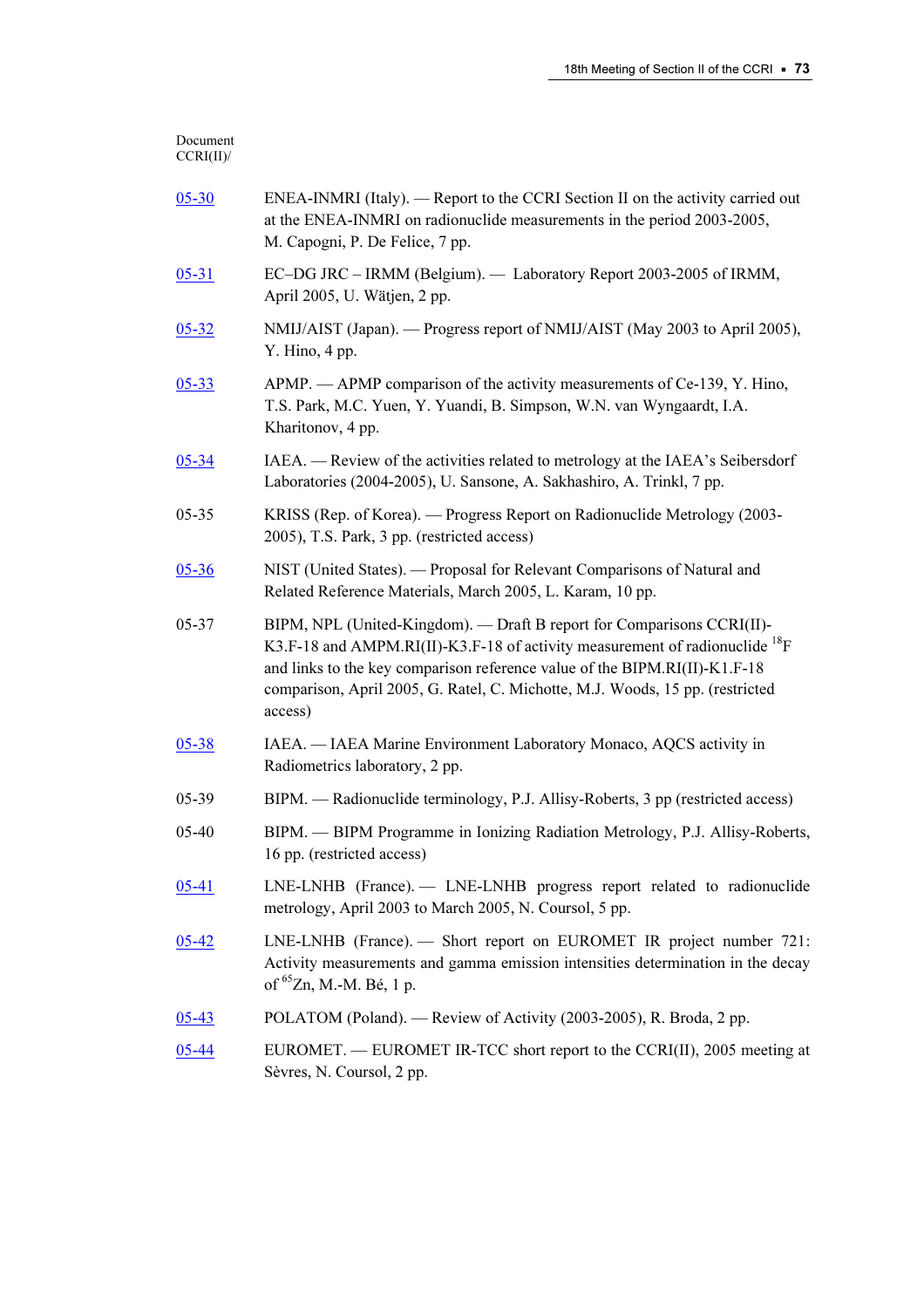Document CCRI(II)/

| | |
|---|---|
| 05-30 | ENEA-INMRI (Italy). — Report to the CCRI Section II on the activity carried out at the ENEA-INMRI on radionuclide measurements in the period 2003-2005, M. Capogni, P. De Felice, 7 pp. |
| 05-31 | EC–DG JRC – IRMM (Belgium). — Laboratory Report 2003-2005 of IRMM, April 2005, U. Wätjen, 2 pp. |
| 05-32 | NMIJ/AIST (Japan). — Progress report of NMIJ/AIST (May 2003 to April 2005), Y. Hino, 4 pp. |
| 05-33 | APMP. — APMP comparison of the activity measurements of Ce-139, Y. Hino, T.S. Park, M.C. Yuen, Y. Yuandi, B. Simpson, W.N. van Wyngaardt, I.A. Kharitonov, 4 pp. |
| 05-34 | IAEA. — Review of the activities related to metrology at the IAEA's Seibersdorf Laboratories (2004-2005), U. Sansone, A. Sakhashiro, A. Trinkl, 7 pp. |
| 05-35 | KRISS (Rep. of Korea). — Progress Report on Radionuclide Metrology (2003-2005), T.S. Park, 3 pp. (restricted access) |
| 05-36 | NIST (United States). — Proposal for Relevant Comparisons of Natural and Related Reference Materials, March 2005, L. Karam, 10 pp. |
| 05-37 | BIPM, NPL (United-Kingdom). — Draft B report for Comparisons CCRI(II)-K3.F-18 and AMPM.RI(II)-K3.F-18 of activity measurement of radionuclide $^{18}$F and links to the key comparison reference value of the BIPM.RI(II)-K1.F-18 comparison, April 2005, G. Ratel, C. Michotte, M.J. Woods, 15 pp. (restricted access) |
| 05-38 | IAEA. — IAEA Marine Environment Laboratory Monaco, AQCS activity in Radiometrics laboratory, 2 pp. |
| 05-39 | BIPM. — Radionuclide terminology, P.J. Allisy-Roberts, 3 pp (restricted access) |
| 05-40 | BIPM. — BIPM Programme in Ionizing Radiation Metrology, P.J. Allisy-Roberts, 16 pp. (restricted access) |
| 05-41 | LNE-LNHB (France). — LNE-LNHB progress report related to radionuclide metrology, April 2003 to March 2005, N. Coursol, 5 pp. |
| 05-42 | LNE-LNHB (France). — Short report on EUROMET IR project number 721: Activity measurements and gamma emission intensities determination in the decay of $^{65}$Zn, M.-M. Bé, 1 p. |
| 05-43 | POLATOM (Poland). — Review of Activity (2003-2005), R. Broda, 2 pp. |
| 05-44 | EUROMET. — EUROMET IR-TCC short report to the CCRI(II), 2005 meeting at Sèvres, N. Coursol, 2 pp. |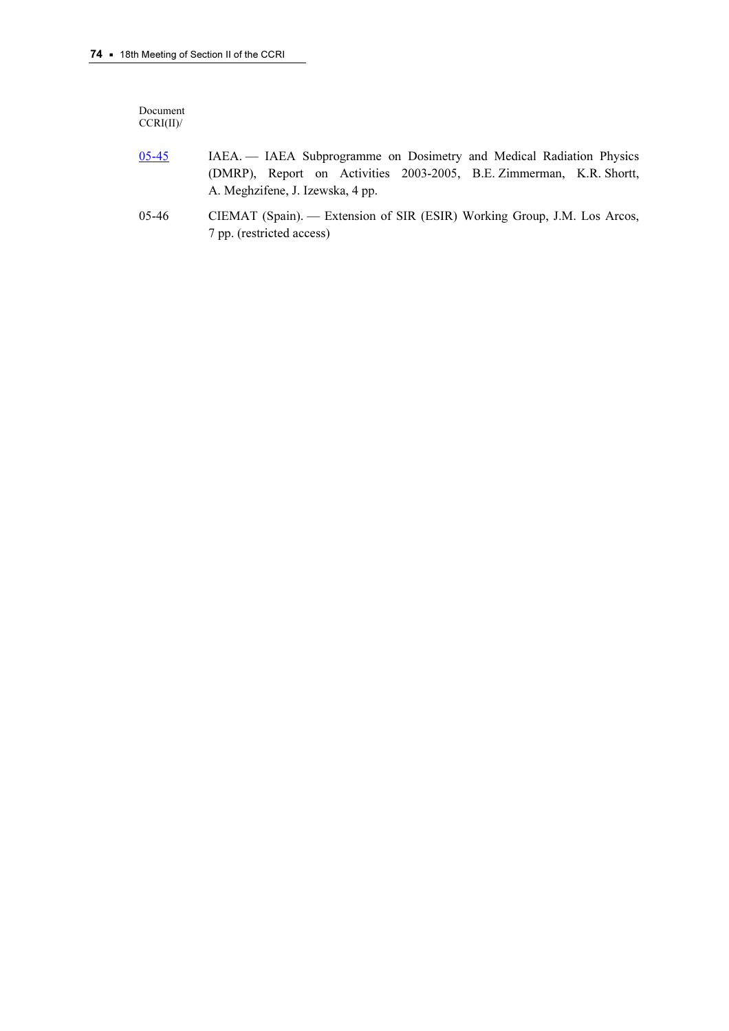Document
CCRI(II)/

| | |
|---|---|
| 05-45 | IAEA. — IAEA Subprogramme on Dosimetry and Medical Radiation Physics (DMRP), Report on Activities 2003-2005, B.E. Zimmerman, K.R. Shortt, A. Meghzifene, J. Izewska, 4 pp. |
| 05-46 | CIEMAT (Spain). — Extension of SIR (ESIR) Working Group, J.M. Los Arcos, 7 pp. (restricted access) |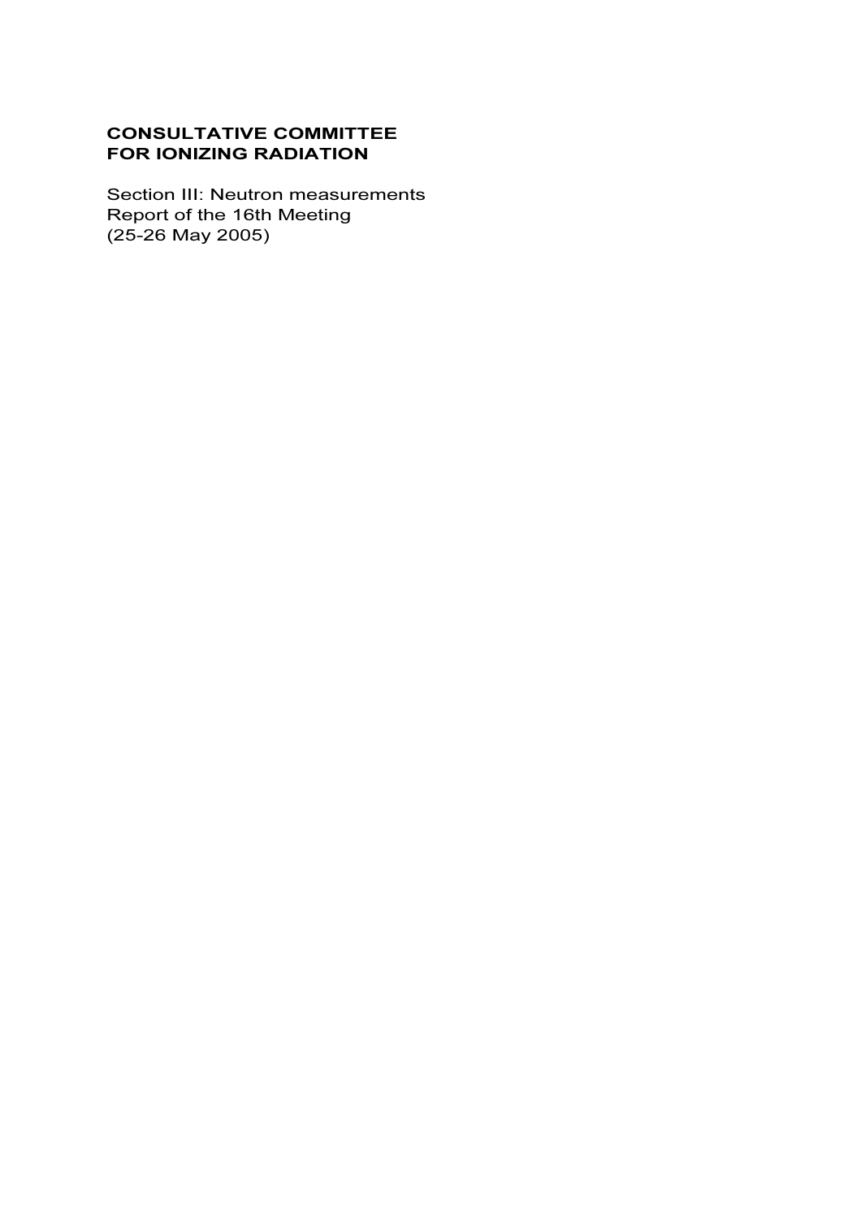**CONSULTATIVE COMMITTEE**
**FOR IONIZING RADIATION**

Section III: Neutron measurements
Report of the 16th Meeting
(25-26 May 2005)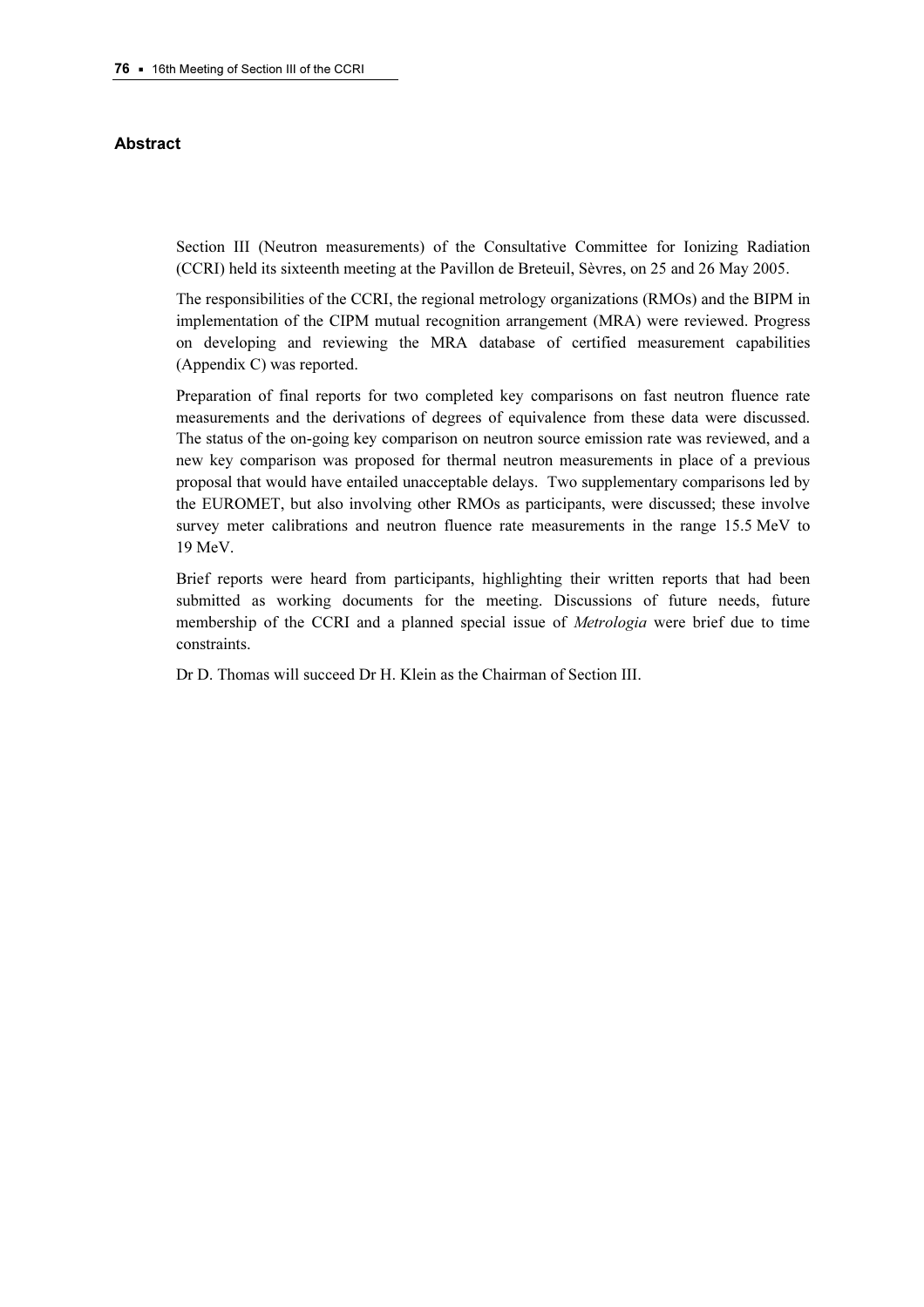## Abstract

Section III (Neutron measurements) of the Consultative Committee for Ionizing Radiation (CCRI) held its sixteenth meeting at the Pavillon de Breteuil, Sèvres, on 25 and 26 May 2005.

The responsibilities of the CCRI, the regional metrology organizations (RMOs) and the BIPM in implementation of the CIPM mutual recognition arrangement (MRA) were reviewed. Progress on developing and reviewing the MRA database of certified measurement capabilities (Appendix C) was reported.

Preparation of final reports for two completed key comparisons on fast neutron fluence rate measurements and the derivations of degrees of equivalence from these data were discussed. The status of the on-going key comparison on neutron source emission rate was reviewed, and a new key comparison was proposed for thermal neutron measurements in place of a previous proposal that would have entailed unacceptable delays. Two supplementary comparisons led by the EUROMET, but also involving other RMOs as participants, were discussed; these involve survey meter calibrations and neutron fluence rate measurements in the range 15.5 MeV to 19 MeV.

Brief reports were heard from participants, highlighting their written reports that had been submitted as working documents for the meeting. Discussions of future needs, future membership of the CCRI and a planned special issue of *Metrologia* were brief due to time constraints.

Dr D. Thomas will succeed Dr H. Klein as the Chairman of Section III.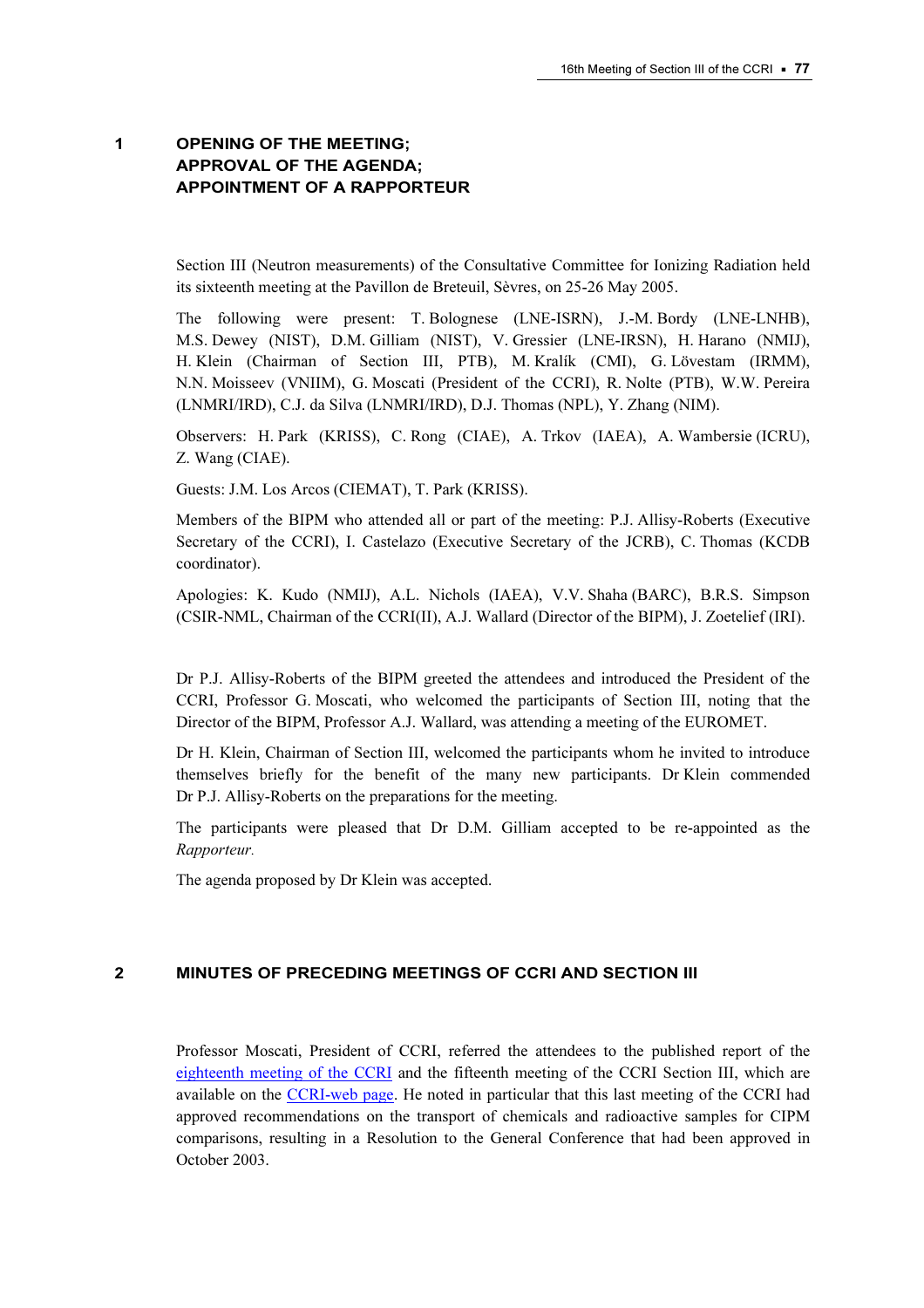## 1 OPENING OF THE MEETING; APPROVAL OF THE AGENDA; APPOINTMENT OF A RAPPORTEUR

Section III (Neutron measurements) of the Consultative Committee for Ionizing Radiation held its sixteenth meeting at the Pavillon de Breteuil, Sèvres, on 25-26 May 2005.

The following were present: T. Bolognese (LNE-ISRN), J.-M. Bordy (LNE-LNHB), M.S. Dewey (NIST), D.M. Gilliam (NIST), V. Gressier (LNE-IRSN), H. Harano (NMIJ), H. Klein (Chairman of Section III, PTB), M. Kralík (CMI), G. Lövestam (IRMM), N.N. Moisseev (VNIIM), G. Moscati (President of the CCRI), R. Nolte (PTB), W.W. Pereira (LNMRI/IRD), C.J. da Silva (LNMRI/IRD), D.J. Thomas (NPL), Y. Zhang (NIM).

Observers: H. Park (KRISS), C. Rong (CIAE), A. Trkov (IAEA), A. Wambersie (ICRU), Z. Wang (CIAE).

Guests: J.M. Los Arcos (CIEMAT), T. Park (KRISS).

Members of the BIPM who attended all or part of the meeting: P.J. Allisy-Roberts (Executive Secretary of the CCRI), I. Castelazo (Executive Secretary of the JCRB), C. Thomas (KCDB coordinator).

Apologies: K. Kudo (NMIJ), A.L. Nichols (IAEA), V.V. Shaha (BARC), B.R.S. Simpson (CSIR-NML, Chairman of the CCRI(II), A.J. Wallard (Director of the BIPM), J. Zoetelief (IRI).

Dr P.J. Allisy-Roberts of the BIPM greeted the attendees and introduced the President of the CCRI, Professor G. Moscati, who welcomed the participants of Section III, noting that the Director of the BIPM, Professor A.J. Wallard, was attending a meeting of the EUROMET.

Dr H. Klein, Chairman of Section III, welcomed the participants whom he invited to introduce themselves briefly for the benefit of the many new participants. Dr Klein commended Dr P.J. Allisy-Roberts on the preparations for the meeting.

The participants were pleased that Dr D.M. Gilliam accepted to be re-appointed as the *Rapporteur*.

The agenda proposed by Dr Klein was accepted.

## 2 MINUTES OF PRECEDING MEETINGS OF CCRI AND SECTION III

Professor Moscati, President of CCRI, referred the attendees to the published report of the eighteenth meeting of the CCRI and the fifteenth meeting of the CCRI Section III, which are available on the CCRI-web page. He noted in particular that this last meeting of the CCRI had approved recommendations on the transport of chemicals and radioactive samples for CIPM comparisons, resulting in a Resolution to the General Conference that had been approved in October 2003.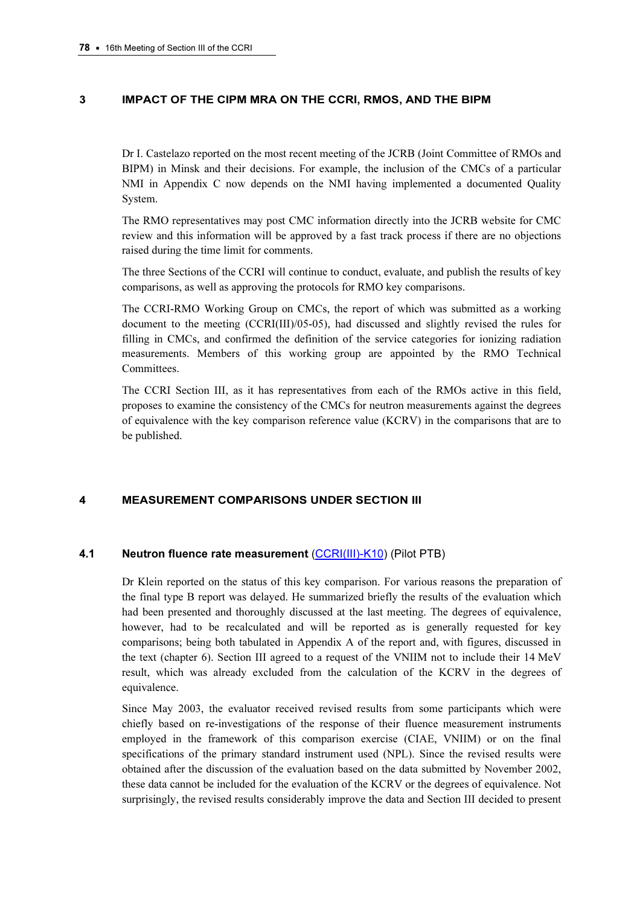## 3 IMPACT OF THE CIPM MRA ON THE CCRI, RMOS, AND THE BIPM

Dr I. Castelazo reported on the most recent meeting of the JCRB (Joint Committee of RMOs and BIPM) in Minsk and their decisions. For example, the inclusion of the CMCs of a particular NMI in Appendix C now depends on the NMI having implemented a documented Quality System.

The RMO representatives may post CMC information directly into the JCRB website for CMC review and this information will be approved by a fast track process if there are no objections raised during the time limit for comments.

The three Sections of the CCRI will continue to conduct, evaluate, and publish the results of key comparisons, as well as approving the protocols for RMO key comparisons.

The CCRI-RMO Working Group on CMCs, the report of which was submitted as a working document to the meeting (CCRI(III)/05-05), had discussed and slightly revised the rules for filling in CMCs, and confirmed the definition of the service categories for ionizing radiation measurements. Members of this working group are appointed by the RMO Technical Committees.

The CCRI Section III, as it has representatives from each of the RMOs active in this field, proposes to examine the consistency of the CMCs for neutron measurements against the degrees of equivalence with the key comparison reference value (KCRV) in the comparisons that are to be published.

## 4 MEASUREMENT COMPARISONS UNDER SECTION III

### 4.1 Neutron fluence rate measurement (CCRI(III)-K10) (Pilot PTB)

Dr Klein reported on the status of this key comparison. For various reasons the preparation of the final type B report was delayed. He summarized briefly the results of the evaluation which had been presented and thoroughly discussed at the last meeting. The degrees of equivalence, however, had to be recalculated and will be reported as is generally requested for key comparisons; being both tabulated in Appendix A of the report and, with figures, discussed in the text (chapter 6). Section III agreed to a request of the VNIIM not to include their 14 MeV result, which was already excluded from the calculation of the KCRV in the degrees of equivalence.

Since May 2003, the evaluator received revised results from some participants which were chiefly based on re-investigations of the response of their fluence measurement instruments employed in the framework of this comparison exercise (CIAE, VNIIM) or on the final specifications of the primary standard instrument used (NPL). Since the revised results were obtained after the discussion of the evaluation based on the data submitted by November 2002, these data cannot be included for the evaluation of the KCRV or the degrees of equivalence. Not surprisingly, the revised results considerably improve the data and Section III decided to present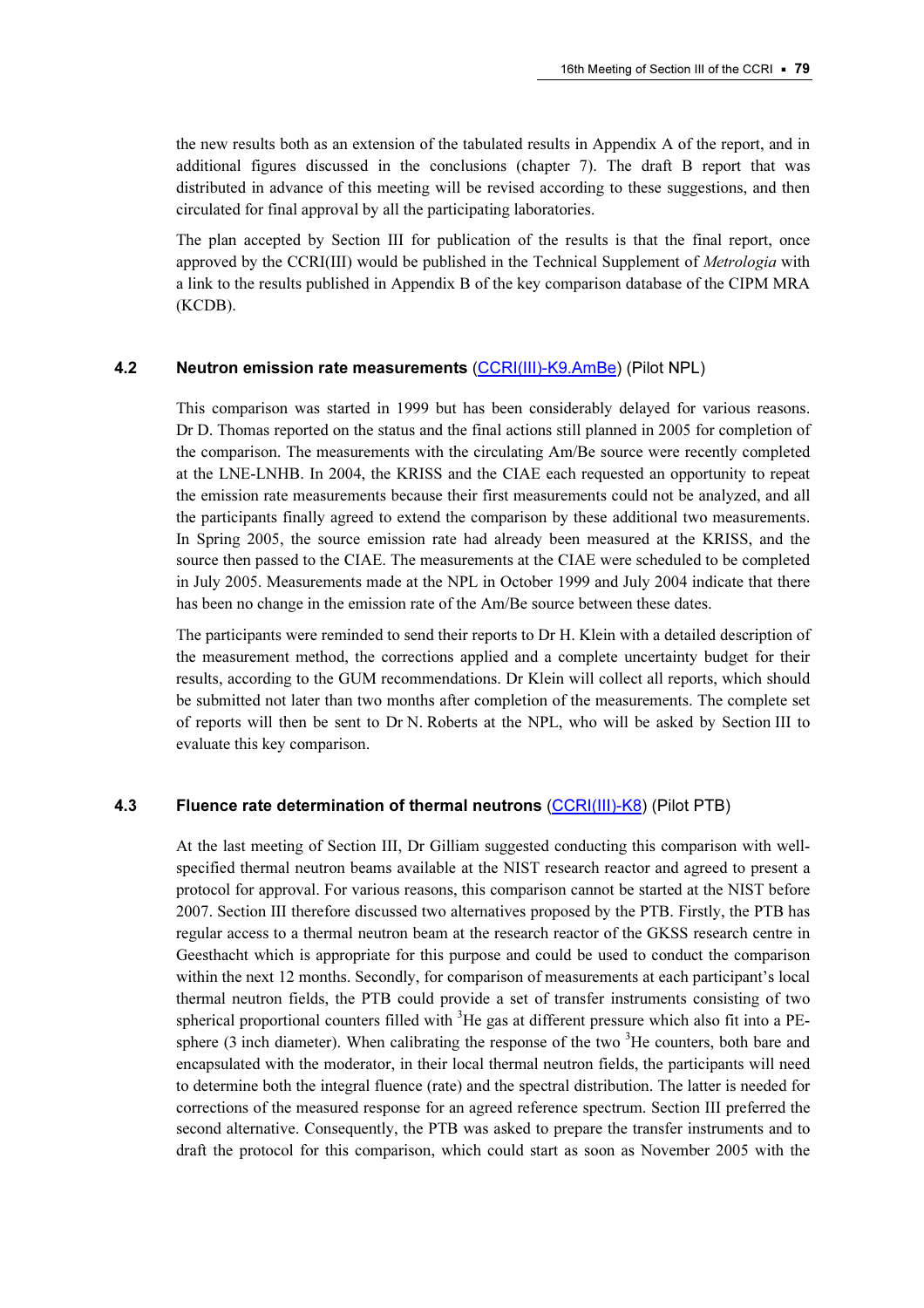the new results both as an extension of the tabulated results in Appendix A of the report, and in additional figures discussed in the conclusions (chapter 7). The draft B report that was distributed in advance of this meeting will be revised according to these suggestions, and then circulated for final approval by all the participating laboratories.

The plan accepted by Section III for publication of the results is that the final report, once approved by the CCRI(III) would be published in the Technical Supplement of *Metrologia* with a link to the results published in Appendix B of the key comparison database of the CIPM MRA (KCDB).

### 4.2 Neutron emission rate measurements (CCRI(III)-K9.AmBe) (Pilot NPL)

This comparison was started in 1999 but has been considerably delayed for various reasons. Dr D. Thomas reported on the status and the final actions still planned in 2005 for completion of the comparison. The measurements with the circulating Am/Be source were recently completed at the LNE-LNHB. In 2004, the KRISS and the CIAE each requested an opportunity to repeat the emission rate measurements because their first measurements could not be analyzed, and all the participants finally agreed to extend the comparison by these additional two measurements. In Spring 2005, the source emission rate had already been measured at the KRISS, and the source then passed to the CIAE. The measurements at the CIAE were scheduled to be completed in July 2005. Measurements made at the NPL in October 1999 and July 2004 indicate that there has been no change in the emission rate of the Am/Be source between these dates.

The participants were reminded to send their reports to Dr H. Klein with a detailed description of the measurement method, the corrections applied and a complete uncertainty budget for their results, according to the GUM recommendations. Dr Klein will collect all reports, which should be submitted not later than two months after completion of the measurements. The complete set of reports will then be sent to Dr N. Roberts at the NPL, who will be asked by Section III to evaluate this key comparison.

### 4.3 Fluence rate determination of thermal neutrons (CCRI(III)-K8) (Pilot PTB)

At the last meeting of Section III, Dr Gilliam suggested conducting this comparison with well-specified thermal neutron beams available at the NIST research reactor and agreed to present a protocol for approval. For various reasons, this comparison cannot be started at the NIST before 2007. Section III therefore discussed two alternatives proposed by the PTB. Firstly, the PTB has regular access to a thermal neutron beam at the research reactor of the GKSS research centre in Geesthacht which is appropriate for this purpose and could be used to conduct the comparison within the next 12 months. Secondly, for comparison of measurements at each participant's local thermal neutron fields, the PTB could provide a set of transfer instruments consisting of two spherical proportional counters filled with $^3$He gas at different pressure which also fit into a PE-sphere (3 inch diameter). When calibrating the response of the two $^3$He counters, both bare and encapsulated with the moderator, in their local thermal neutron fields, the participants will need to determine both the integral fluence (rate) and the spectral distribution. The latter is needed for corrections of the measured response for an agreed reference spectrum. Section III preferred the second alternative. Consequently, the PTB was asked to prepare the transfer instruments and to draft the protocol for this comparison, which could start as soon as November 2005 with the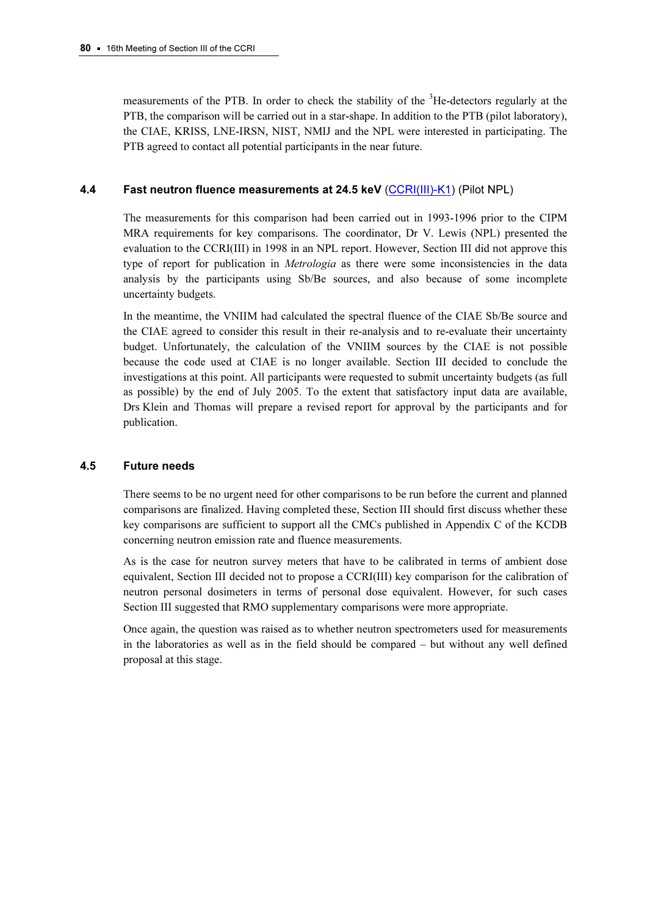measurements of the PTB. In order to check the stability of the $^{3}$He-detectors regularly at the PTB, the comparison will be carried out in a star-shape. In addition to the PTB (pilot laboratory), the CIAE, KRISS, LNE-IRSN, NIST, NMIJ and the NPL were interested in participating. The PTB agreed to contact all potential participants in the near future.

### 4.4 Fast neutron fluence measurements at 24.5 keV (CCRI(III)-K1) (Pilot NPL)

The measurements for this comparison had been carried out in 1993-1996 prior to the CIPM MRA requirements for key comparisons. The coordinator, Dr V. Lewis (NPL) presented the evaluation to the CCRI(III) in 1998 in an NPL report. However, Section III did not approve this type of report for publication in *Metrologia* as there were some inconsistencies in the data analysis by the participants using Sb/Be sources, and also because of some incomplete uncertainty budgets.

In the meantime, the VNIIM had calculated the spectral fluence of the CIAE Sb/Be source and the CIAE agreed to consider this result in their re-analysis and to re-evaluate their uncertainty budget. Unfortunately, the calculation of the VNIIM sources by the CIAE is not possible because the code used at CIAE is no longer available. Section III decided to conclude the investigations at this point. All participants were requested to submit uncertainty budgets (as full as possible) by the end of July 2005. To the extent that satisfactory input data are available, Drs Klein and Thomas will prepare a revised report for approval by the participants and for publication.

### 4.5 Future needs

There seems to be no urgent need for other comparisons to be run before the current and planned comparisons are finalized. Having completed these, Section III should first discuss whether these key comparisons are sufficient to support all the CMCs published in Appendix C of the KCDB concerning neutron emission rate and fluence measurements.

As is the case for neutron survey meters that have to be calibrated in terms of ambient dose equivalent, Section III decided not to propose a CCRI(III) key comparison for the calibration of neutron personal dosimeters in terms of personal dose equivalent. However, for such cases Section III suggested that RMO supplementary comparisons were more appropriate.

Once again, the question was raised as to whether neutron spectrometers used for measurements in the laboratories as well as in the field should be compared – but without any well defined proposal at this stage.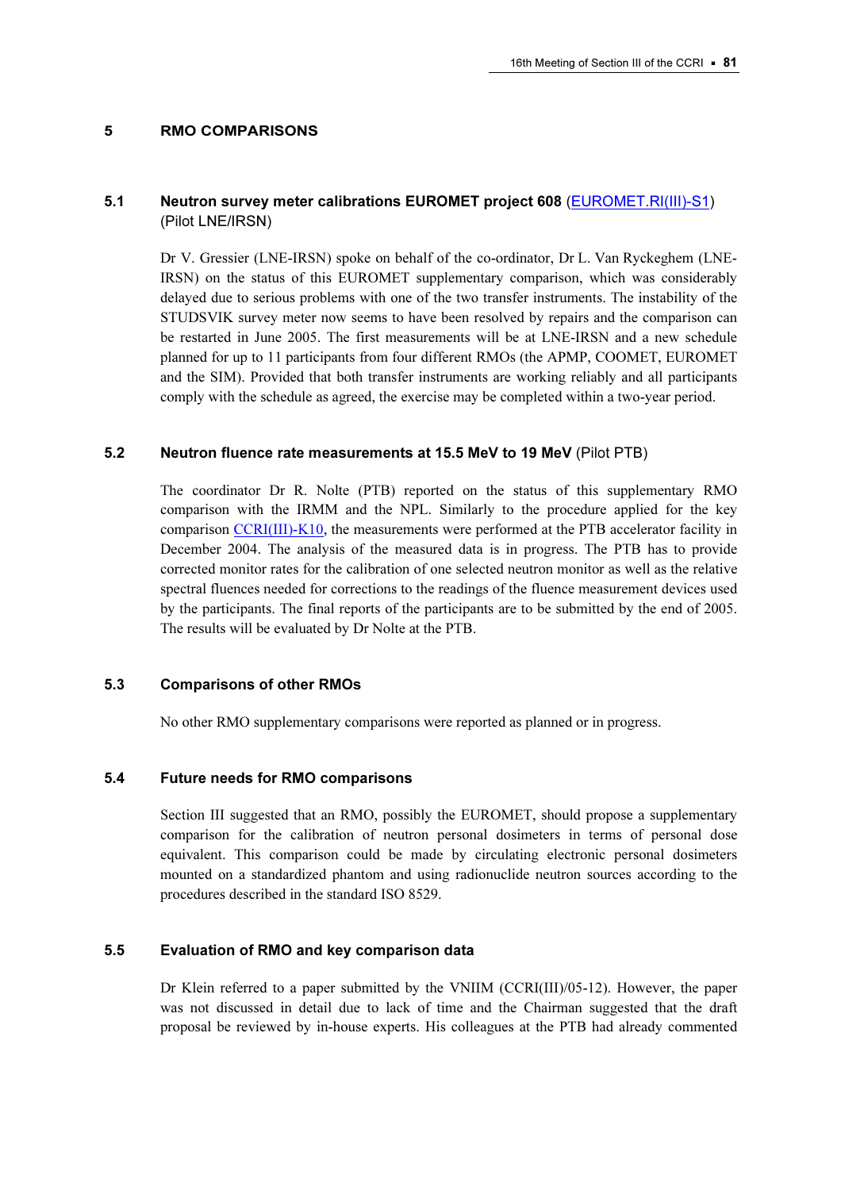## 5 RMO COMPARISONS

### 5.1 Neutron survey meter calibrations EUROMET project 608 (EUROMET.RI(III)-S1) (Pilot LNE/IRSN)

Dr V. Gressier (LNE-IRSN) spoke on behalf of the co-ordinator, Dr L. Van Ryckeghem (LNE-IRSN) on the status of this EUROMET supplementary comparison, which was considerably delayed due to serious problems with one of the two transfer instruments. The instability of the STUDSVIK survey meter now seems to have been resolved by repairs and the comparison can be restarted in June 2005. The first measurements will be at LNE-IRSN and a new schedule planned for up to 11 participants from four different RMOs (the APMP, COOMET, EUROMET and the SIM). Provided that both transfer instruments are working reliably and all participants comply with the schedule as agreed, the exercise may be completed within a two-year period.

### 5.2 Neutron fluence rate measurements at 15.5 MeV to 19 MeV (Pilot PTB)

The coordinator Dr R. Nolte (PTB) reported on the status of this supplementary RMO comparison with the IRMM and the NPL. Similarly to the procedure applied for the key comparison CCRI(III)-K10, the measurements were performed at the PTB accelerator facility in December 2004. The analysis of the measured data is in progress. The PTB has to provide corrected monitor rates for the calibration of one selected neutron monitor as well as the relative spectral fluences needed for corrections to the readings of the fluence measurement devices used by the participants. The final reports of the participants are to be submitted by the end of 2005. The results will be evaluated by Dr Nolte at the PTB.

### 5.3 Comparisons of other RMOs

No other RMO supplementary comparisons were reported as planned or in progress.

### 5.4 Future needs for RMO comparisons

Section III suggested that an RMO, possibly the EUROMET, should propose a supplementary comparison for the calibration of neutron personal dosimeters in terms of personal dose equivalent. This comparison could be made by circulating electronic personal dosimeters mounted on a standardized phantom and using radionuclide neutron sources according to the procedures described in the standard ISO 8529.

### 5.5 Evaluation of RMO and key comparison data

Dr Klein referred to a paper submitted by the VNIIM (CCRI(III)/05-12). However, the paper was not discussed in detail due to lack of time and the Chairman suggested that the draft proposal be reviewed by in-house experts. His colleagues at the PTB had already commented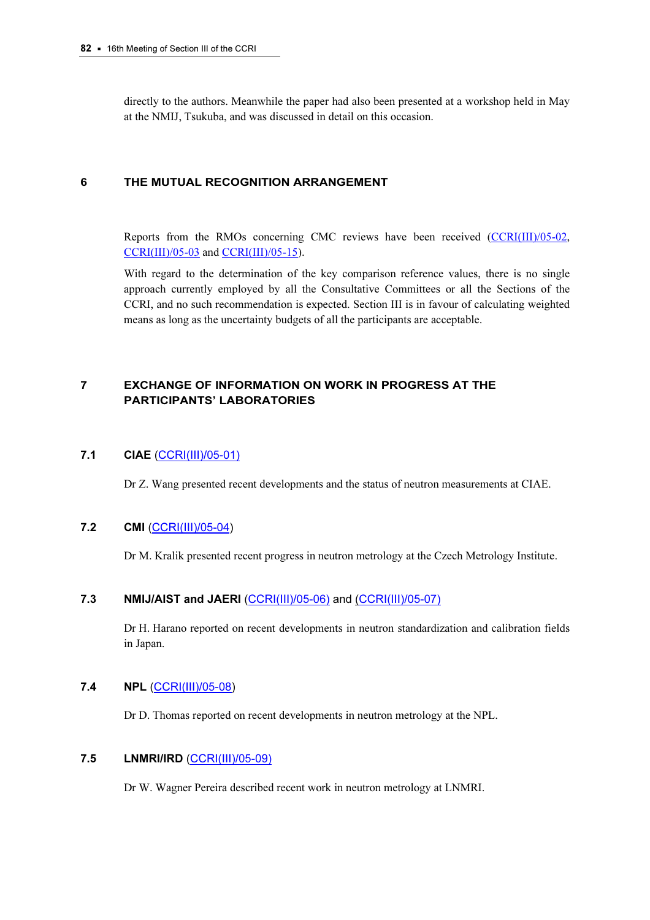directly to the authors. Meanwhile the paper had also been presented at a workshop held in May at the NMIJ, Tsukuba, and was discussed in detail on this occasion.

## 6 THE MUTUAL RECOGNITION ARRANGEMENT

Reports from the RMOs concerning CMC reviews have been received (CCRI(III)/05-02, CCRI(III)/05-03 and CCRI(III)/05-15).

With regard to the determination of the key comparison reference values, there is no single approach currently employed by all the Consultative Committees or all the Sections of the CCRI, and no such recommendation is expected. Section III is in favour of calculating weighted means as long as the uncertainty budgets of all the participants are acceptable.

## 7 EXCHANGE OF INFORMATION ON WORK IN PROGRESS AT THE PARTICIPANTS' LABORATORIES

### 7.1 CIAE (CCRI(III)/05-01)

Dr Z. Wang presented recent developments and the status of neutron measurements at CIAE.

### 7.2 CMI (CCRI(III)/05-04)

Dr M. Kralik presented recent progress in neutron metrology at the Czech Metrology Institute.

### 7.3 NMIJ/AIST and JAERI (CCRI(III)/05-06) and (CCRI(III)/05-07)

Dr H. Harano reported on recent developments in neutron standardization and calibration fields in Japan.

### 7.4 NPL (CCRI(III)/05-08)

Dr D. Thomas reported on recent developments in neutron metrology at the NPL.

### 7.5 LNMRI/IRD (CCRI(III)/05-09)

Dr W. Wagner Pereira described recent work in neutron metrology at LNMRI.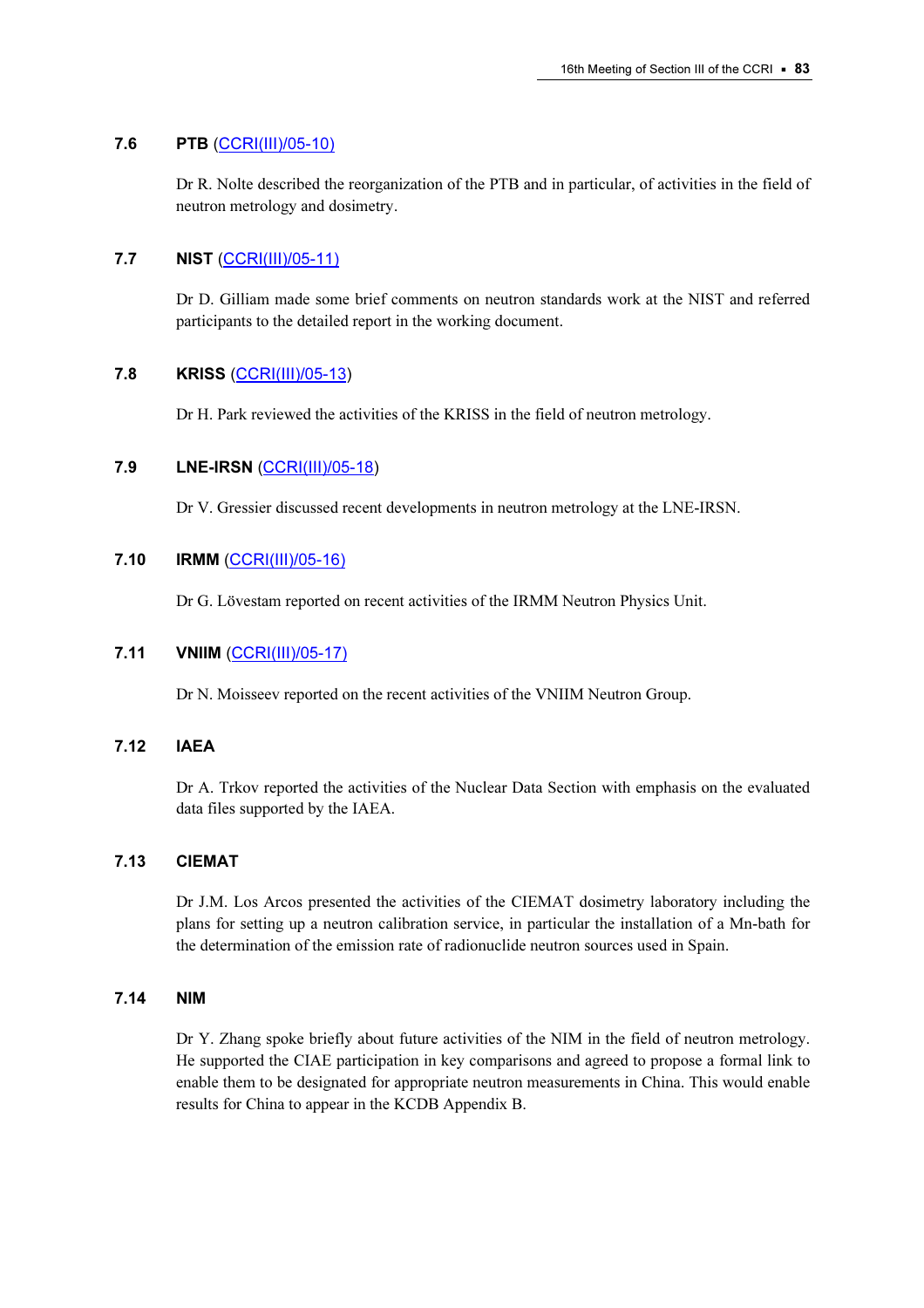### 7.6 PTB (CCRI(III)/05-10)

Dr R. Nolte described the reorganization of the PTB and in particular, of activities in the field of neutron metrology and dosimetry.

### 7.7 NIST (CCRI(III)/05-11)

Dr D. Gilliam made some brief comments on neutron standards work at the NIST and referred participants to the detailed report in the working document.

### 7.8 KRISS (CCRI(III)/05-13)

Dr H. Park reviewed the activities of the KRISS in the field of neutron metrology.

### 7.9 LNE-IRSN (CCRI(III)/05-18)

Dr V. Gressier discussed recent developments in neutron metrology at the LNE-IRSN.

### 7.10 IRMM (CCRI(III)/05-16)

Dr G. Lövestam reported on recent activities of the IRMM Neutron Physics Unit.

### 7.11 VNIIM (CCRI(III)/05-17)

Dr N. Moisseev reported on the recent activities of the VNIIM Neutron Group.

### 7.12 IAEA

Dr A. Trkov reported the activities of the Nuclear Data Section with emphasis on the evaluated data files supported by the IAEA.

### 7.13 CIEMAT

Dr J.M. Los Arcos presented the activities of the CIEMAT dosimetry laboratory including the plans for setting up a neutron calibration service, in particular the installation of a Mn-bath for the determination of the emission rate of radionuclide neutron sources used in Spain.

### 7.14 NIM

Dr Y. Zhang spoke briefly about future activities of the NIM in the field of neutron metrology. He supported the CIAE participation in key comparisons and agreed to propose a formal link to enable them to be designated for appropriate neutron measurements in China. This would enable results for China to appear in the KCDB Appendix B.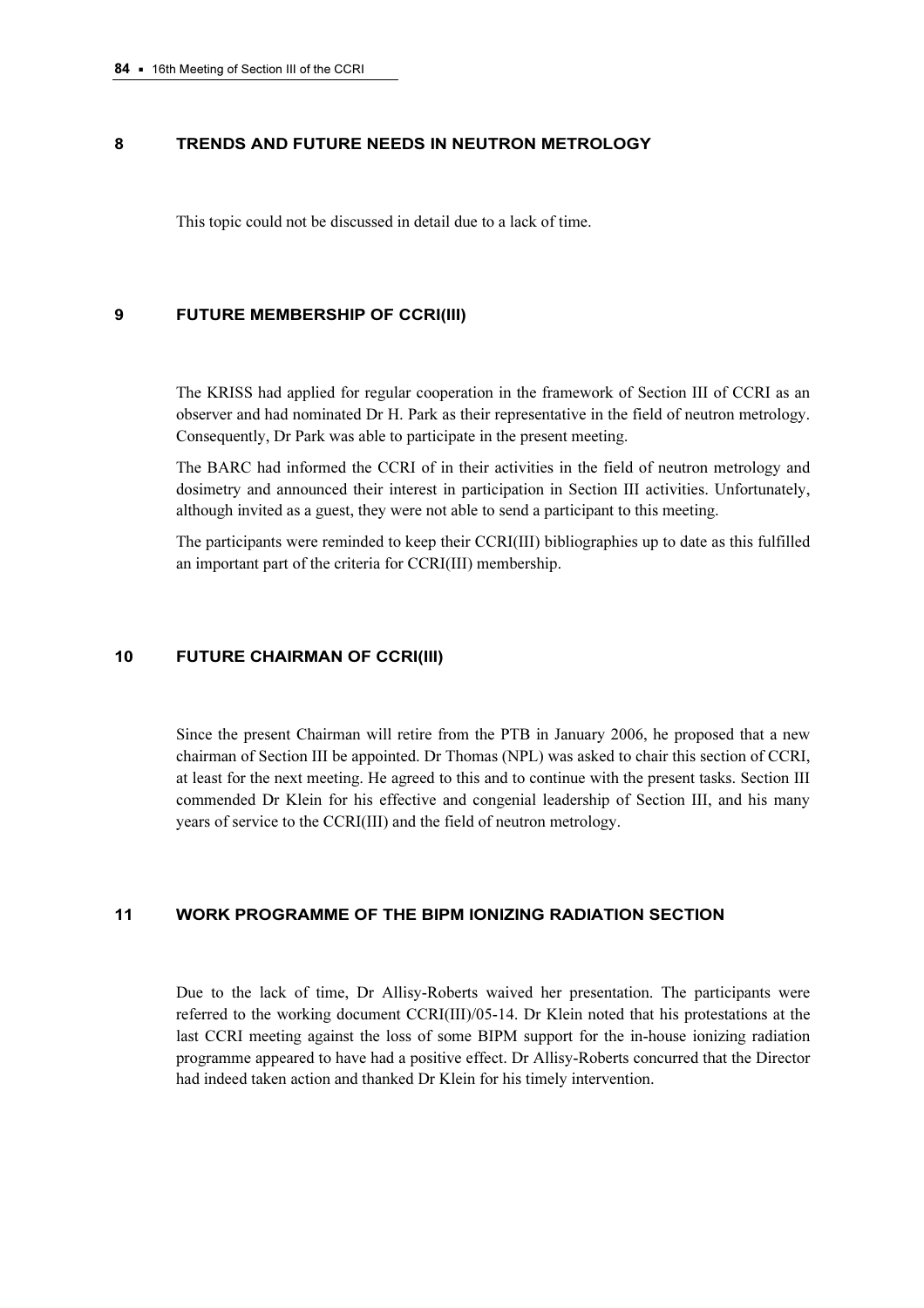## 8 TRENDS AND FUTURE NEEDS IN NEUTRON METROLOGY

This topic could not be discussed in detail due to a lack of time.

## 9 FUTURE MEMBERSHIP OF CCRI(III)

The KRISS had applied for regular cooperation in the framework of Section III of CCRI as an observer and had nominated Dr H. Park as their representative in the field of neutron metrology. Consequently, Dr Park was able to participate in the present meeting.

The BARC had informed the CCRI of in their activities in the field of neutron metrology and dosimetry and announced their interest in participation in Section III activities. Unfortunately, although invited as a guest, they were not able to send a participant to this meeting.

The participants were reminded to keep their CCRI(III) bibliographies up to date as this fulfilled an important part of the criteria for CCRI(III) membership.

## 10 FUTURE CHAIRMAN OF CCRI(III)

Since the present Chairman will retire from the PTB in January 2006, he proposed that a new chairman of Section III be appointed. Dr Thomas (NPL) was asked to chair this section of CCRI, at least for the next meeting. He agreed to this and to continue with the present tasks. Section III commended Dr Klein for his effective and congenial leadership of Section III, and his many years of service to the CCRI(III) and the field of neutron metrology.

## 11 WORK PROGRAMME OF THE BIPM IONIZING RADIATION SECTION

Due to the lack of time, Dr Allisy-Roberts waived her presentation. The participants were referred to the working document CCRI(III)/05-14. Dr Klein noted that his protestations at the last CCRI meeting against the loss of some BIPM support for the in-house ionizing radiation programme appeared to have had a positive effect. Dr Allisy-Roberts concurred that the Director had indeed taken action and thanked Dr Klein for his timely intervention.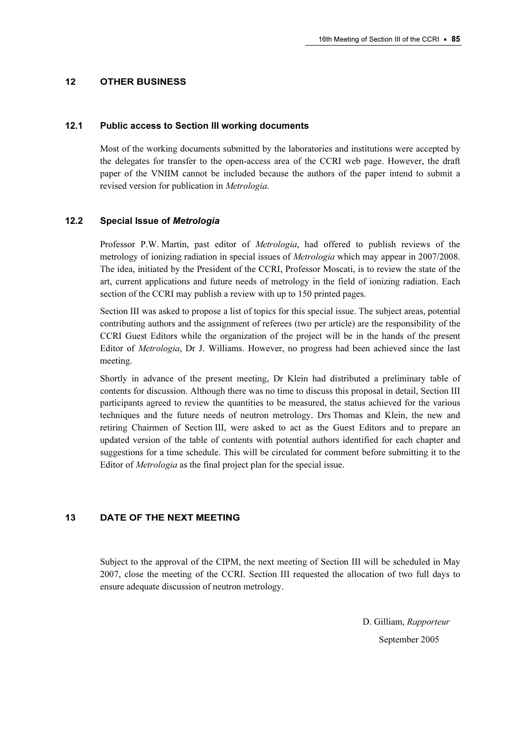## 12 OTHER BUSINESS

### 12.1 Public access to Section III working documents

Most of the working documents submitted by the laboratories and institutions were accepted by the delegates for transfer to the open-access area of the CCRI web page. However, the draft paper of the VNIIM cannot be included because the authors of the paper intend to submit a revised version for publication in *Metrologia*.

### 12.2 Special Issue of *Metrologia*

Professor P.W. Martin, past editor of *Metrologia*, had offered to publish reviews of the metrology of ionizing radiation in special issues of *Metrologia* which may appear in 2007/2008. The idea, initiated by the President of the CCRI, Professor Moscati, is to review the state of the art, current applications and future needs of metrology in the field of ionizing radiation. Each section of the CCRI may publish a review with up to 150 printed pages.

Section III was asked to propose a list of topics for this special issue. The subject areas, potential contributing authors and the assignment of referees (two per article) are the responsibility of the CCRI Guest Editors while the organization of the project will be in the hands of the present Editor of *Metrologia*, Dr J. Williams. However, no progress had been achieved since the last meeting.

Shortly in advance of the present meeting, Dr Klein had distributed a preliminary table of contents for discussion. Although there was no time to discuss this proposal in detail, Section III participants agreed to review the quantities to be measured, the status achieved for the various techniques and the future needs of neutron metrology. Drs Thomas and Klein, the new and retiring Chairmen of Section III, were asked to act as the Guest Editors and to prepare an updated version of the table of contents with potential authors identified for each chapter and suggestions for a time schedule. This will be circulated for comment before submitting it to the Editor of *Metrologia* as the final project plan for the special issue.

## 13 DATE OF THE NEXT MEETING

Subject to the approval of the CIPM, the next meeting of Section III will be scheduled in May 2007, close the meeting of the CCRI. Section III requested the allocation of two full days to ensure adequate discussion of neutron metrology.

D. Gilliam, *Rapporteur*

September 2005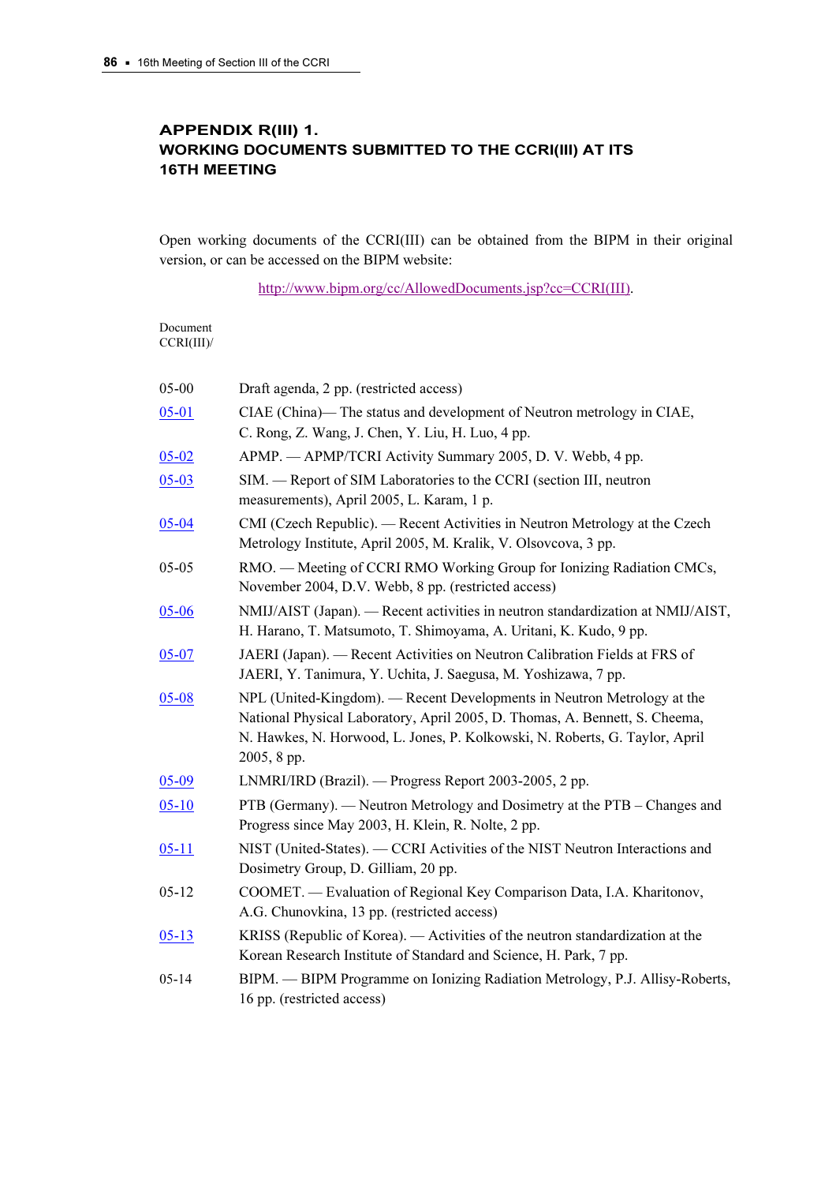## APPENDIX R(III) 1.
## WORKING DOCUMENTS SUBMITTED TO THE CCRI(III) AT ITS 16TH MEETING

Open working documents of the CCRI(III) can be obtained from the BIPM in their original version, or can be accessed on the BIPM website:

http://www.bipm.org/cc/AllowedDocuments.jsp?cc=CCRI(III).

| Document CCRI(III)/ | |
|---|---|
| 05-00 | Draft agenda, 2 pp. (restricted access) |
| 05-01 | CIAE (China)— The status and development of Neutron metrology in CIAE, C. Rong, Z. Wang, J. Chen, Y. Liu, H. Luo, 4 pp. |
| 05-02 | APMP. — APMP/TCRI Activity Summary 2005, D. V. Webb, 4 pp. |
| 05-03 | SIM. — Report of SIM Laboratories to the CCRI (section III, neutron measurements), April 2005, L. Karam, 1 p. |
| 05-04 | CMI (Czech Republic). — Recent Activities in Neutron Metrology at the Czech Metrology Institute, April 2005, M. Kralik, V. Olsovcova, 3 pp. |
| 05-05 | RMO. — Meeting of CCRI RMO Working Group for Ionizing Radiation CMCs, November 2004, D.V. Webb, 8 pp. (restricted access) |
| 05-06 | NMIJ/AIST (Japan). — Recent activities in neutron standardization at NMIJ/AIST, H. Harano, T. Matsumoto, T. Shimoyama, A. Uritani, K. Kudo, 9 pp. |
| 05-07 | JAERI (Japan). — Recent Activities on Neutron Calibration Fields at FRS of JAERI, Y. Tanimura, Y. Uchita, J. Saegusa, M. Yoshizawa, 7 pp. |
| 05-08 | NPL (United-Kingdom). — Recent Developments in Neutron Metrology at the National Physical Laboratory, April 2005, D. Thomas, A. Bennett, S. Cheema, N. Hawkes, N. Horwood, L. Jones, P. Kolkowski, N. Roberts, G. Taylor, April 2005, 8 pp. |
| 05-09 | LNMRI/IRD (Brazil). — Progress Report 2003-2005, 2 pp. |
| 05-10 | PTB (Germany). — Neutron Metrology and Dosimetry at the PTB – Changes and Progress since May 2003, H. Klein, R. Nolte, 2 pp. |
| 05-11 | NIST (United-States). — CCRI Activities of the NIST Neutron Interactions and Dosimetry Group, D. Gilliam, 20 pp. |
| 05-12 | COOMET. — Evaluation of Regional Key Comparison Data, I.A. Kharitonov, A.G. Chunovkina, 13 pp. (restricted access) |
| 05-13 | KRISS (Republic of Korea). — Activities of the neutron standardization at the Korean Research Institute of Standard and Science, H. Park, 7 pp. |
| 05-14 | BIPM. — BIPM Programme on Ionizing Radiation Metrology, P.J. Allisy-Roberts, 16 pp. (restricted access) |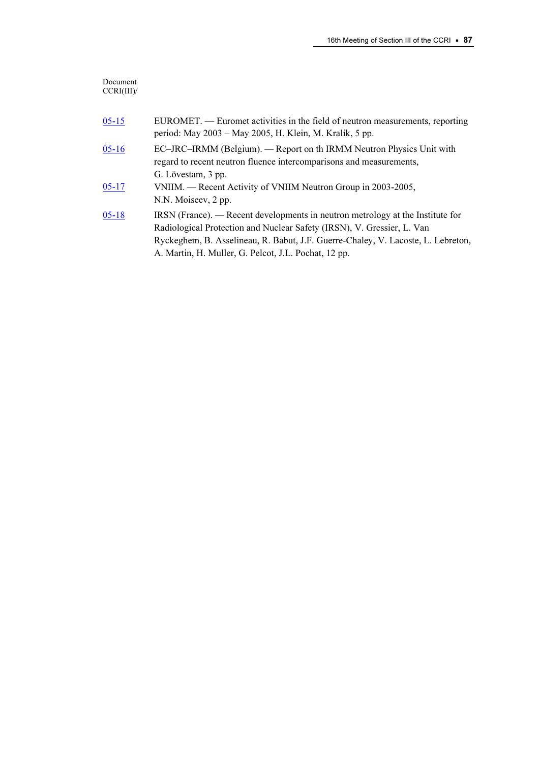Document
CCRI(III)/

| | |
|---|---|
| 05-15 | EUROMET. — Euromet activities in the field of neutron measurements, reporting period: May 2003 – May 2005, H. Klein, M. Kralik, 5 pp. |
| 05-16 | EC–JRC–IRMM (Belgium). — Report on th IRMM Neutron Physics Unit with regard to recent neutron fluence intercomparisons and measurements, G. Lövestam, 3 pp. |
| 05-17 | VNIIM. — Recent Activity of VNIIM Neutron Group in 2003-2005, N.N. Moiseev, 2 pp. |
| 05-18 | IRSN (France). — Recent developments in neutron metrology at the Institute for Radiological Protection and Nuclear Safety (IRSN), V. Gressier, L. Van Ryckeghem, B. Asselineau, R. Babut, J.F. Guerre-Chaley, V. Lacoste, L. Lebreton, A. Martin, H. Muller, G. Pelcot, J.L. Pochat, 12 pp. |